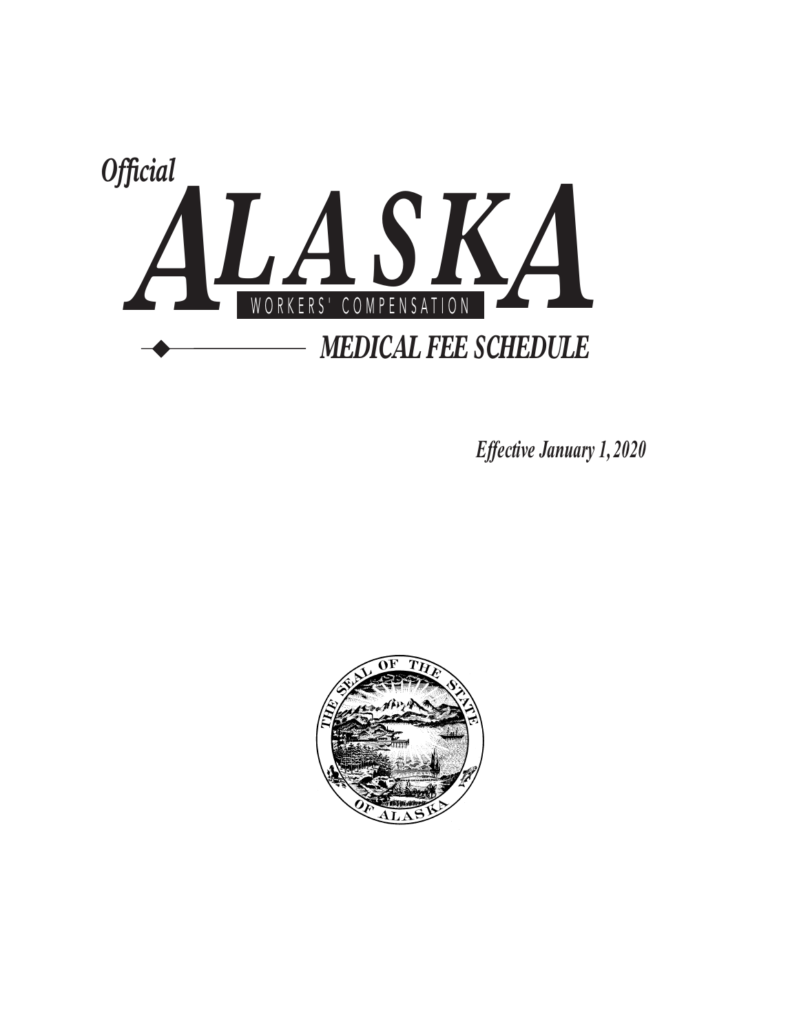*Official*

# ALASKA

WORKERS' COMPENSATION

## *MEDICAL FEE SCHEDULE*

*Effective January 1, 2020*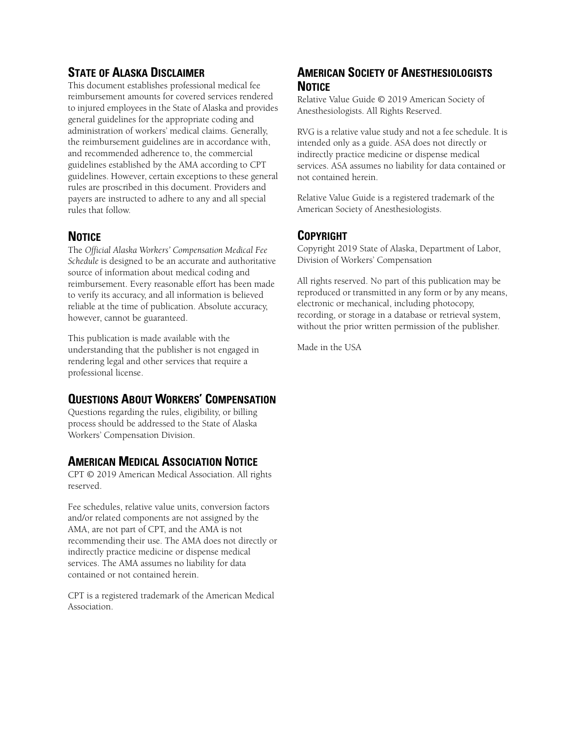## State of Alaska Disclaimer

This document establishes professional medical fee reimbursement amounts for covered services rendered to injured employees in the State of Alaska and provides general guidelines for the appropriate coding and administration of workers' medical claims. Generally, the reimbursement guidelines are in accordance with, and recommended adherence to, the commercial guidelines established by the AMA according to CPT guidelines. However, certain exceptions to these general rules are proscribed in this document. Providers and payers are instructed to adhere to any and all special rules that follow.

## Notice

The *Official Alaska Workers' Compensation Medical Fee Schedule* is designed to be an accurate and authoritative source of information about medical coding and reimbursement. Every reasonable effort has been made to verify its accuracy, and all information is believed reliable at the time of publication. Absolute accuracy, however, cannot be guaranteed.

This publication is made available with the understanding that the publisher is not engaged in rendering legal and other services that require a professional license.

## Questions About Workers' Compensation

Questions regarding the rules, eligibility, or billing process should be addressed to the State of Alaska Workers' Compensation Division.

## American Medical Association Notice

CPT © 2019 American Medical Association. All rights reserved.

Fee schedules, relative value units, conversion factors and/or related components are not assigned by the AMA, are not part of CPT, and the AMA is not recommending their use. The AMA does not directly or indirectly practice medicine or dispense medical services. The AMA assumes no liability for data contained or not contained herein.

CPT is a registered trademark of the American Medical Association.

## American Society of Anesthesiologists Notice

Relative Value Guide © 2019 American Society of Anesthesiologists. All Rights Reserved.

RVG is a relative value study and not a fee schedule. It is intended only as a guide. ASA does not directly or indirectly practice medicine or dispense medical services. ASA assumes no liability for data contained or not contained herein.

Relative Value Guide is a registered trademark of the American Society of Anesthesiologists.

## Copyright

Copyright 2019 State of Alaska, Department of Labor, Division of Workers' Compensation

All rights reserved. No part of this publication may be reproduced or transmitted in any form or by any means, electronic or mechanical, including photocopy, recording, or storage in a database or retrieval system, without the prior written permission of the publisher.

Made in the USA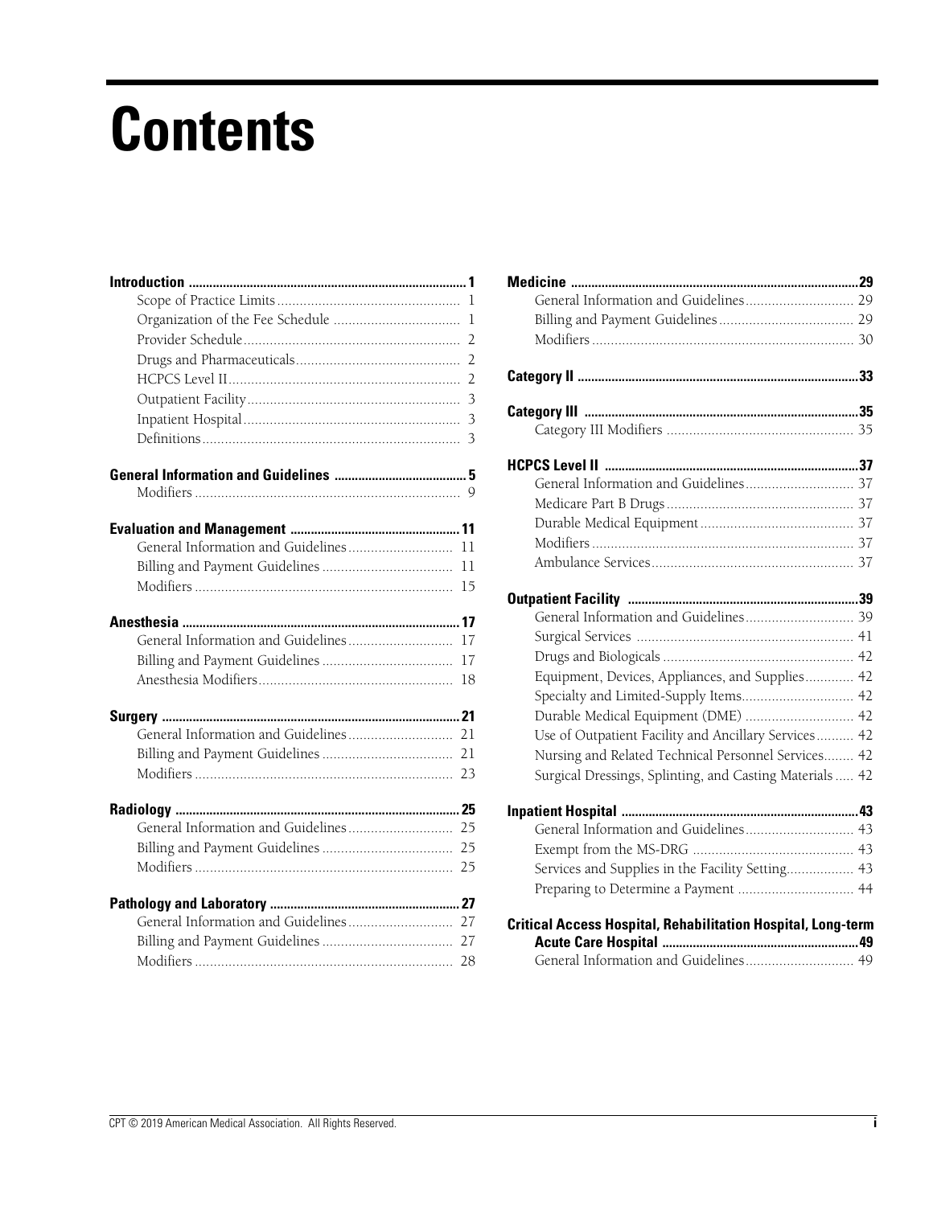# Contents

**Introduction** ........................................................................ **1**
- Scope of Practice Limits ........................................................ 1
- Organization of the Fee Schedule ........................................ 1
- Provider Schedule ................................................................ 2
- Drugs and Pharmaceuticals .................................................. 2
- HCPCS Level II .................................................................... 2
- Outpatient Facility ............................................................... 3
- Inpatient Hospital ................................................................ 3
- Definitions .......................................................................... 3

**General Information and Guidelines** ...................................... **5**
- Modifiers ............................................................................. 9

**Evaluation and Management** ................................................. **11**
- General Information and Guidelines .................................. 11
- Billing and Payment Guidelines ......................................... 11
- Modifiers ........................................................................... 15

**Anesthesia** ............................................................................ **17**
- General Information and Guidelines .................................. 17
- Billing and Payment Guidelines ......................................... 17
- Anesthesia Modifiers .......................................................... 18

**Surgery** ................................................................................. **21**
- General Information and Guidelines .................................. 21
- Billing and Payment Guidelines ......................................... 21
- Modifiers ........................................................................... 23

**Radiology** ............................................................................. **25**
- General Information and Guidelines .................................. 25
- Billing and Payment Guidelines ......................................... 25
- Modifiers ........................................................................... 25

**Pathology and Laboratory** ...................................................... **27**
- General Information and Guidelines .................................. 27
- Billing and Payment Guidelines ......................................... 27
- Modifiers ........................................................................... 28

**Medicine** ............................................................................... **29**
- General Information and Guidelines .................................. 29
- Billing and Payment Guidelines ......................................... 29
- Modifiers ........................................................................... 30

**Category II** ............................................................................ **33**

**Category III** ........................................................................... **35**
- Category III Modifiers ......................................................... 35

**HCPCS Level II** ..................................................................... **37**
- General Information and Guidelines .................................. 37
- Medicare Part B Drugs ....................................................... 37
- Durable Medical Equipment ............................................... 37
- Modifiers ........................................................................... 37
- Ambulance Services ........................................................... 37

**Outpatient Facility** ................................................................. **39**
- General Information and Guidelines .................................. 39
- Surgical Services ............................................................... 41
- Drugs and Biologicals ........................................................ 42
- Equipment, Devices, Appliances, and Supplies .................. 42
- Specialty and Limited-Supply Items .................................... 42
- Durable Medical Equipment (DME) ..................................... 42
- Use of Outpatient Facility and Ancillary Services ............... 42
- Nursing and Related Technical Personnel Services ............. 42
- Surgical Dressings, Splinting, and Casting Materials .......... 42

**Inpatient Hospital** ................................................................. **43**
- General Information and Guidelines .................................. 43
- Exempt from the MS-DRG .................................................. 43
- Services and Supplies in the Facility Setting ...................... 43
- Preparing to Determine a Payment ..................................... 44

**Critical Access Hospital, Rehabilitation Hospital, Long-term Acute Care Hospital** ........................................................ **49**
- General Information and Guidelines .................................. 49

CPT © 2019 American Medical Association. All Rights Reserved.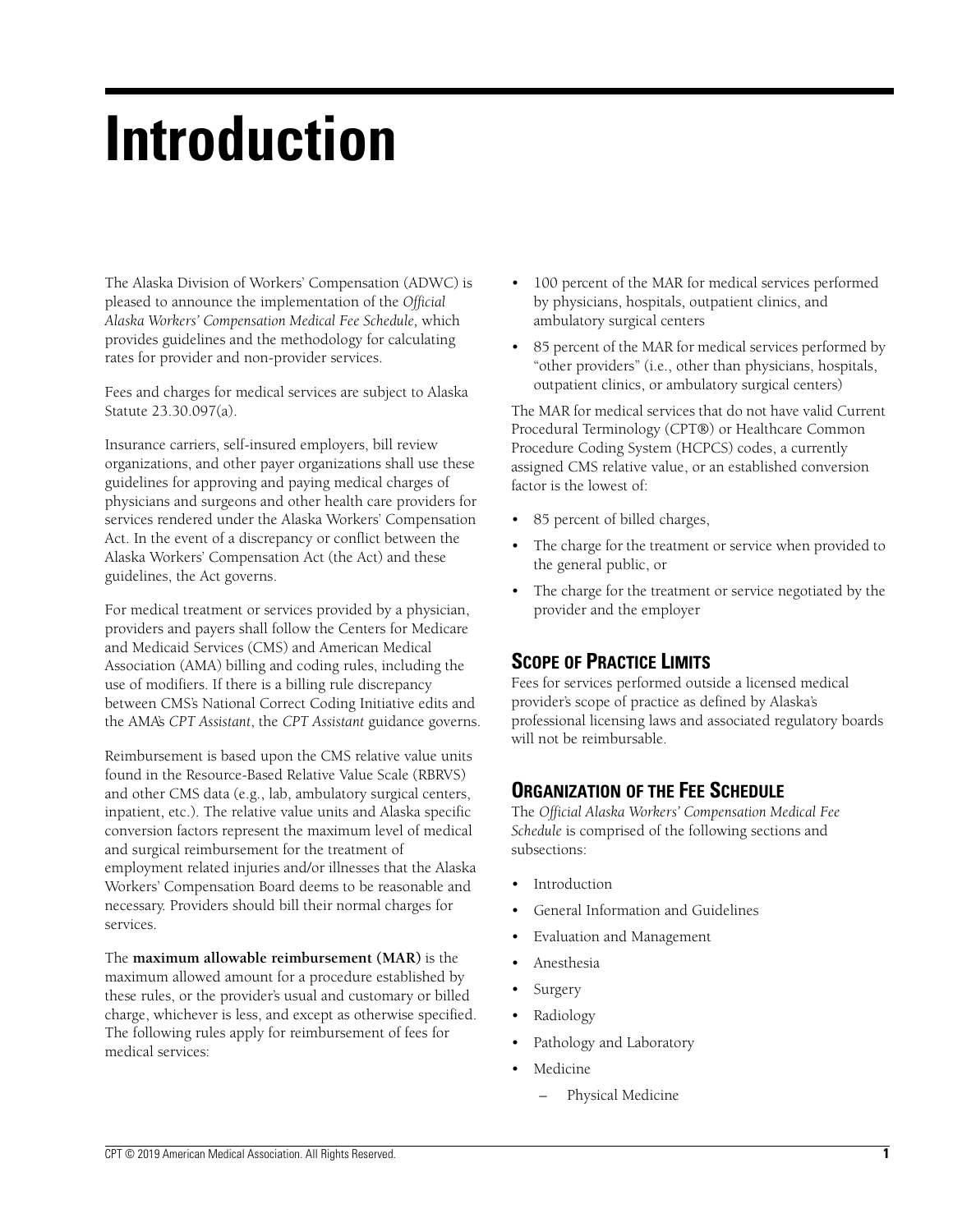# Introduction

The Alaska Division of Workers' Compensation (ADWC) is pleased to announce the implementation of the *Official Alaska Workers' Compensation Medical Fee Schedule,* which provides guidelines and the methodology for calculating rates for provider and non-provider services.

Fees and charges for medical services are subject to Alaska Statute 23.30.097(a).

Insurance carriers, self-insured employers, bill review organizations, and other payer organizations shall use these guidelines for approving and paying medical charges of physicians and surgeons and other health care providers for services rendered under the Alaska Workers' Compensation Act. In the event of a discrepancy or conflict between the Alaska Workers' Compensation Act (the Act) and these guidelines, the Act governs.

For medical treatment or services provided by a physician, providers and payers shall follow the Centers for Medicare and Medicaid Services (CMS) and American Medical Association (AMA) billing and coding rules, including the use of modifiers. If there is a billing rule discrepancy between CMS's National Correct Coding Initiative edits and the AMA's *CPT Assistant*, the *CPT Assistant* guidance governs.

Reimbursement is based upon the CMS relative value units found in the Resource-Based Relative Value Scale (RBRVS) and other CMS data (e.g., lab, ambulatory surgical centers, inpatient, etc.). The relative value units and Alaska specific conversion factors represent the maximum level of medical and surgical reimbursement for the treatment of employment related injuries and/or illnesses that the Alaska Workers' Compensation Board deems to be reasonable and necessary. Providers should bill their normal charges for services.

The **maximum allowable reimbursement (MAR)** is the maximum allowed amount for a procedure established by these rules, or the provider's usual and customary or billed charge, whichever is less, and except as otherwise specified. The following rules apply for reimbursement of fees for medical services:

- 100 percent of the MAR for medical services performed by physicians, hospitals, outpatient clinics, and ambulatory surgical centers
- 85 percent of the MAR for medical services performed by "other providers" (i.e., other than physicians, hospitals, outpatient clinics, or ambulatory surgical centers)

The MAR for medical services that do not have valid Current Procedural Terminology (CPT®) or Healthcare Common Procedure Coding System (HCPCS) codes, a currently assigned CMS relative value, or an established conversion factor is the lowest of:

- 85 percent of billed charges,
- The charge for the treatment or service when provided to the general public, or
- The charge for the treatment or service negotiated by the provider and the employer

## Scope of Practice Limits

Fees for services performed outside a licensed medical provider's scope of practice as defined by Alaska's professional licensing laws and associated regulatory boards will not be reimbursable.

## Organization of the Fee Schedule

The *Official Alaska Workers' Compensation Medical Fee Schedule* is comprised of the following sections and subsections:

- Introduction
- General Information and Guidelines
- Evaluation and Management
- Anesthesia
- Surgery
- Radiology
- Pathology and Laboratory
- Medicine
  - Physical Medicine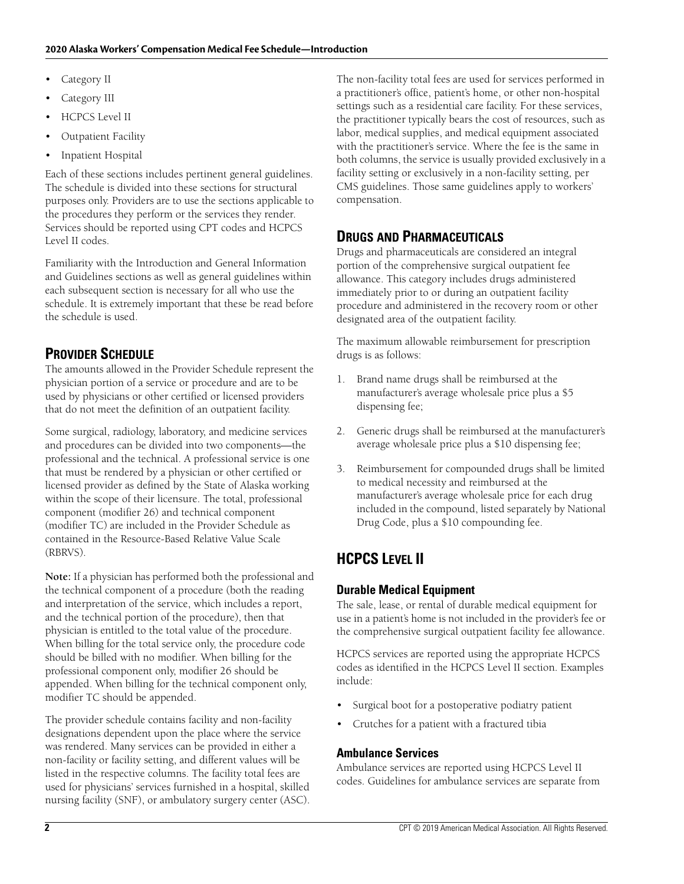- Category II
- Category III
- HCPCS Level II
- Outpatient Facility
- Inpatient Hospital

Each of these sections includes pertinent general guidelines. The schedule is divided into these sections for structural purposes only. Providers are to use the sections applicable to the procedures they perform or the services they render. Services should be reported using CPT codes and HCPCS Level II codes.

Familiarity with the Introduction and General Information and Guidelines sections as well as general guidelines within each subsequent section is necessary for all who use the schedule. It is extremely important that these be read before the schedule is used.

## Provider Schedule

The amounts allowed in the Provider Schedule represent the physician portion of a service or procedure and are to be used by physicians or other certified or licensed providers that do not meet the definition of an outpatient facility.

Some surgical, radiology, laboratory, and medicine services and procedures can be divided into two components—the professional and the technical. A professional service is one that must be rendered by a physician or other certified or licensed provider as defined by the State of Alaska working within the scope of their licensure. The total, professional component (modifier 26) and technical component (modifier TC) are included in the Provider Schedule as contained in the Resource-Based Relative Value Scale (RBRVS).

**Note:** If a physician has performed both the professional and the technical component of a procedure (both the reading and interpretation of the service, which includes a report, and the technical portion of the procedure), then that physician is entitled to the total value of the procedure. When billing for the total service only, the procedure code should be billed with no modifier. When billing for the professional component only, modifier 26 should be appended. When billing for the technical component only, modifier TC should be appended.

The provider schedule contains facility and non-facility designations dependent upon the place where the service was rendered. Many services can be provided in either a non-facility or facility setting, and different values will be listed in the respective columns. The facility total fees are used for physicians' services furnished in a hospital, skilled nursing facility (SNF), or ambulatory surgery center (ASC).

The non-facility total fees are used for services performed in a practitioner's office, patient's home, or other non-hospital settings such as a residential care facility. For these services, the practitioner typically bears the cost of resources, such as labor, medical supplies, and medical equipment associated with the practitioner's service. Where the fee is the same in both columns, the service is usually provided exclusively in a facility setting or exclusively in a non-facility setting, per CMS guidelines. Those same guidelines apply to workers' compensation.

## Drugs and Pharmaceuticals

Drugs and pharmaceuticals are considered an integral portion of the comprehensive surgical outpatient fee allowance. This category includes drugs administered immediately prior to or during an outpatient facility procedure and administered in the recovery room or other designated area of the outpatient facility.

The maximum allowable reimbursement for prescription drugs is as follows:

1. Brand name drugs shall be reimbursed at the manufacturer's average wholesale price plus a $5 dispensing fee;
2. Generic drugs shall be reimbursed at the manufacturer's average wholesale price plus a $10 dispensing fee;
3. Reimbursement for compounded drugs shall be limited to medical necessity and reimbursed at the manufacturer's average wholesale price for each drug included in the compound, listed separately by National Drug Code, plus a $10 compounding fee.

## HCPCS Level II

### Durable Medical Equipment

The sale, lease, or rental of durable medical equipment for use in a patient's home is not included in the provider's fee or the comprehensive surgical outpatient facility fee allowance.

HCPCS services are reported using the appropriate HCPCS codes as identified in the HCPCS Level II section. Examples include:

- Surgical boot for a postoperative podiatry patient
- Crutches for a patient with a fractured tibia

### Ambulance Services

Ambulance services are reported using HCPCS Level II codes. Guidelines for ambulance services are separate from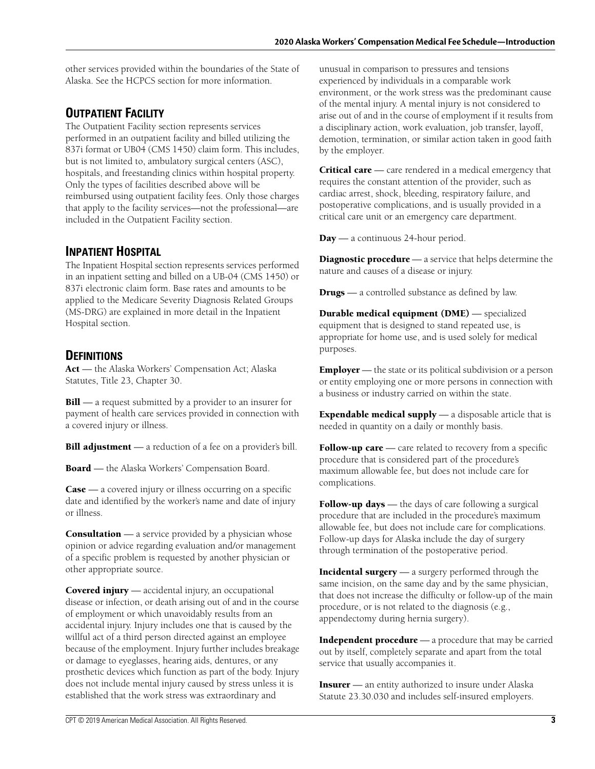other services provided within the boundaries of the State of Alaska. See the HCPCS section for more information.

## Outpatient Facility

The Outpatient Facility section represents services performed in an outpatient facility and billed utilizing the 837i format or UB04 (CMS 1450) claim form. This includes, but is not limited to, ambulatory surgical centers (ASC), hospitals, and freestanding clinics within hospital property. Only the types of facilities described above will be reimbursed using outpatient facility fees. Only those charges that apply to the facility services—not the professional—are included in the Outpatient Facility section.

## Inpatient Hospital

The Inpatient Hospital section represents services performed in an inpatient setting and billed on a UB-04 (CMS 1450) or 837i electronic claim form. Base rates and amounts to be applied to the Medicare Severity Diagnosis Related Groups (MS-DRG) are explained in more detail in the Inpatient Hospital section.

## Definitions

**Act** — the Alaska Workers' Compensation Act; Alaska Statutes, Title 23, Chapter 30.

**Bill** — a request submitted by a provider to an insurer for payment of health care services provided in connection with a covered injury or illness.

**Bill adjustment** — a reduction of a fee on a provider's bill.

**Board** — the Alaska Workers' Compensation Board.

**Case** — a covered injury or illness occurring on a specific date and identified by the worker's name and date of injury or illness.

**Consultation** — a service provided by a physician whose opinion or advice regarding evaluation and/or management of a specific problem is requested by another physician or other appropriate source.

**Covered injury** — accidental injury, an occupational disease or infection, or death arising out of and in the course of employment or which unavoidably results from an accidental injury. Injury includes one that is caused by the willful act of a third person directed against an employee because of the employment. Injury further includes breakage or damage to eyeglasses, hearing aids, dentures, or any prosthetic devices which function as part of the body. Injury does not include mental injury caused by stress unless it is established that the work stress was extraordinary and unusual in comparison to pressures and tensions experienced by individuals in a comparable work environment, or the work stress was the predominant cause of the mental injury. A mental injury is not considered to arise out of and in the course of employment if it results from a disciplinary action, work evaluation, job transfer, layoff, demotion, termination, or similar action taken in good faith by the employer.

**Critical care** — care rendered in a medical emergency that requires the constant attention of the provider, such as cardiac arrest, shock, bleeding, respiratory failure, and postoperative complications, and is usually provided in a critical care unit or an emergency care department.

**Day** — a continuous 24-hour period.

**Diagnostic procedure** — a service that helps determine the nature and causes of a disease or injury.

**Drugs** — a controlled substance as defined by law.

**Durable medical equipment (DME)** — specialized equipment that is designed to stand repeated use, is appropriate for home use, and is used solely for medical purposes.

**Employer** — the state or its political subdivision or a person or entity employing one or more persons in connection with a business or industry carried on within the state.

**Expendable medical supply** — a disposable article that is needed in quantity on a daily or monthly basis.

**Follow-up care** — care related to recovery from a specific procedure that is considered part of the procedure's maximum allowable fee, but does not include care for complications.

**Follow-up days** — the days of care following a surgical procedure that are included in the procedure's maximum allowable fee, but does not include care for complications. Follow-up days for Alaska include the day of surgery through termination of the postoperative period.

**Incidental surgery** — a surgery performed through the same incision, on the same day and by the same physician, that does not increase the difficulty or follow-up of the main procedure, or is not related to the diagnosis (e.g., appendectomy during hernia surgery).

**Independent procedure** — a procedure that may be carried out by itself, completely separate and apart from the total service that usually accompanies it.

**Insurer** — an entity authorized to insure under Alaska Statute 23.30.030 and includes self-insured employers.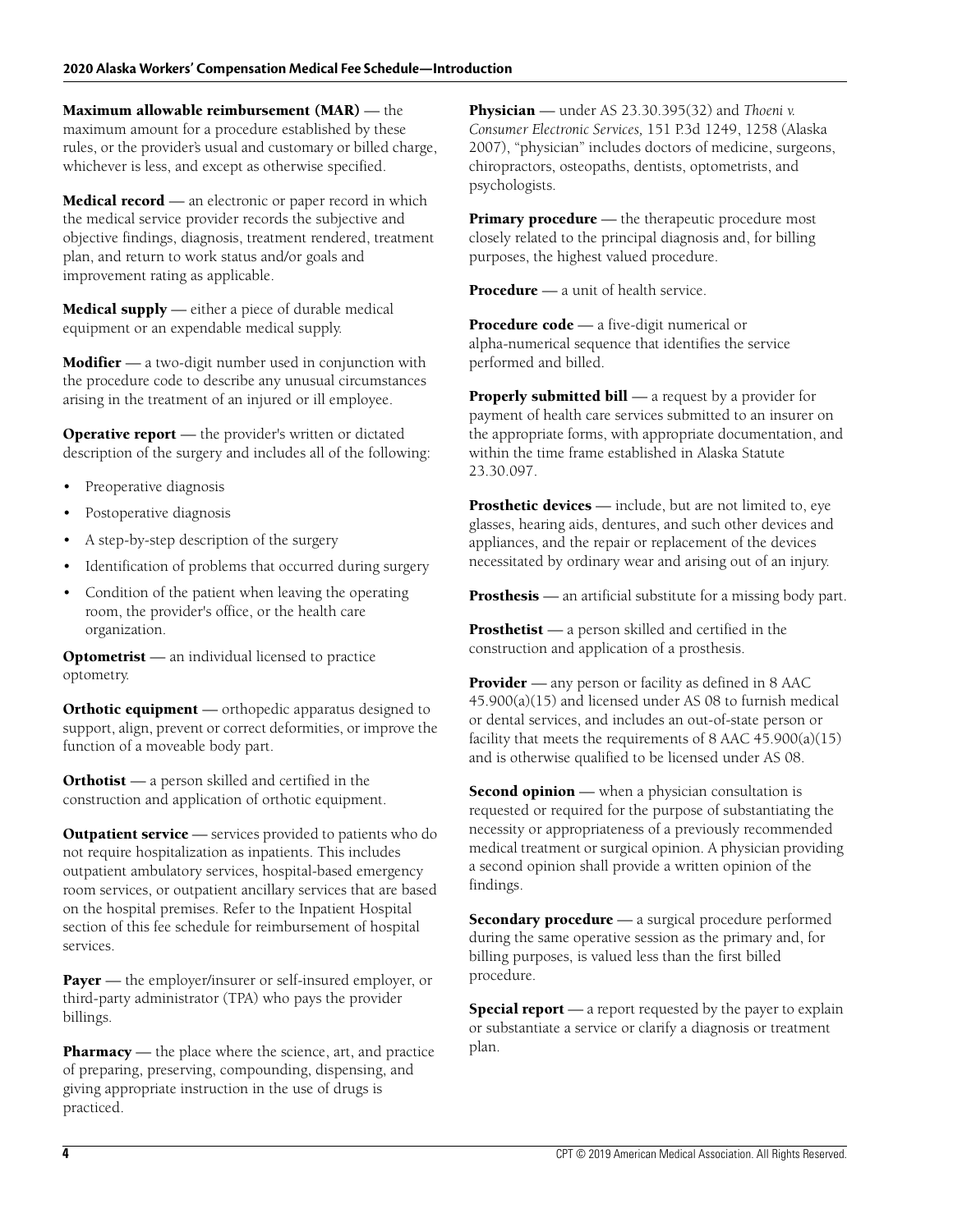**Maximum allowable reimbursement (MAR)** — the maximum amount for a procedure established by these rules, or the provider's usual and customary or billed charge, whichever is less, and except as otherwise specified.

**Medical record** — an electronic or paper record in which the medical service provider records the subjective and objective findings, diagnosis, treatment rendered, treatment plan, and return to work status and/or goals and improvement rating as applicable.

**Medical supply** — either a piece of durable medical equipment or an expendable medical supply.

**Modifier** — a two-digit number used in conjunction with the procedure code to describe any unusual circumstances arising in the treatment of an injured or ill employee.

**Operative report** — the provider's written or dictated description of the surgery and includes all of the following:

- Preoperative diagnosis
- Postoperative diagnosis
- A step-by-step description of the surgery
- Identification of problems that occurred during surgery
- Condition of the patient when leaving the operating room, the provider's office, or the health care organization.

**Optometrist** — an individual licensed to practice optometry.

**Orthotic equipment** — orthopedic apparatus designed to support, align, prevent or correct deformities, or improve the function of a moveable body part.

**Orthotist** — a person skilled and certified in the construction and application of orthotic equipment.

**Outpatient service** — services provided to patients who do not require hospitalization as inpatients. This includes outpatient ambulatory services, hospital-based emergency room services, or outpatient ancillary services that are based on the hospital premises. Refer to the Inpatient Hospital section of this fee schedule for reimbursement of hospital services.

**Payer** — the employer/insurer or self-insured employer, or third-party administrator (TPA) who pays the provider billings.

**Pharmacy** — the place where the science, art, and practice of preparing, preserving, compounding, dispensing, and giving appropriate instruction in the use of drugs is practiced.

**Physician** — under AS 23.30.395(32) and *Thoeni v. Consumer Electronic Services,* 151 P.3d 1249, 1258 (Alaska 2007), "physician" includes doctors of medicine, surgeons, chiropractors, osteopaths, dentists, optometrists, and psychologists.

**Primary procedure** — the therapeutic procedure most closely related to the principal diagnosis and, for billing purposes, the highest valued procedure.

**Procedure** — a unit of health service.

**Procedure code** — a five-digit numerical or alpha-numerical sequence that identifies the service performed and billed.

**Properly submitted bill** — a request by a provider for payment of health care services submitted to an insurer on the appropriate forms, with appropriate documentation, and within the time frame established in Alaska Statute 23.30.097.

**Prosthetic devices** — include, but are not limited to, eye glasses, hearing aids, dentures, and such other devices and appliances, and the repair or replacement of the devices necessitated by ordinary wear and arising out of an injury.

**Prosthesis** — an artificial substitute for a missing body part.

**Prosthetist** — a person skilled and certified in the construction and application of a prosthesis.

**Provider** — any person or facility as defined in 8 AAC 45.900(a)(15) and licensed under AS 08 to furnish medical or dental services, and includes an out-of-state person or facility that meets the requirements of 8 AAC 45.900(a)(15) and is otherwise qualified to be licensed under AS 08.

**Second opinion** — when a physician consultation is requested or required for the purpose of substantiating the necessity or appropriateness of a previously recommended medical treatment or surgical opinion. A physician providing a second opinion shall provide a written opinion of the findings.

**Secondary procedure** — a surgical procedure performed during the same operative session as the primary and, for billing purposes, is valued less than the first billed procedure.

**Special report** — a report requested by the payer to explain or substantiate a service or clarify a diagnosis or treatment plan.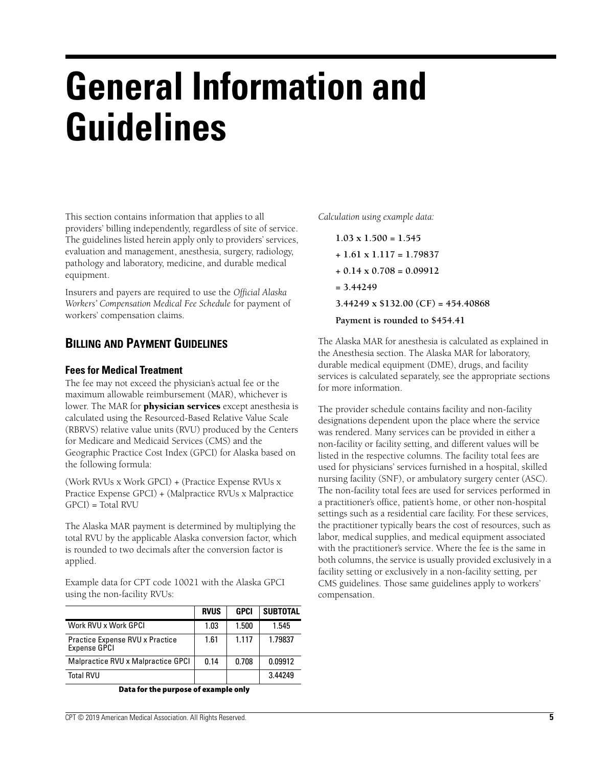# General Information and Guidelines

This section contains information that applies to all providers' billing independently, regardless of site of service. The guidelines listed herein apply only to providers' services, evaluation and management, anesthesia, surgery, radiology, pathology and laboratory, medicine, and durable medical equipment.

Insurers and payers are required to use the *Official Alaska Workers' Compensation Medical Fee Schedule* for payment of workers' compensation claims.

## BILLING AND PAYMENT GUIDELINES

### Fees for Medical Treatment

The fee may not exceed the physician's actual fee or the maximum allowable reimbursement (MAR), whichever is lower. The MAR for **physician services** except anesthesia is calculated using the Resourced-Based Relative Value Scale (RBRVS) relative value units (RVU) produced by the Centers for Medicare and Medicaid Services (CMS) and the Geographic Practice Cost Index (GPCI) for Alaska based on the following formula:

(Work RVUs x Work GPCI) + (Practice Expense RVUs x Practice Expense GPCI) + (Malpractice RVUs x Malpractice GPCI) = Total RVU

The Alaska MAR payment is determined by multiplying the total RVU by the applicable Alaska conversion factor, which is rounded to two decimals after the conversion factor is applied.

Example data for CPT code 10021 with the Alaska GPCI using the non-facility RVUs:

| | RVUS | GPCI | SUBTOTAL |
|---|---|---|---|
| Work RVU x Work GPCI | 1.03 | 1.500 | 1.545 |
| Practice Expense RVU x Practice Expense GPCI | 1.61 | 1.117 | 1.79837 |
| Malpractice RVU x Malpractice GPCI | 0.14 | 0.708 | 0.09912 |
| Total RVU | | | 3.44249 |

**Data for the purpose of example only**

*Calculation using example data:*

**1.03 x 1.500 = 1.545**

**+ 1.61 x 1.117 = 1.79837**

**+ 0.14 x 0.708 = 0.09912**

**= 3.44249**

**3.44249 x $132.00 (CF) = 454.40868**

**Payment is rounded to $454.41**

The Alaska MAR for anesthesia is calculated as explained in the Anesthesia section. The Alaska MAR for laboratory, durable medical equipment (DME), drugs, and facility services is calculated separately, see the appropriate sections for more information.

The provider schedule contains facility and non-facility designations dependent upon the place where the service was rendered. Many services can be provided in either a non-facility or facility setting, and different values will be listed in the respective columns. The facility total fees are used for physicians' services furnished in a hospital, skilled nursing facility (SNF), or ambulatory surgery center (ASC). The non-facility total fees are used for services performed in a practitioner's office, patient's home, or other non-hospital settings such as a residential care facility. For these services, the practitioner typically bears the cost of resources, such as labor, medical supplies, and medical equipment associated with the practitioner's service. Where the fee is the same in both columns, the service is usually provided exclusively in a facility setting or exclusively in a non-facility setting, per CMS guidelines. Those same guidelines apply to workers' compensation.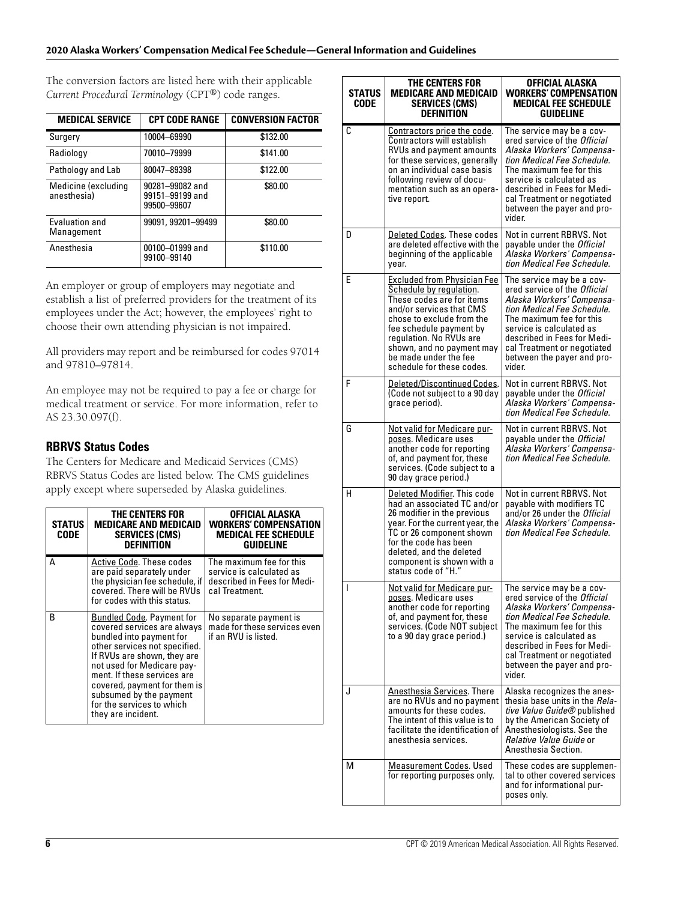The conversion factors are listed here with their applicable *Current Procedural Terminology* (CPT®) code ranges.

| MEDICAL SERVICE | CPT CODE RANGE | CONVERSION FACTOR |
|---|---|---|
| Surgery | 10004–69990 | $132.00 |
| Radiology | 70010–79999 | $141.00 |
| Pathology and Lab | 80047–89398 | $122.00 |
| Medicine (excluding anesthesia) | 90281–99082 and 99151–99199 and 99500–99607 | $80.00 |
| Evaluation and Management | 99091, 99201–99499 | $80.00 |
| Anesthesia | 00100–01999 and 99100–99140 | $110.00 |

An employer or group of employers may negotiate and establish a list of preferred providers for the treatment of its employees under the Act; however, the employees' right to choose their own attending physician is not impaired.

All providers may report and be reimbursed for codes 97014 and 97810–97814.

An employee may not be required to pay a fee or charge for medical treatment or service. For more information, refer to AS 23.30.097(f).

## RBRVS Status Codes

The Centers for Medicare and Medicaid Services (CMS) RBRVS Status Codes are listed below. The CMS guidelines apply except where superseded by Alaska guidelines.

| STATUS CODE | THE CENTERS FOR MEDICARE AND MEDICAID SERVICES (CMS) DEFINITION | OFFICIAL ALASKA WORKERS' COMPENSATION MEDICAL FEE SCHEDULE GUIDELINE |
|---|---|---|
| A | Active Code. These codes are paid separately under the physician fee schedule, if covered. There will be RVUs for codes with this status. | The maximum fee for this service is calculated as described in Fees for Medical Treatment. |
| B | Bundled Code. Payment for covered services are always bundled into payment for other services not specified. If RVUs are shown, they are not used for Medicare payment. If these services are covered, payment for them is subsumed by the payment for the services to which they are incident. | No separate payment is made for these services even if an RVU is listed. |
| C | Contractors price the code. Contractors will establish RVUs and payment amounts for these services, generally on an individual case basis following review of documentation such as an operative report. | The service may be a covered service of the *Official Alaska Workers' Compensation Medical Fee Schedule.* The maximum fee for this service is calculated as described in Fees for Medical Treatment or negotiated between the payer and provider. |
| D | Deleted Codes. These codes are deleted effective with the beginning of the applicable year. | Not in current RBRVS. Not payable under the *Official Alaska Workers' Compensation Medical Fee Schedule.* |
| E | Excluded from Physician Fee Schedule by regulation. These codes are for items and/or services that CMS chose to exclude from the fee schedule payment by regulation. No RVUs are shown, and no payment may be made under the fee schedule for these codes. | The service may be a covered service of the *Official Alaska Workers' Compensation Medical Fee Schedule.* The maximum fee for this service is calculated as described in Fees for Medical Treatment or negotiated between the payer and provider. |
| F | Deleted/Discontinued Codes. (Code not subject to a 90 day grace period). | Not in current RBRVS. Not payable under the *Official Alaska Workers' Compensation Medical Fee Schedule.* |
| G | Not valid for Medicare purposes. Medicare uses another code for reporting of, and payment for, these services. (Code subject to a 90 day grace period.) | Not in current RBRVS. Not payable under the *Official Alaska Workers' Compensation Medical Fee Schedule.* |
| H | Deleted Modifier. This code had an associated TC and/or 26 modifier in the previous year. For the current year, the TC or 26 component shown for the code has been deleted, and the deleted component is shown with a status code of "H." | Not in current RBRVS. Not payable with modifiers TC and/or 26 under the *Official Alaska Workers' Compensation Medical Fee Schedule.* |
| I | Not valid for Medicare purposes. Medicare uses another code for reporting of, and payment for, these services. (Code NOT subject to a 90 day grace period.) | The service may be a covered service of the *Official Alaska Workers' Compensation Medical Fee Schedule.* The maximum fee for this service is calculated as described in Fees for Medical Treatment or negotiated between the payer and provider. |
| J | Anesthesia Services. There are no RVUs and no payment amounts for these codes. The intent of this value is to facilitate the identification of anesthesia services. | Alaska recognizes the anesthesia base units in the *Relative Value Guide®* published by the American Society of Anesthesiologists. See the *Relative Value Guide* or Anesthesia Section. |
| M | Measurement Codes. Used for reporting purposes only. | These codes are supplemental to other covered services and for informational purposes only. |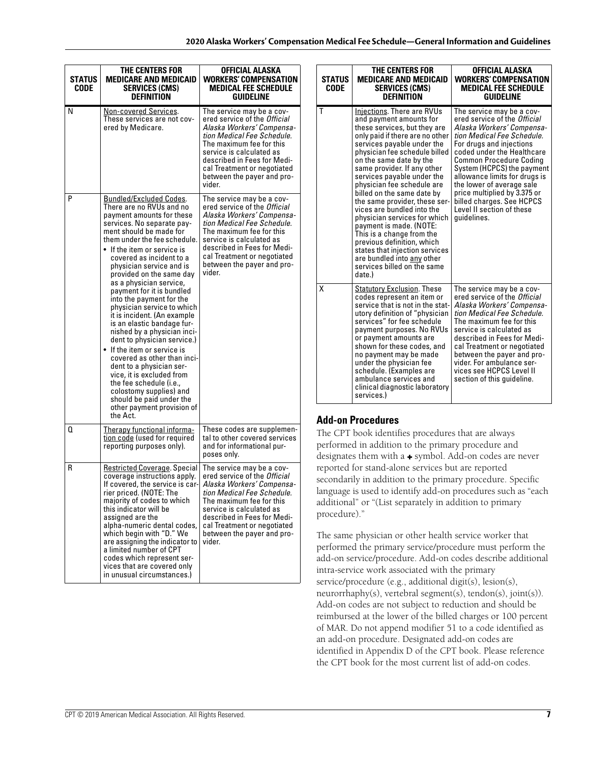| STATUS CODE | THE CENTERS FOR MEDICARE AND MEDICAID SERVICES (CMS) DEFINITION | OFFICIAL ALASKA WORKERS' COMPENSATION MEDICAL FEE SCHEDULE GUIDELINE |
|---|---|---|
| N | Non-covered Services. These services are not covered by Medicare. | The service may be a covered service of the *Official Alaska Workers' Compensation Medical Fee Schedule.* The maximum fee for this service is calculated as described in Fees for Medical Treatment or negotiated between the payer and provider. |
| P | Bundled/Excluded Codes. There are no RVUs and no payment amounts for these services. No separate payment should be made for them under the fee schedule.<br>• If the item or service is covered as incident to a physician service and is provided on the same day as a physician service, payment for it is bundled into the payment for the physician service to which it is incident. (An example is an elastic bandage furnished by a physician incident to physician service.)<br>• If the item or service is covered as other than incident to a physician service, it is excluded from the fee schedule (i.e., colostomy supplies) and should be paid under the other payment provision of the Act. | The service may be a covered service of the *Official Alaska Workers' Compensation Medical Fee Schedule.* The maximum fee for this service is calculated as described in Fees for Medical Treatment or negotiated between the payer and provider. |
| Q | Therapy functional information code (used for required reporting purposes only). | These codes are supplemental to other covered services and for informational purposes only. |
| R | Restricted Coverage. Special coverage instructions apply. If covered, the service is carrier priced. (NOTE: The majority of codes to which this indicator will be assigned are the alpha-numeric dental codes, which begin with "D." We are assigning the indicator to a limited number of CPT codes which represent services that are covered only in unusual circumstances.) | The service may be a covered service of the *Official Alaska Workers' Compensation Medical Fee Schedule.* The maximum fee for this service is calculated as described in Fees for Medical Treatment or negotiated between the payer and provider. |
| T | Injections. There are RVUs and payment amounts for these services, but they are only paid if there are no other services payable under the physician fee schedule billed on the same date by the same provider. If any other services payable under the physician fee schedule are billed on the same date by the same provider, these services are bundled into the physician services for which payment is made. (NOTE: This is a change from the previous definition, which states that injection services are bundled into any other services billed on the same date.) | The service may be a covered service of the *Official Alaska Workers' Compensation Medical Fee Schedule.* For drugs and injections coded under the Healthcare Common Procedure Coding System (HCPCS) the payment allowance limits for drugs is the lower of average sale price multiplied by 3.375 or billed charges. See HCPCS Level II section of these guidelines. |
| X | Statutory Exclusion. These codes represent an item or service that is not in the statutory definition of "physician services" for fee schedule payment purposes. No RVUs or payment amounts are shown for these codes, and no payment may be made under the physician fee schedule. (Examples are ambulance services and clinical diagnostic laboratory services.) | The service may be a covered service of the *Official Alaska Workers' Compensation Medical Fee Schedule.* The maximum fee for this service is calculated as described in Fees for Medical Treatment or negotiated between the payer and provider. For ambulance services see HCPCS Level II section of this guideline. |

## Add-on Procedures

The CPT book identifies procedures that are always performed in addition to the primary procedure and designates them with a + symbol. Add-on codes are never reported for stand-alone services but are reported secondarily in addition to the primary procedure. Specific language is used to identify add-on procedures such as "each additional" or "(List separately in addition to primary procedure)."

The same physician or other health service worker that performed the primary service/procedure must perform the add-on service/procedure. Add-on codes describe additional intra-service work associated with the primary service/procedure (e.g., additional digit(s), lesion(s), neurorrhaphy(s), vertebral segment(s), tendon(s), joint(s)). Add-on codes are not subject to reduction and should be reimbursed at the lower of the billed charges or 100 percent of MAR. Do not append modifier 51 to a code identified as an add-on procedure. Designated add-on codes are identified in Appendix D of the CPT book. Please reference the CPT book for the most current list of add-on codes.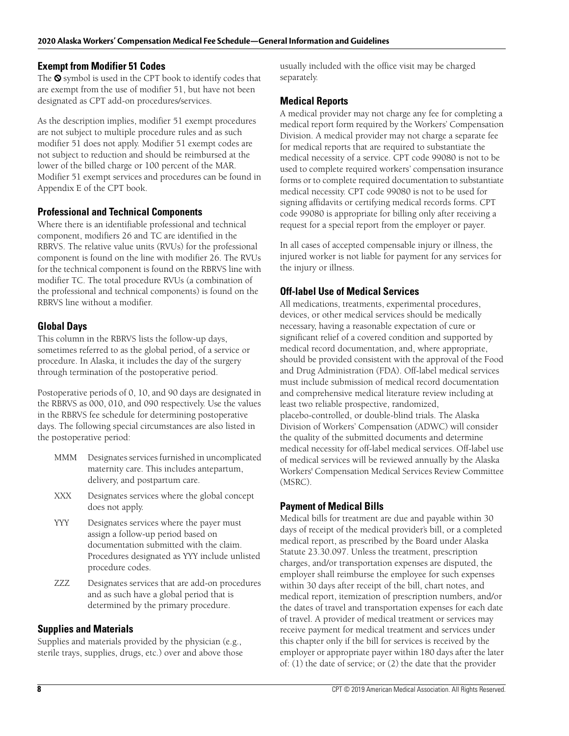## Exempt from Modifier 51 Codes

The ⊘ symbol is used in the CPT book to identify codes that are exempt from the use of modifier 51, but have not been designated as CPT add-on procedures/services.

As the description implies, modifier 51 exempt procedures are not subject to multiple procedure rules and as such modifier 51 does not apply. Modifier 51 exempt codes are not subject to reduction and should be reimbursed at the lower of the billed charge or 100 percent of the MAR. Modifier 51 exempt services and procedures can be found in Appendix E of the CPT book.

## Professional and Technical Components

Where there is an identifiable professional and technical component, modifiers 26 and TC are identified in the RBRVS. The relative value units (RVUs) for the professional component is found on the line with modifier 26. The RVUs for the technical component is found on the RBRVS line with modifier TC. The total procedure RVUs (a combination of the professional and technical components) is found on the RBRVS line without a modifier.

## Global Days

This column in the RBRVS lists the follow-up days, sometimes referred to as the global period, of a service or procedure. In Alaska, it includes the day of the surgery through termination of the postoperative period.

Postoperative periods of 0, 10, and 90 days are designated in the RBRVS as 000, 010, and 090 respectively. Use the values in the RBRVS fee schedule for determining postoperative days. The following special circumstances are also listed in the postoperative period:

- MMM Designates services furnished in uncomplicated maternity care. This includes antepartum, delivery, and postpartum care.
- XXX Designates services where the global concept does not apply.
- YYY Designates services where the payer must assign a follow-up period based on documentation submitted with the claim. Procedures designated as YYY include unlisted procedure codes.
- ZZZ Designates services that are add-on procedures and as such have a global period that is determined by the primary procedure.

## Supplies and Materials

Supplies and materials provided by the physician (e.g., sterile trays, supplies, drugs, etc.) over and above those usually included with the office visit may be charged separately.

## Medical Reports

A medical provider may not charge any fee for completing a medical report form required by the Workers' Compensation Division. A medical provider may not charge a separate fee for medical reports that are required to substantiate the medical necessity of a service. CPT code 99080 is not to be used to complete required workers' compensation insurance forms or to complete required documentation to substantiate medical necessity. CPT code 99080 is not to be used for signing affidavits or certifying medical records forms. CPT code 99080 is appropriate for billing only after receiving a request for a special report from the employer or payer.

In all cases of accepted compensable injury or illness, the injured worker is not liable for payment for any services for the injury or illness.

## Off-label Use of Medical Services

All medications, treatments, experimental procedures, devices, or other medical services should be medically necessary, having a reasonable expectation of cure or significant relief of a covered condition and supported by medical record documentation, and, where appropriate, should be provided consistent with the approval of the Food and Drug Administration (FDA). Off-label medical services must include submission of medical record documentation and comprehensive medical literature review including at least two reliable prospective, randomized, placebo-controlled, or double-blind trials. The Alaska Division of Workers' Compensation (ADWC) will consider the quality of the submitted documents and determine medical necessity for off-label medical services. Off-label use of medical services will be reviewed annually by the Alaska Workers' Compensation Medical Services Review Committee (MSRC).

## Payment of Medical Bills

Medical bills for treatment are due and payable within 30 days of receipt of the medical provider's bill, or a completed medical report, as prescribed by the Board under Alaska Statute 23.30.097. Unless the treatment, prescription charges, and/or transportation expenses are disputed, the employer shall reimburse the employee for such expenses within 30 days after receipt of the bill, chart notes, and medical report, itemization of prescription numbers, and/or the dates of travel and transportation expenses for each date of travel. A provider of medical treatment or services may receive payment for medical treatment and services under this chapter only if the bill for services is received by the employer or appropriate payer within 180 days after the later of: (1) the date of service; or (2) the date that the provider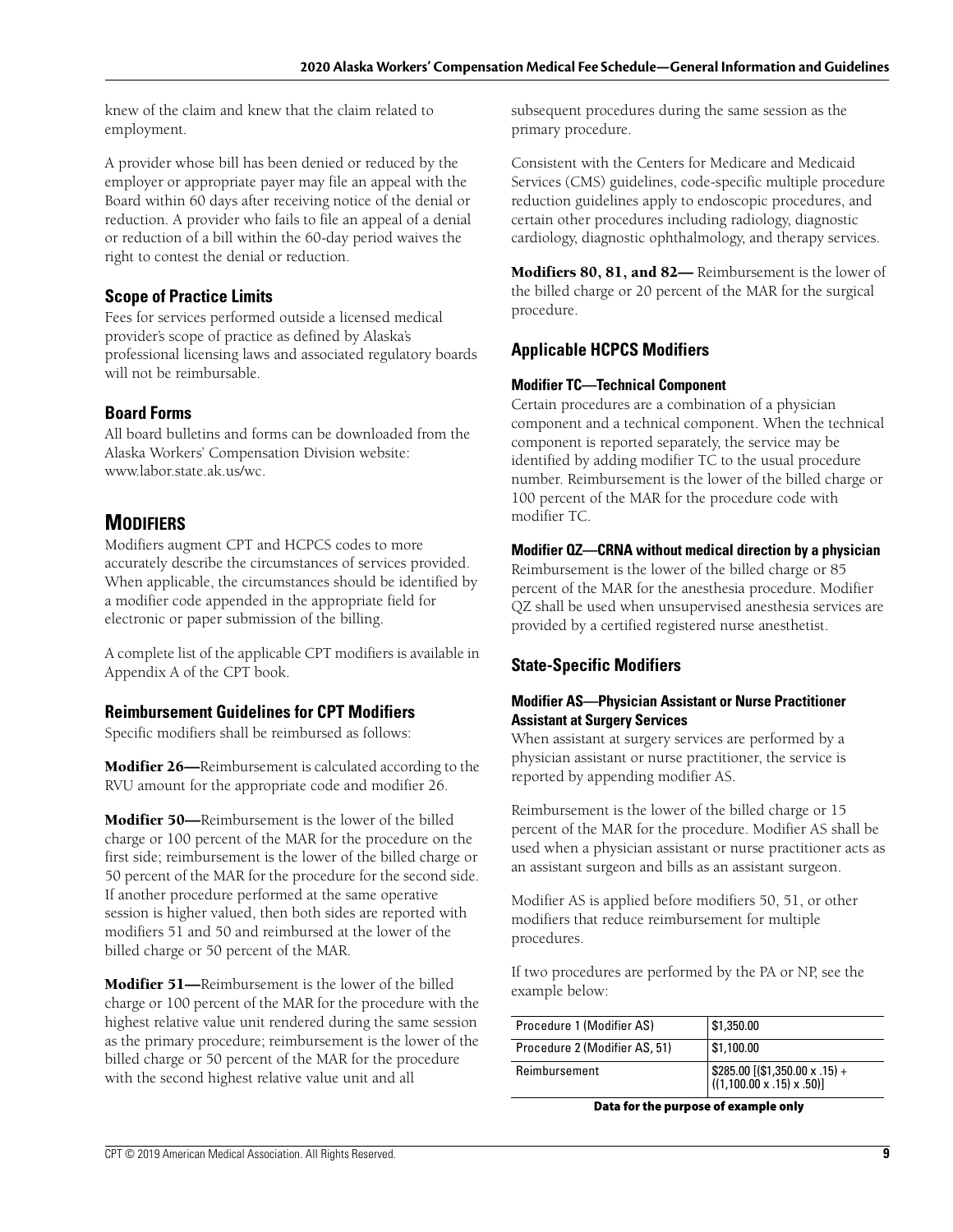knew of the claim and knew that the claim related to employment.

A provider whose bill has been denied or reduced by the employer or appropriate payer may file an appeal with the Board within 60 days after receiving notice of the denial or reduction. A provider who fails to file an appeal of a denial or reduction of a bill within the 60-day period waives the right to contest the denial or reduction.

### Scope of Practice Limits

Fees for services performed outside a licensed medical provider's scope of practice as defined by Alaska's professional licensing laws and associated regulatory boards will not be reimbursable.

### Board Forms

All board bulletins and forms can be downloaded from the Alaska Workers' Compensation Division website: www.labor.state.ak.us/wc.

## Modifiers

Modifiers augment CPT and HCPCS codes to more accurately describe the circumstances of services provided. When applicable, the circumstances should be identified by a modifier code appended in the appropriate field for electronic or paper submission of the billing.

A complete list of the applicable CPT modifiers is available in Appendix A of the CPT book.

### Reimbursement Guidelines for CPT Modifiers

Specific modifiers shall be reimbursed as follows:

**Modifier 26—**Reimbursement is calculated according to the RVU amount for the appropriate code and modifier 26.

**Modifier 50—**Reimbursement is the lower of the billed charge or 100 percent of the MAR for the procedure on the first side; reimbursement is the lower of the billed charge or 50 percent of the MAR for the procedure for the second side. If another procedure performed at the same operative session is higher valued, then both sides are reported with modifiers 51 and 50 and reimbursed at the lower of the billed charge or 50 percent of the MAR.

**Modifier 51—**Reimbursement is the lower of the billed charge or 100 percent of the MAR for the procedure with the highest relative value unit rendered during the same session as the primary procedure; reimbursement is the lower of the billed charge or 50 percent of the MAR for the procedure with the second highest relative value unit and all subsequent procedures during the same session as the primary procedure.

Consistent with the Centers for Medicare and Medicaid Services (CMS) guidelines, code-specific multiple procedure reduction guidelines apply to endoscopic procedures, and certain other procedures including radiology, diagnostic cardiology, diagnostic ophthalmology, and therapy services.

**Modifiers 80, 81, and 82—** Reimbursement is the lower of the billed charge or 20 percent of the MAR for the surgical procedure.

### Applicable HCPCS Modifiers

#### Modifier TC—Technical Component

Certain procedures are a combination of a physician component and a technical component. When the technical component is reported separately, the service may be identified by adding modifier TC to the usual procedure number. Reimbursement is the lower of the billed charge or 100 percent of the MAR for the procedure code with modifier TC.

#### Modifier QZ—CRNA without medical direction by a physician

Reimbursement is the lower of the billed charge or 85 percent of the MAR for the anesthesia procedure. Modifier QZ shall be used when unsupervised anesthesia services are provided by a certified registered nurse anesthetist.

### State-Specific Modifiers

#### Modifier AS—Physician Assistant or Nurse Practitioner Assistant at Surgery Services

When assistant at surgery services are performed by a physician assistant or nurse practitioner, the service is reported by appending modifier AS.

Reimbursement is the lower of the billed charge or 15 percent of the MAR for the procedure. Modifier AS shall be used when a physician assistant or nurse practitioner acts as an assistant surgeon and bills as an assistant surgeon.

Modifier AS is applied before modifiers 50, 51, or other modifiers that reduce reimbursement for multiple procedures.

If two procedures are performed by the PA or NP, see the example below:

| | |
|---|---|
| Procedure 1 (Modifier AS) | $1,350.00 |
| Procedure 2 (Modifier AS, 51) | $1,100.00 |
| Reimbursement | $285.00 [($1,350.00 x .15) + ((1,100.00 x .15) x .50)] |

**Data for the purpose of example only**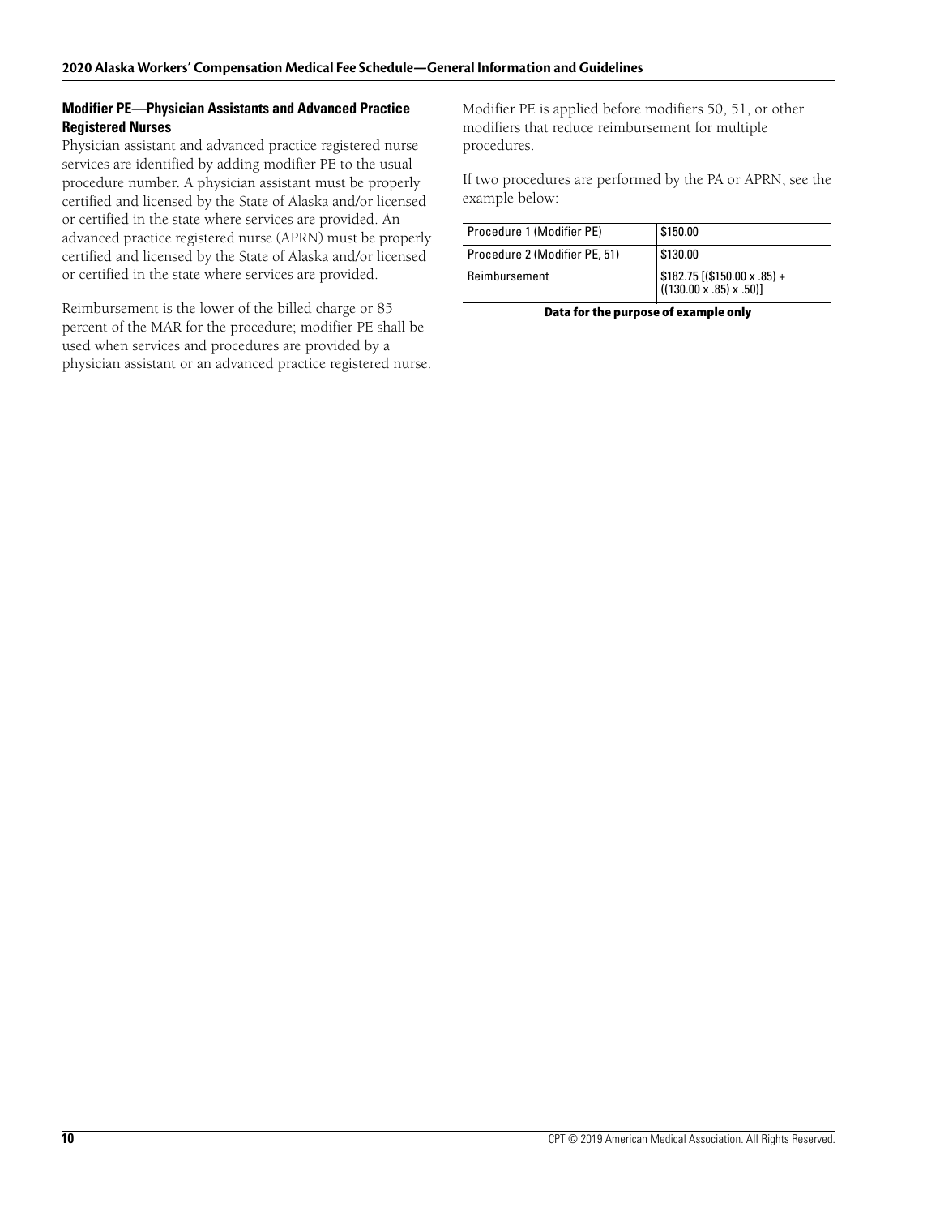### Modifier PE—Physician Assistants and Advanced Practice Registered Nurses

Physician assistant and advanced practice registered nurse services are identified by adding modifier PE to the usual procedure number. A physician assistant must be properly certified and licensed by the State of Alaska and/or licensed or certified in the state where services are provided. An advanced practice registered nurse (APRN) must be properly certified and licensed by the State of Alaska and/or licensed or certified in the state where services are provided.

Reimbursement is the lower of the billed charge or 85 percent of the MAR for the procedure; modifier PE shall be used when services and procedures are provided by a physician assistant or an advanced practice registered nurse.

Modifier PE is applied before modifiers 50, 51, or other modifiers that reduce reimbursement for multiple procedures.

If two procedures are performed by the PA or APRN, see the example below:

| | |
|---|---|
| Procedure 1 (Modifier PE) | $150.00 |
| Procedure 2 (Modifier PE, 51) | $130.00 |
| Reimbursement | $182.75 [($150.00 x .85) + ((130.00 x .85) x .50)] |

**Data for the purpose of example only**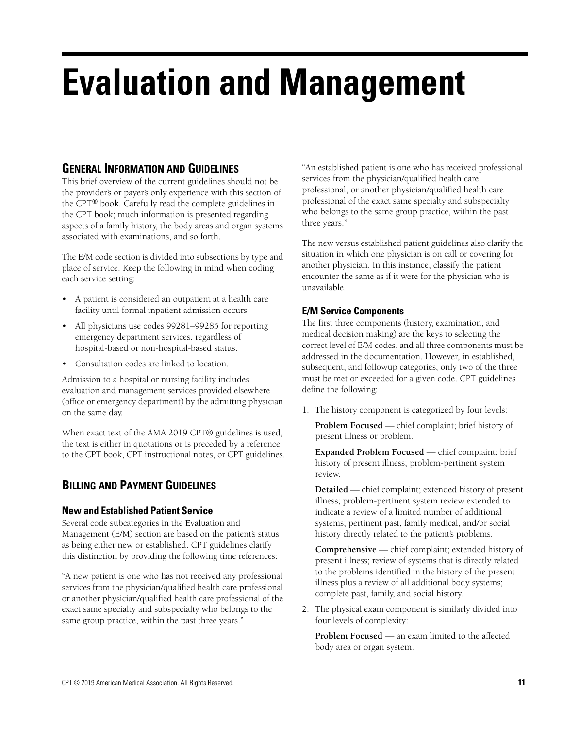# Evaluation and Management

## General Information and Guidelines

This brief overview of the current guidelines should not be the provider's or payer's only experience with this section of the CPT® book. Carefully read the complete guidelines in the CPT book; much information is presented regarding aspects of a family history, the body areas and organ systems associated with examinations, and so forth.

The E/M code section is divided into subsections by type and place of service. Keep the following in mind when coding each service setting:

- A patient is considered an outpatient at a health care facility until formal inpatient admission occurs.
- All physicians use codes 99281–99285 for reporting emergency department services, regardless of hospital-based or non-hospital-based status.
- Consultation codes are linked to location.

Admission to a hospital or nursing facility includes evaluation and management services provided elsewhere (office or emergency department) by the admitting physician on the same day.

When exact text of the AMA 2019 CPT® guidelines is used, the text is either in quotations or is preceded by a reference to the CPT book, CPT instructional notes, or CPT guidelines.

## Billing and Payment Guidelines

### New and Established Patient Service

Several code subcategories in the Evaluation and Management (E/M) section are based on the patient's status as being either new or established. CPT guidelines clarify this distinction by providing the following time references:

"A new patient is one who has not received any professional services from the physician/qualified health care professional or another physician/qualified health care professional of the exact same specialty and subspecialty who belongs to the same group practice, within the past three years."

"An established patient is one who has received professional services from the physician/qualified health care professional, or another physician/qualified health care professional of the exact same specialty and subspecialty who belongs to the same group practice, within the past three years."

The new versus established patient guidelines also clarify the situation in which one physician is on call or covering for another physician. In this instance, classify the patient encounter the same as if it were for the physician who is unavailable.

### E/M Service Components

The first three components (history, examination, and medical decision making) are the keys to selecting the correct level of E/M codes, and all three components must be addressed in the documentation. However, in established, subsequent, and followup categories, only two of the three must be met or exceeded for a given code. CPT guidelines define the following:

1. The history component is categorized by four levels:

   **Problem Focused —** chief complaint; brief history of present illness or problem.

   **Expanded Problem Focused —** chief complaint; brief history of present illness; problem-pertinent system review.

   **Detailed —** chief complaint; extended history of present illness; problem-pertinent system review extended to indicate a review of a limited number of additional systems; pertinent past, family medical, and/or social history directly related to the patient's problems.

   **Comprehensive —** chief complaint; extended history of present illness; review of systems that is directly related to the problems identified in the history of the present illness plus a review of all additional body systems; complete past, family, and social history.

2. The physical exam component is similarly divided into four levels of complexity:

   **Problem Focused —** an exam limited to the affected body area or organ system.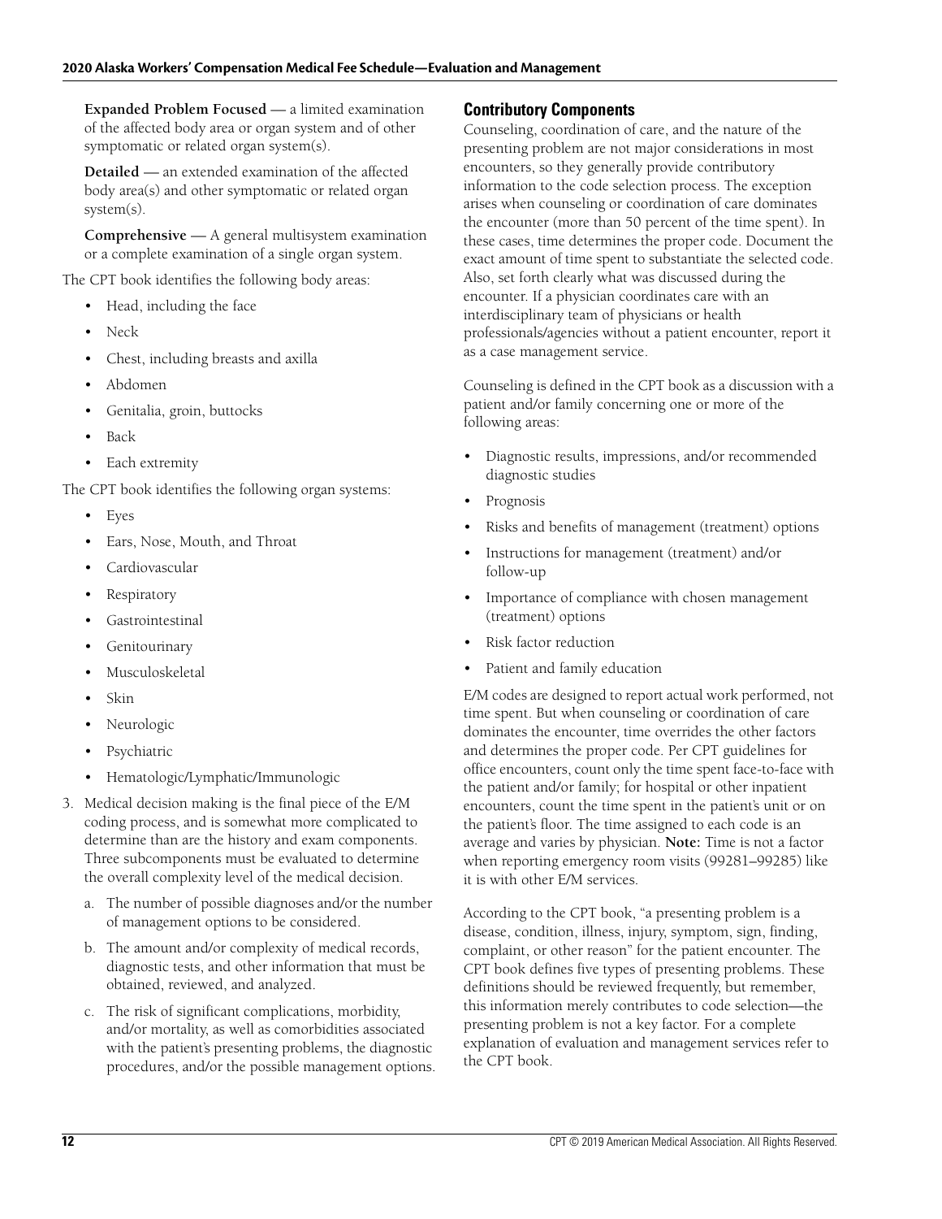**Expanded Problem Focused** — a limited examination of the affected body area or organ system and of other symptomatic or related organ system(s).

**Detailed** — an extended examination of the affected body area(s) and other symptomatic or related organ system(s).

**Comprehensive** — A general multisystem examination or a complete examination of a single organ system.

The CPT book identifies the following body areas:

- Head, including the face
- Neck
- Chest, including breasts and axilla
- Abdomen
- Genitalia, groin, buttocks
- Back
- Each extremity

The CPT book identifies the following organ systems:

- Eyes
- Ears, Nose, Mouth, and Throat
- Cardiovascular
- Respiratory
- Gastrointestinal
- Genitourinary
- Musculoskeletal
- Skin
- Neurologic
- Psychiatric
- Hematologic/Lymphatic/Immunologic

3. Medical decision making is the final piece of the E/M coding process, and is somewhat more complicated to determine than are the history and exam components. Three subcomponents must be evaluated to determine the overall complexity level of the medical decision.
   a. The number of possible diagnoses and/or the number of management options to be considered.
   b. The amount and/or complexity of medical records, diagnostic tests, and other information that must be obtained, reviewed, and analyzed.
   c. The risk of significant complications, morbidity, and/or mortality, as well as comorbidities associated with the patient's presenting problems, the diagnostic procedures, and/or the possible management options.

## Contributory Components

Counseling, coordination of care, and the nature of the presenting problem are not major considerations in most encounters, so they generally provide contributory information to the code selection process. The exception arises when counseling or coordination of care dominates the encounter (more than 50 percent of the time spent). In these cases, time determines the proper code. Document the exact amount of time spent to substantiate the selected code. Also, set forth clearly what was discussed during the encounter. If a physician coordinates care with an interdisciplinary team of physicians or health professionals/agencies without a patient encounter, report it as a case management service.

Counseling is defined in the CPT book as a discussion with a patient and/or family concerning one or more of the following areas:

- Diagnostic results, impressions, and/or recommended diagnostic studies
- Prognosis
- Risks and benefits of management (treatment) options
- Instructions for management (treatment) and/or follow-up
- Importance of compliance with chosen management (treatment) options
- Risk factor reduction
- Patient and family education

E/M codes are designed to report actual work performed, not time spent. But when counseling or coordination of care dominates the encounter, time overrides the other factors and determines the proper code. Per CPT guidelines for office encounters, count only the time spent face-to-face with the patient and/or family; for hospital or other inpatient encounters, count the time spent in the patient's unit or on the patient's floor. The time assigned to each code is an average and varies by physician. **Note:** Time is not a factor when reporting emergency room visits (99281–99285) like it is with other E/M services.

According to the CPT book, "a presenting problem is a disease, condition, illness, injury, symptom, sign, finding, complaint, or other reason" for the patient encounter. The CPT book defines five types of presenting problems. These definitions should be reviewed frequently, but remember, this information merely contributes to code selection—the presenting problem is not a key factor. For a complete explanation of evaluation and management services refer to the CPT book.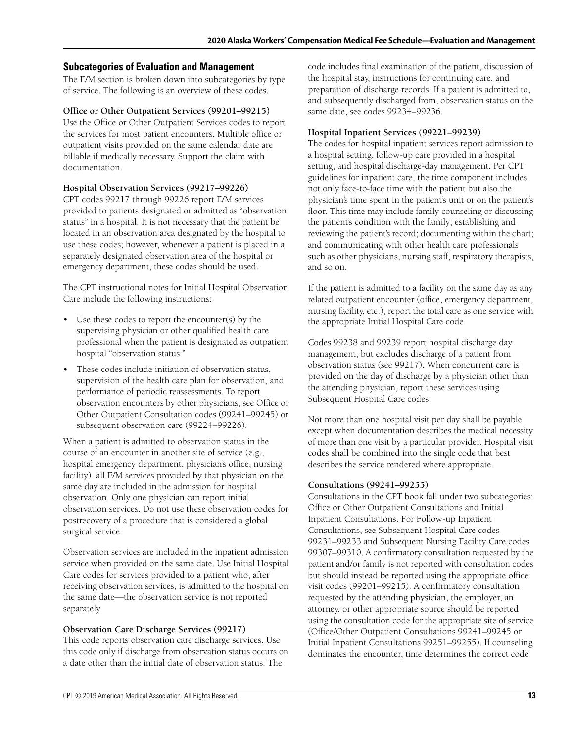## Subcategories of Evaluation and Management

The E/M section is broken down into subcategories by type of service. The following is an overview of these codes.

### Office or Other Outpatient Services (99201–99215)

Use the Office or Other Outpatient Services codes to report the services for most patient encounters. Multiple office or outpatient visits provided on the same calendar date are billable if medically necessary. Support the claim with documentation.

### Hospital Observation Services (99217–99226)

CPT codes 99217 through 99226 report E/M services provided to patients designated or admitted as "observation status" in a hospital. It is not necessary that the patient be located in an observation area designated by the hospital to use these codes; however, whenever a patient is placed in a separately designated observation area of the hospital or emergency department, these codes should be used.

The CPT instructional notes for Initial Hospital Observation Care include the following instructions:

- Use these codes to report the encounter(s) by the supervising physician or other qualified health care professional when the patient is designated as outpatient hospital "observation status."
- These codes include initiation of observation status, supervision of the health care plan for observation, and performance of periodic reassessments. To report observation encounters by other physicians, see Office or Other Outpatient Consultation codes (99241–99245) or subsequent observation care (99224–99226).

When a patient is admitted to observation status in the course of an encounter in another site of service (e.g., hospital emergency department, physician's office, nursing facility), all E/M services provided by that physician on the same day are included in the admission for hospital observation. Only one physician can report initial observation services. Do not use these observation codes for postrecovery of a procedure that is considered a global surgical service.

Observation services are included in the inpatient admission service when provided on the same date. Use Initial Hospital Care codes for services provided to a patient who, after receiving observation services, is admitted to the hospital on the same date—the observation service is not reported separately.

### Observation Care Discharge Services (99217)

This code reports observation care discharge services. Use this code only if discharge from observation status occurs on a date other than the initial date of observation status. The code includes final examination of the patient, discussion of the hospital stay, instructions for continuing care, and preparation of discharge records. If a patient is admitted to, and subsequently discharged from, observation status on the same date, see codes 99234–99236.

### Hospital Inpatient Services (99221–99239)

The codes for hospital inpatient services report admission to a hospital setting, follow-up care provided in a hospital setting, and hospital discharge-day management. Per CPT guidelines for inpatient care, the time component includes not only face-to-face time with the patient but also the physician's time spent in the patient's unit or on the patient's floor. This time may include family counseling or discussing the patient's condition with the family; establishing and reviewing the patient's record; documenting within the chart; and communicating with other health care professionals such as other physicians, nursing staff, respiratory therapists, and so on.

If the patient is admitted to a facility on the same day as any related outpatient encounter (office, emergency department, nursing facility, etc.), report the total care as one service with the appropriate Initial Hospital Care code.

Codes 99238 and 99239 report hospital discharge day management, but excludes discharge of a patient from observation status (see 99217). When concurrent care is provided on the day of discharge by a physician other than the attending physician, report these services using Subsequent Hospital Care codes.

Not more than one hospital visit per day shall be payable except when documentation describes the medical necessity of more than one visit by a particular provider. Hospital visit codes shall be combined into the single code that best describes the service rendered where appropriate.

### Consultations (99241–99255)

Consultations in the CPT book fall under two subcategories: Office or Other Outpatient Consultations and Initial Inpatient Consultations. For Follow-up Inpatient Consultations, see Subsequent Hospital Care codes 99231–99233 and Subsequent Nursing Facility Care codes 99307–99310. A confirmatory consultation requested by the patient and/or family is not reported with consultation codes but should instead be reported using the appropriate office visit codes (99201–99215). A confirmatory consultation requested by the attending physician, the employer, an attorney, or other appropriate source should be reported using the consultation code for the appropriate site of service (Office/Other Outpatient Consultations 99241–99245 or Initial Inpatient Consultations 99251–99255). If counseling dominates the encounter, time determines the correct code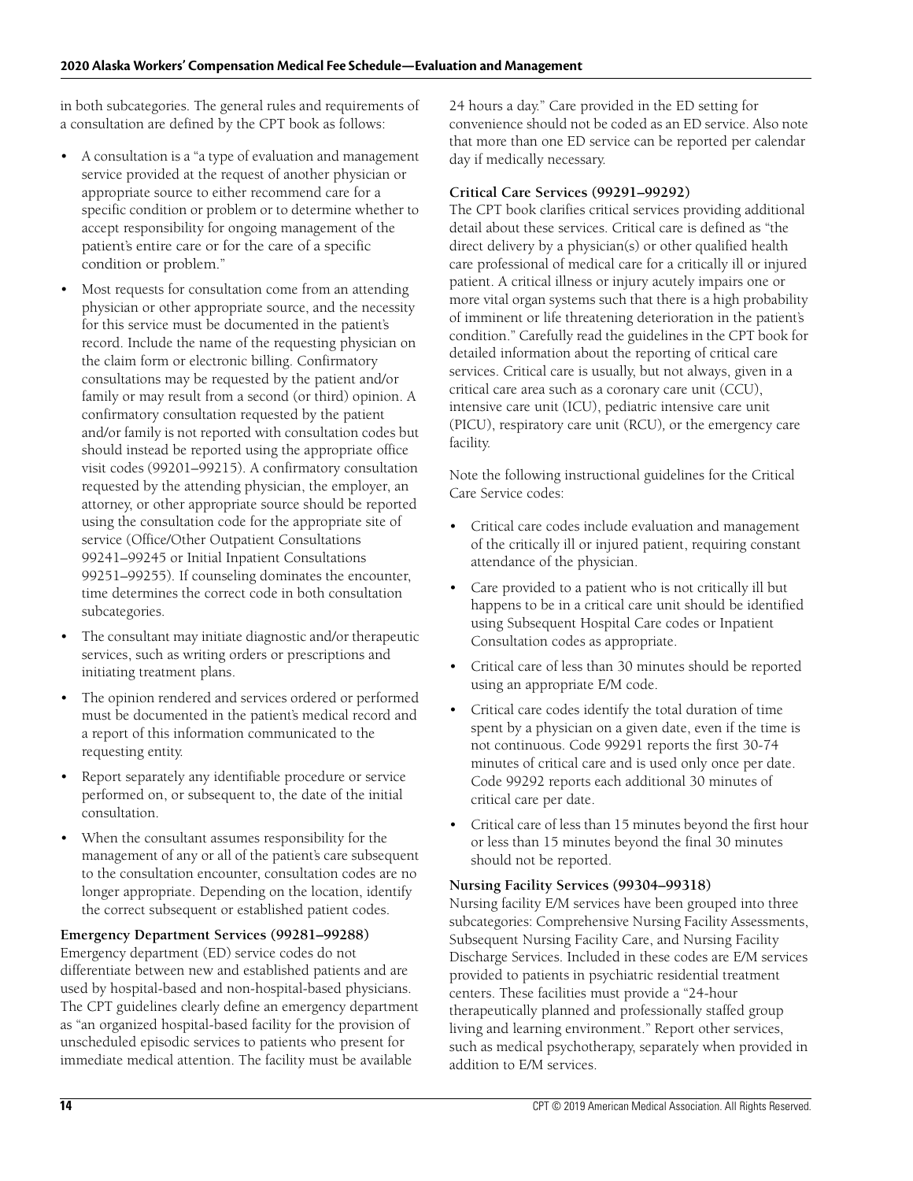in both subcategories. The general rules and requirements of a consultation are defined by the CPT book as follows:

- A consultation is a "type of evaluation and management service provided at the request of another physician or appropriate source to either recommend care for a specific condition or problem or to determine whether to accept responsibility for ongoing management of the patient's entire care or for the care of a specific condition or problem."
- Most requests for consultation come from an attending physician or other appropriate source, and the necessity for this service must be documented in the patient's record. Include the name of the requesting physician on the claim form or electronic billing. Confirmatory consultations may be requested by the patient and/or family or may result from a second (or third) opinion. A confirmatory consultation requested by the patient and/or family is not reported with consultation codes but should instead be reported using the appropriate office visit codes (99201–99215). A confirmatory consultation requested by the attending physician, the employer, an attorney, or other appropriate source should be reported using the consultation code for the appropriate site of service (Office/Other Outpatient Consultations 99241–99245 or Initial Inpatient Consultations 99251–99255). If counseling dominates the encounter, time determines the correct code in both consultation subcategories.
- The consultant may initiate diagnostic and/or therapeutic services, such as writing orders or prescriptions and initiating treatment plans.
- The opinion rendered and services ordered or performed must be documented in the patient's medical record and a report of this information communicated to the requesting entity.
- Report separately any identifiable procedure or service performed on, or subsequent to, the date of the initial consultation.
- When the consultant assumes responsibility for the management of any or all of the patient's care subsequent to the consultation encounter, consultation codes are no longer appropriate. Depending on the location, identify the correct subsequent or established patient codes.

**Emergency Department Services (99281–99288)**

Emergency department (ED) service codes do not differentiate between new and established patients and are used by hospital-based and non-hospital-based physicians. The CPT guidelines clearly define an emergency department as "an organized hospital-based facility for the provision of unscheduled episodic services to patients who present for immediate medical attention. The facility must be available 24 hours a day." Care provided in the ED setting for convenience should not be coded as an ED service. Also note that more than one ED service can be reported per calendar day if medically necessary.

**Critical Care Services (99291–99292)**

The CPT book clarifies critical services providing additional detail about these services. Critical care is defined as "the direct delivery by a physician(s) or other qualified health care professional of medical care for a critically ill or injured patient. A critical illness or injury acutely impairs one or more vital organ systems such that there is a high probability of imminent or life threatening deterioration in the patient's condition." Carefully read the guidelines in the CPT book for detailed information about the reporting of critical care services. Critical care is usually, but not always, given in a critical care area such as a coronary care unit (CCU), intensive care unit (ICU), pediatric intensive care unit (PICU), respiratory care unit (RCU), or the emergency care facility.

Note the following instructional guidelines for the Critical Care Service codes:

- Critical care codes include evaluation and management of the critically ill or injured patient, requiring constant attendance of the physician.
- Care provided to a patient who is not critically ill but happens to be in a critical care unit should be identified using Subsequent Hospital Care codes or Inpatient Consultation codes as appropriate.
- Critical care of less than 30 minutes should be reported using an appropriate E/M code.
- Critical care codes identify the total duration of time spent by a physician on a given date, even if the time is not continuous. Code 99291 reports the first 30-74 minutes of critical care and is used only once per date. Code 99292 reports each additional 30 minutes of critical care per date.
- Critical care of less than 15 minutes beyond the first hour or less than 15 minutes beyond the final 30 minutes should not be reported.

**Nursing Facility Services (99304–99318)**

Nursing facility E/M services have been grouped into three subcategories: Comprehensive Nursing Facility Assessments, Subsequent Nursing Facility Care, and Nursing Facility Discharge Services. Included in these codes are E/M services provided to patients in psychiatric residential treatment centers. These facilities must provide a "24-hour therapeutically planned and professionally staffed group living and learning environment." Report other services, such as medical psychotherapy, separately when provided in addition to E/M services.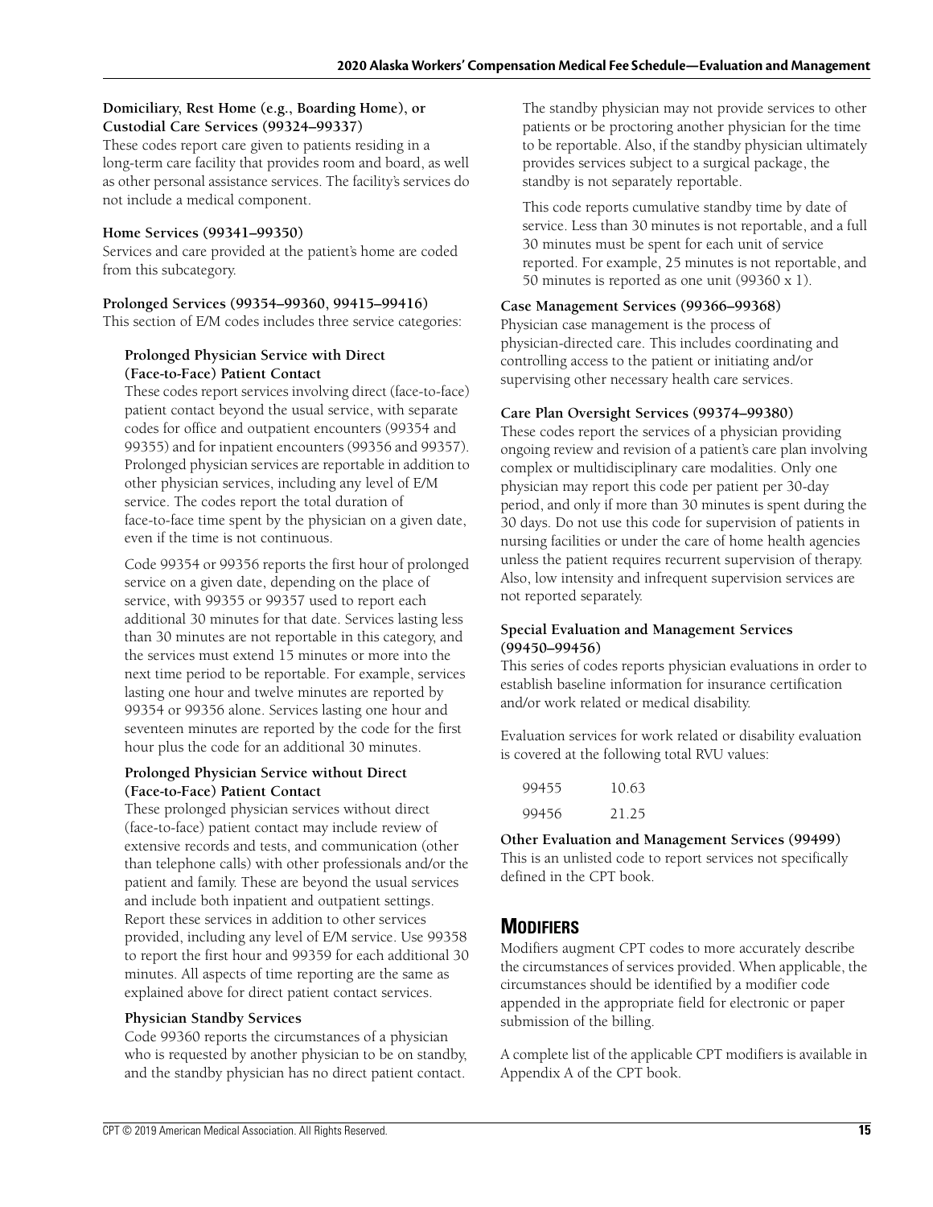#### Domiciliary, Rest Home (e.g., Boarding Home), or Custodial Care Services (99324–99337)

These codes report care given to patients residing in a long-term care facility that provides room and board, as well as other personal assistance services. The facility's services do not include a medical component.

#### Home Services (99341–99350)

Services and care provided at the patient's home are coded from this subcategory.

#### Prolonged Services (99354–99360, 99415–99416)

This section of E/M codes includes three service categories:

##### Prolonged Physician Service with Direct (Face-to-Face) Patient Contact

These codes report services involving direct (face-to-face) patient contact beyond the usual service, with separate codes for office and outpatient encounters (99354 and 99355) and for inpatient encounters (99356 and 99357). Prolonged physician services are reportable in addition to other physician services, including any level of E/M service. The codes report the total duration of face-to-face time spent by the physician on a given date, even if the time is not continuous.

Code 99354 or 99356 reports the first hour of prolonged service on a given date, depending on the place of service, with 99355 or 99357 used to report each additional 30 minutes for that date. Services lasting less than 30 minutes are not reportable in this category, and the services must extend 15 minutes or more into the next time period to be reportable. For example, services lasting one hour and twelve minutes are reported by 99354 or 99356 alone. Services lasting one hour and seventeen minutes are reported by the code for the first hour plus the code for an additional 30 minutes.

##### Prolonged Physician Service without Direct (Face-to-Face) Patient Contact

These prolonged physician services without direct (face-to-face) patient contact may include review of extensive records and tests, and communication (other than telephone calls) with other professionals and/or the patient and family. These are beyond the usual services and include both inpatient and outpatient settings. Report these services in addition to other services provided, including any level of E/M service. Use 99358 to report the first hour and 99359 for each additional 30 minutes. All aspects of time reporting are the same as explained above for direct patient contact services.

##### Physician Standby Services

Code 99360 reports the circumstances of a physician who is requested by another physician to be on standby, and the standby physician has no direct patient contact. The standby physician may not provide services to other patients or be proctoring another physician for the time to be reportable. Also, if the standby physician ultimately provides services subject to a surgical package, the standby is not separately reportable.

This code reports cumulative standby time by date of service. Less than 30 minutes is not reportable, and a full 30 minutes must be spent for each unit of service reported. For example, 25 minutes is not reportable, and 50 minutes is reported as one unit (99360 x 1).

#### Case Management Services (99366–99368)

Physician case management is the process of physician-directed care. This includes coordinating and controlling access to the patient or initiating and/or supervising other necessary health care services.

#### Care Plan Oversight Services (99374–99380)

These codes report the services of a physician providing ongoing review and revision of a patient's care plan involving complex or multidisciplinary care modalities. Only one physician may report this code per patient per 30-day period, and only if more than 30 minutes is spent during the 30 days. Do not use this code for supervision of patients in nursing facilities or under the care of home health agencies unless the patient requires recurrent supervision of therapy. Also, low intensity and infrequent supervision services are not reported separately.

#### Special Evaluation and Management Services (99450–99456)

This series of codes reports physician evaluations in order to establish baseline information for insurance certification and/or work related or medical disability.

Evaluation services for work related or disability evaluation is covered at the following total RVU values:

| | |
|---|---|
| 99455 | 10.63 |
| 99456 | 21.25 |

#### Other Evaluation and Management Services (99499)

This is an unlisted code to report services not specifically defined in the CPT book.

## Modifiers

Modifiers augment CPT codes to more accurately describe the circumstances of services provided. When applicable, the circumstances should be identified by a modifier code appended in the appropriate field for electronic or paper submission of the billing.

A complete list of the applicable CPT modifiers is available in Appendix A of the CPT book.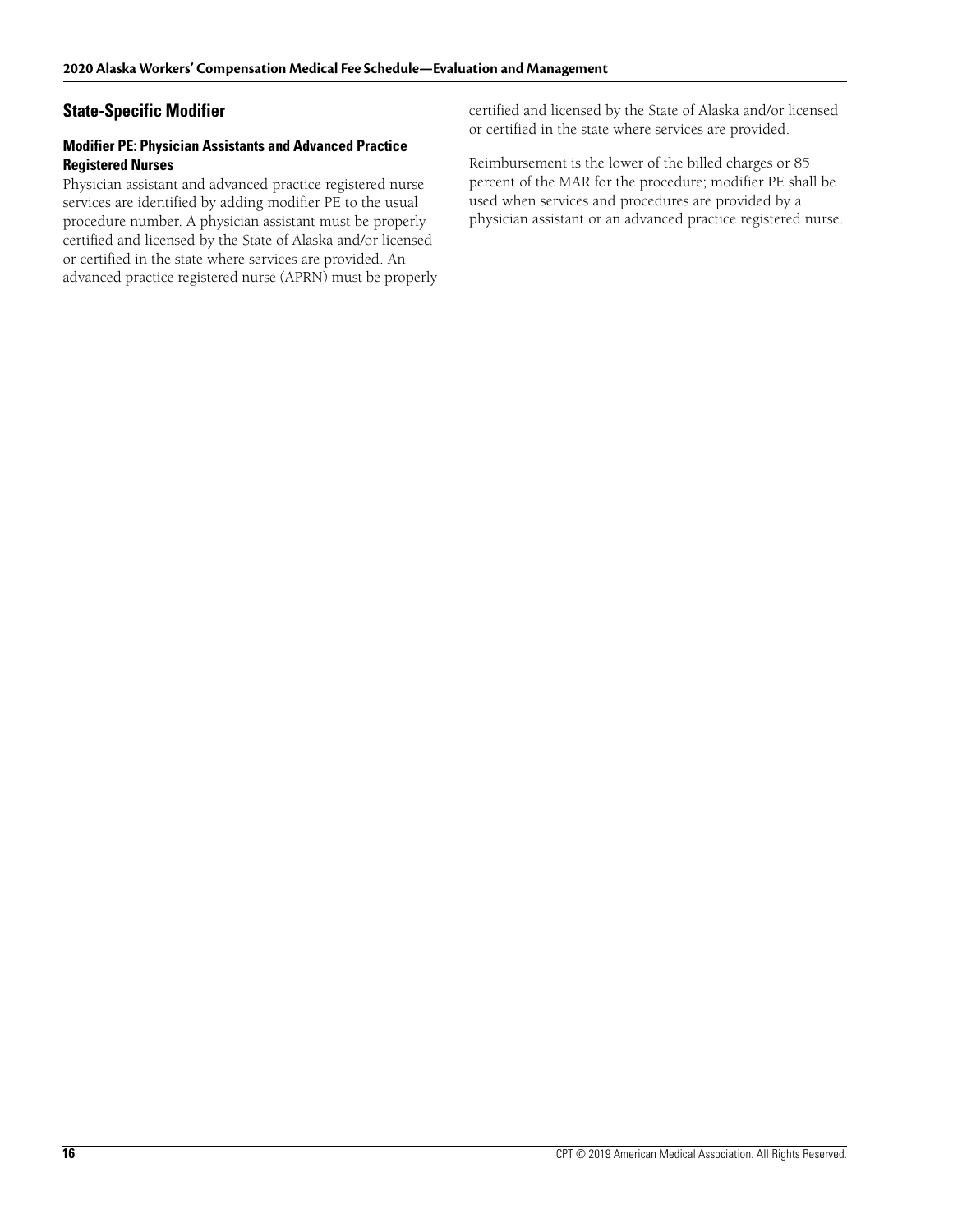## State-Specific Modifier

### Modifier PE: Physician Assistants and Advanced Practice Registered Nurses

Physician assistant and advanced practice registered nurse services are identified by adding modifier PE to the usual procedure number. A physician assistant must be properly certified and licensed by the State of Alaska and/or licensed or certified in the state where services are provided. An advanced practice registered nurse (APRN) must be properly certified and licensed by the State of Alaska and/or licensed or certified in the state where services are provided.

Reimbursement is the lower of the billed charges or 85 percent of the MAR for the procedure; modifier PE shall be used when services and procedures are provided by a physician assistant or an advanced practice registered nurse.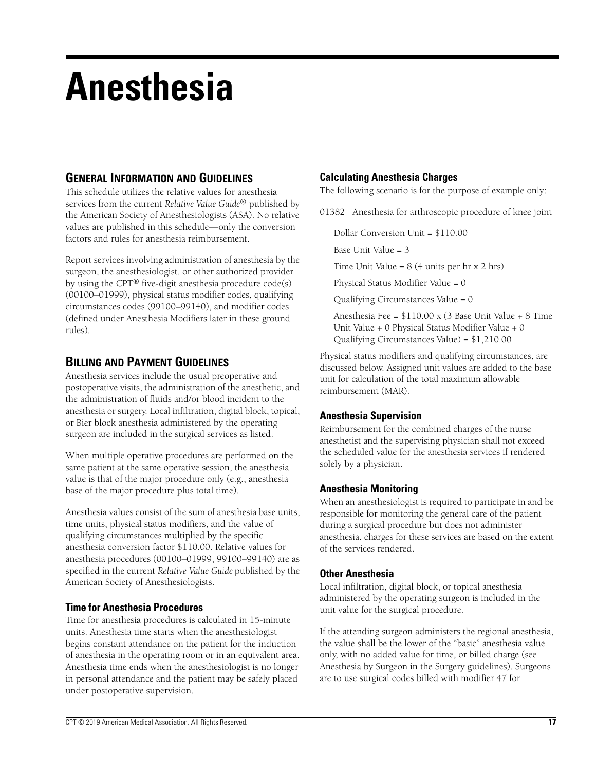# Anesthesia

## General Information and Guidelines

This schedule utilizes the relative values for anesthesia services from the current *Relative Value Guide®* published by the American Society of Anesthesiologists (ASA). No relative values are published in this schedule—only the conversion factors and rules for anesthesia reimbursement.

Report services involving administration of anesthesia by the surgeon, the anesthesiologist, or other authorized provider by using the CPT® five-digit anesthesia procedure code(s) (00100–01999), physical status modifier codes, qualifying circumstances codes (99100–99140), and modifier codes (defined under Anesthesia Modifiers later in these ground rules).

## Billing and Payment Guidelines

Anesthesia services include the usual preoperative and postoperative visits, the administration of the anesthetic, and the administration of fluids and/or blood incident to the anesthesia or surgery. Local infiltration, digital block, topical, or Bier block anesthesia administered by the operating surgeon are included in the surgical services as listed.

When multiple operative procedures are performed on the same patient at the same operative session, the anesthesia value is that of the major procedure only (e.g., anesthesia base of the major procedure plus total time).

Anesthesia values consist of the sum of anesthesia base units, time units, physical status modifiers, and the value of qualifying circumstances multiplied by the specific anesthesia conversion factor $110.00. Relative values for anesthesia procedures (00100–01999, 99100–99140) are as specified in the current *Relative Value Guide* published by the American Society of Anesthesiologists.

### Time for Anesthesia Procedures

Time for anesthesia procedures is calculated in 15-minute units. Anesthesia time starts when the anesthesiologist begins constant attendance on the patient for the induction of anesthesia in the operating room or in an equivalent area. Anesthesia time ends when the anesthesiologist is no longer in personal attendance and the patient may be safely placed under postoperative supervision.

### Calculating Anesthesia Charges

The following scenario is for the purpose of example only:

01382 Anesthesia for arthroscopic procedure of knee joint

Dollar Conversion Unit = $110.00

Base Unit Value = 3

Time Unit Value = 8 (4 units per hr x 2 hrs)

Physical Status Modifier Value = 0

Qualifying Circumstances Value = 0

Anesthesia Fee = $110.00 x (3 Base Unit Value + 8 Time Unit Value + 0 Physical Status Modifier Value + 0 Qualifying Circumstances Value) = $1,210.00

Physical status modifiers and qualifying circumstances, are discussed below. Assigned unit values are added to the base unit for calculation of the total maximum allowable reimbursement (MAR).

### Anesthesia Supervision

Reimbursement for the combined charges of the nurse anesthetist and the supervising physician shall not exceed the scheduled value for the anesthesia services if rendered solely by a physician.

### Anesthesia Monitoring

When an anesthesiologist is required to participate in and be responsible for monitoring the general care of the patient during a surgical procedure but does not administer anesthesia, charges for these services are based on the extent of the services rendered.

### Other Anesthesia

Local infiltration, digital block, or topical anesthesia administered by the operating surgeon is included in the unit value for the surgical procedure.

If the attending surgeon administers the regional anesthesia, the value shall be the lower of the "basic" anesthesia value only, with no added value for time, or billed charge (see Anesthesia by Surgeon in the Surgery guidelines). Surgeons are to use surgical codes billed with modifier 47 for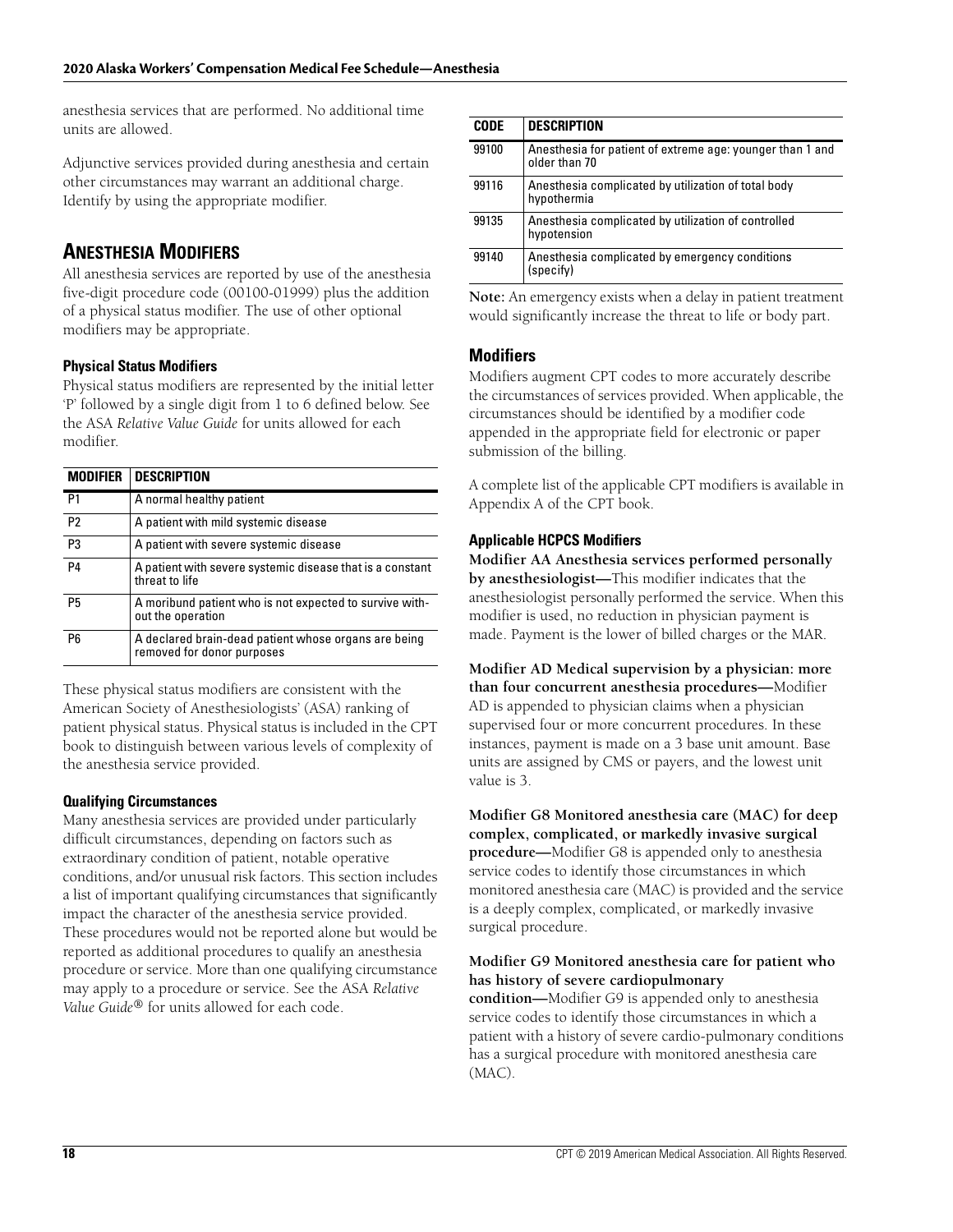anesthesia services that are performed. No additional time units are allowed.

Adjunctive services provided during anesthesia and certain other circumstances may warrant an additional charge. Identify by using the appropriate modifier.

## Anesthesia Modifiers

All anesthesia services are reported by use of the anesthesia five-digit procedure code (00100-01999) plus the addition of a physical status modifier. The use of other optional modifiers may be appropriate.

### Physical Status Modifiers

Physical status modifiers are represented by the initial letter 'P' followed by a single digit from 1 to 6 defined below. See the ASA *Relative Value Guide* for units allowed for each modifier.

| MODIFIER | DESCRIPTION |
|---|---|
| P1 | A normal healthy patient |
| P2 | A patient with mild systemic disease |
| P3 | A patient with severe systemic disease |
| P4 | A patient with severe systemic disease that is a constant threat to life |
| P5 | A moribund patient who is not expected to survive without the operation |
| P6 | A declared brain-dead patient whose organs are being removed for donor purposes |

These physical status modifiers are consistent with the American Society of Anesthesiologists' (ASA) ranking of patient physical status. Physical status is included in the CPT book to distinguish between various levels of complexity of the anesthesia service provided.

### Qualifying Circumstances

Many anesthesia services are provided under particularly difficult circumstances, depending on factors such as extraordinary condition of patient, notable operative conditions, and/or unusual risk factors. This section includes a list of important qualifying circumstances that significantly impact the character of the anesthesia service provided. These procedures would not be reported alone but would be reported as additional procedures to qualify an anesthesia procedure or service. More than one qualifying circumstance may apply to a procedure or service. See the ASA *Relative Value Guide®* for units allowed for each code.

| CODE | DESCRIPTION |
|---|---|
| 99100 | Anesthesia for patient of extreme age: younger than 1 and older than 70 |
| 99116 | Anesthesia complicated by utilization of total body hypothermia |
| 99135 | Anesthesia complicated by utilization of controlled hypotension |
| 99140 | Anesthesia complicated by emergency conditions (specify) |

**Note:** An emergency exists when a delay in patient treatment would significantly increase the threat to life or body part.

### Modifiers

Modifiers augment CPT codes to more accurately describe the circumstances of services provided. When applicable, the circumstances should be identified by a modifier code appended in the appropriate field for electronic or paper submission of the billing.

A complete list of the applicable CPT modifiers is available in Appendix A of the CPT book.

#### Applicable HCPCS Modifiers

**Modifier AA Anesthesia services performed personally by anesthesiologist—**This modifier indicates that the anesthesiologist personally performed the service. When this modifier is used, no reduction in physician payment is made. Payment is the lower of billed charges or the MAR.

**Modifier AD Medical supervision by a physician: more than four concurrent anesthesia procedures—**Modifier AD is appended to physician claims when a physician supervised four or more concurrent procedures. In these instances, payment is made on a 3 base unit amount. Base units are assigned by CMS or payers, and the lowest unit value is 3.

**Modifier G8 Monitored anesthesia care (MAC) for deep complex, complicated, or markedly invasive surgical procedure—**Modifier G8 is appended only to anesthesia service codes to identify those circumstances in which monitored anesthesia care (MAC) is provided and the service is a deeply complex, complicated, or markedly invasive surgical procedure.

**Modifier G9 Monitored anesthesia care for patient who has history of severe cardiopulmonary condition—**Modifier G9 is appended only to anesthesia service codes to identify those circumstances in which a patient with a history of severe cardio-pulmonary conditions has a surgical procedure with monitored anesthesia care (MAC).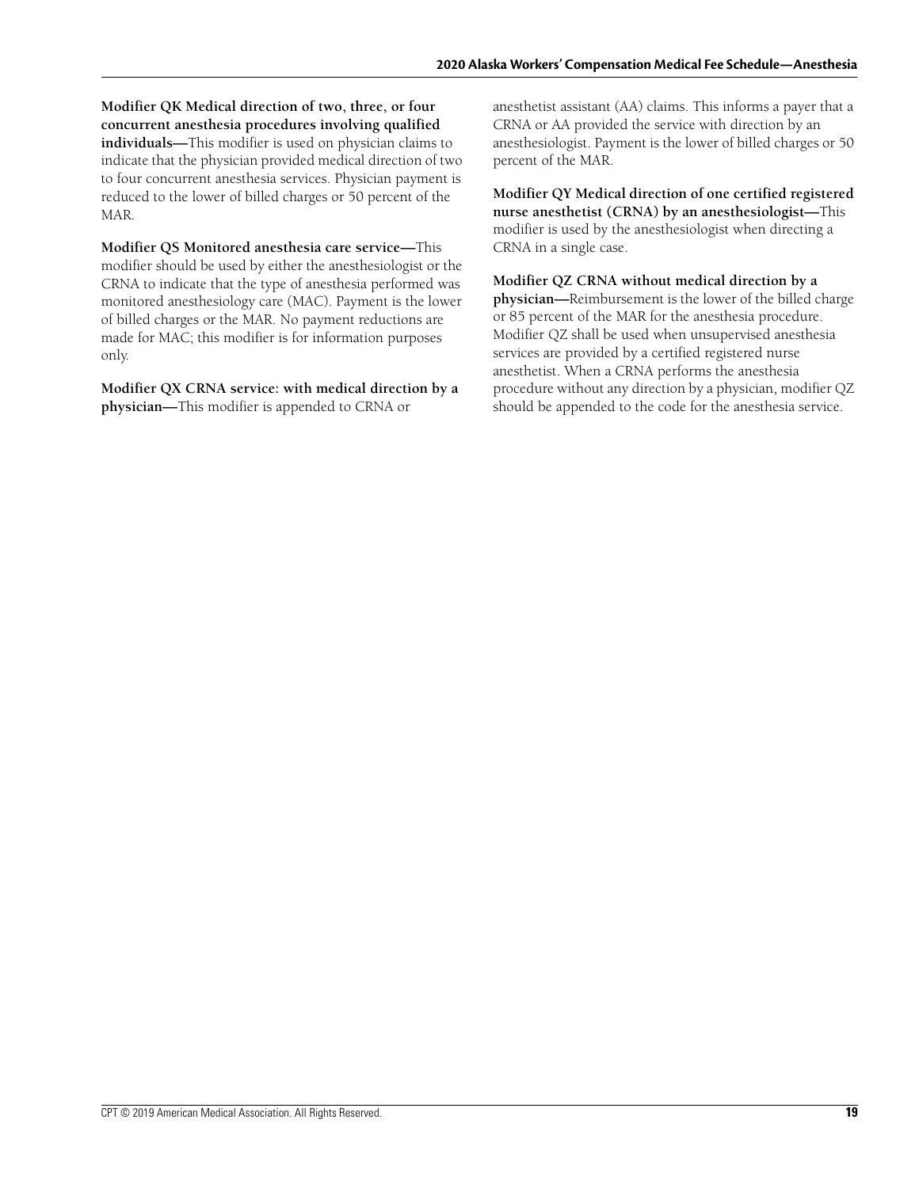**Modifier QK Medical direction of two, three, or four concurrent anesthesia procedures involving qualified individuals—**This modifier is used on physician claims to indicate that the physician provided medical direction of two to four concurrent anesthesia services. Physician payment is reduced to the lower of billed charges or 50 percent of the MAR.

**Modifier QS Monitored anesthesia care service—**This modifier should be used by either the anesthesiologist or the CRNA to indicate that the type of anesthesia performed was monitored anesthesiology care (MAC). Payment is the lower of billed charges or the MAR. No payment reductions are made for MAC; this modifier is for information purposes only.

**Modifier QX CRNA service: with medical direction by a physician—**This modifier is appended to CRNA or anesthetist assistant (AA) claims. This informs a payer that a CRNA or AA provided the service with direction by an anesthesiologist. Payment is the lower of billed charges or 50 percent of the MAR.

**Modifier QY Medical direction of one certified registered nurse anesthetist (CRNA) by an anesthesiologist—**This modifier is used by the anesthesiologist when directing a CRNA in a single case.

**Modifier QZ CRNA without medical direction by a physician—**Reimbursement is the lower of the billed charge or 85 percent of the MAR for the anesthesia procedure. Modifier QZ shall be used when unsupervised anesthesia services are provided by a certified registered nurse anesthetist. When a CRNA performs the anesthesia procedure without any direction by a physician, modifier QZ should be appended to the code for the anesthesia service.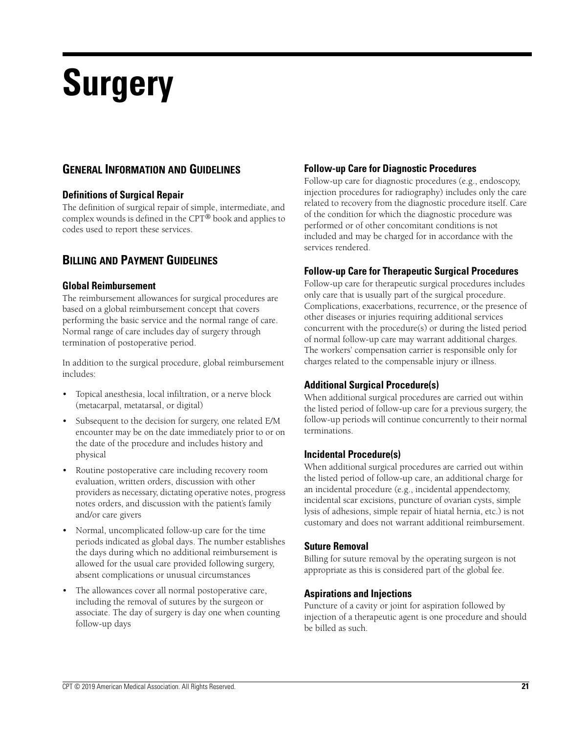# Surgery

## General Information and Guidelines

### Definitions of Surgical Repair

The definition of surgical repair of simple, intermediate, and complex wounds is defined in the CPT® book and applies to codes used to report these services.

## Billing and Payment Guidelines

### Global Reimbursement

The reimbursement allowances for surgical procedures are based on a global reimbursement concept that covers performing the basic service and the normal range of care. Normal range of care includes day of surgery through termination of postoperative period.

In addition to the surgical procedure, global reimbursement includes:

- Topical anesthesia, local infiltration, or a nerve block (metacarpal, metatarsal, or digital)
- Subsequent to the decision for surgery, one related E/M encounter may be on the date immediately prior to or on the date of the procedure and includes history and physical
- Routine postoperative care including recovery room evaluation, written orders, discussion with other providers as necessary, dictating operative notes, progress notes orders, and discussion with the patient's family and/or care givers
- Normal, uncomplicated follow-up care for the time periods indicated as global days. The number establishes the days during which no additional reimbursement is allowed for the usual care provided following surgery, absent complications or unusual circumstances
- The allowances cover all normal postoperative care, including the removal of sutures by the surgeon or associate. The day of surgery is day one when counting follow-up days

### Follow-up Care for Diagnostic Procedures

Follow-up care for diagnostic procedures (e.g., endoscopy, injection procedures for radiography) includes only the care related to recovery from the diagnostic procedure itself. Care of the condition for which the diagnostic procedure was performed or of other concomitant conditions is not included and may be charged for in accordance with the services rendered.

### Follow-up Care for Therapeutic Surgical Procedures

Follow-up care for therapeutic surgical procedures includes only care that is usually part of the surgical procedure. Complications, exacerbations, recurrence, or the presence of other diseases or injuries requiring additional services concurrent with the procedure(s) or during the listed period of normal follow-up care may warrant additional charges. The workers' compensation carrier is responsible only for charges related to the compensable injury or illness.

### Additional Surgical Procedure(s)

When additional surgical procedures are carried out within the listed period of follow-up care for a previous surgery, the follow-up periods will continue concurrently to their normal terminations.

### Incidental Procedure(s)

When additional surgical procedures are carried out within the listed period of follow-up care, an additional charge for an incidental procedure (e.g., incidental appendectomy, incidental scar excisions, puncture of ovarian cysts, simple lysis of adhesions, simple repair of hiatal hernia, etc.) is not customary and does not warrant additional reimbursement.

### Suture Removal

Billing for suture removal by the operating surgeon is not appropriate as this is considered part of the global fee.

### Aspirations and Injections

Puncture of a cavity or joint for aspiration followed by injection of a therapeutic agent is one procedure and should be billed as such.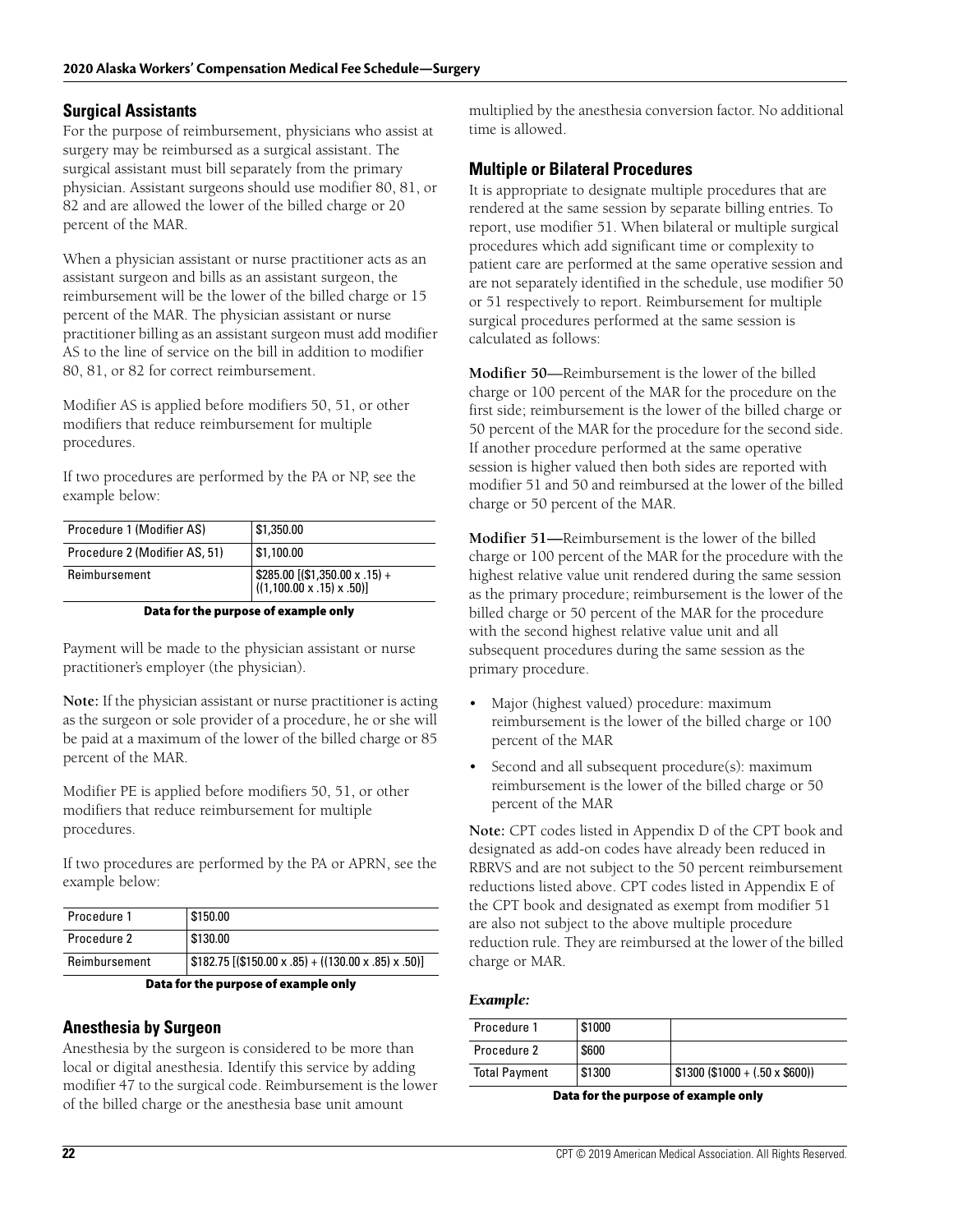## Surgical Assistants

For the purpose of reimbursement, physicians who assist at surgery may be reimbursed as a surgical assistant. The surgical assistant must bill separately from the primary physician. Assistant surgeons should use modifier 80, 81, or 82 and are allowed the lower of the billed charge or 20 percent of the MAR.

When a physician assistant or nurse practitioner acts as an assistant surgeon and bills as an assistant surgeon, the reimbursement will be the lower of the billed charge or 15 percent of the MAR. The physician assistant or nurse practitioner billing as an assistant surgeon must add modifier AS to the line of service on the bill in addition to modifier 80, 81, or 82 for correct reimbursement.

Modifier AS is applied before modifiers 50, 51, or other modifiers that reduce reimbursement for multiple procedures.

If two procedures are performed by the PA or NP, see the example below:

| Procedure 1 (Modifier AS) | $1,350.00 |
|---|---|
| Procedure 2 (Modifier AS, 51) | $1,100.00 |
| Reimbursement | $285.00 [($1,350.00 x .15) + ((1,100.00 x .15) x .50)] |

**Data for the purpose of example only**

Payment will be made to the physician assistant or nurse practitioner's employer (the physician).

**Note:** If the physician assistant or nurse practitioner is acting as the surgeon or sole provider of a procedure, he or she will be paid at a maximum of the lower of the billed charge or 85 percent of the MAR.

Modifier PE is applied before modifiers 50, 51, or other modifiers that reduce reimbursement for multiple procedures.

If two procedures are performed by the PA or APRN, see the example below:

| Procedure 1 | $150.00 |
|---|---|
| Procedure 2 | $130.00 |
| Reimbursement | $182.75 [($150.00 x .85) + ((130.00 x .85) x .50)] |

**Data for the purpose of example only**

## Anesthesia by Surgeon

Anesthesia by the surgeon is considered to be more than local or digital anesthesia. Identify this service by adding modifier 47 to the surgical code. Reimbursement is the lower of the billed charge or the anesthesia base unit amount multiplied by the anesthesia conversion factor. No additional time is allowed.

## Multiple or Bilateral Procedures

It is appropriate to designate multiple procedures that are rendered at the same session by separate billing entries. To report, use modifier 51. When bilateral or multiple surgical procedures which add significant time or complexity to patient care are performed at the same operative session and are not separately identified in the schedule, use modifier 50 or 51 respectively to report. Reimbursement for multiple surgical procedures performed at the same session is calculated as follows:

**Modifier 50**—Reimbursement is the lower of the billed charge or 100 percent of the MAR for the procedure on the first side; reimbursement is the lower of the billed charge or 50 percent of the MAR for the procedure for the second side. If another procedure performed at the same operative session is higher valued then both sides are reported with modifier 51 and 50 and reimbursed at the lower of the billed charge or 50 percent of the MAR.

**Modifier 51**—Reimbursement is the lower of the billed charge or 100 percent of the MAR for the procedure with the highest relative value unit rendered during the same session as the primary procedure; reimbursement is the lower of the billed charge or 50 percent of the MAR for the procedure with the second highest relative value unit and all subsequent procedures during the same session as the primary procedure.

- Major (highest valued) procedure: maximum reimbursement is the lower of the billed charge or 100 percent of the MAR
- Second and all subsequent procedure(s): maximum reimbursement is the lower of the billed charge or 50 percent of the MAR

**Note:** CPT codes listed in Appendix D of the CPT book and designated as add-on codes have already been reduced in RBRVS and are not subject to the 50 percent reimbursement reductions listed above. CPT codes listed in Appendix E of the CPT book and designated as exempt from modifier 51 are also not subject to the above multiple procedure reduction rule. They are reimbursed at the lower of the billed charge or MAR.

***Example:***

| Procedure 1 | $1000 | |
|---|---|---|
| Procedure 2 | $600 | |
| Total Payment | $1300 | $1300 ($1000 + (.50 x $600)) |

**Data for the purpose of example only**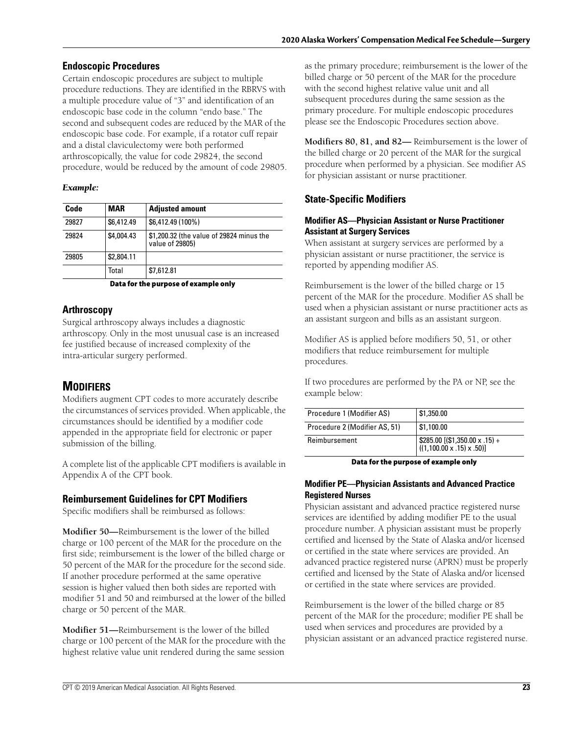## Endoscopic Procedures

Certain endoscopic procedures are subject to multiple procedure reductions. They are identified in the RBRVS with a multiple procedure value of "3" and identification of an endoscopic base code in the column "endo base." The second and subsequent codes are reduced by the MAR of the endoscopic base code. For example, if a rotator cuff repair and a distal claviculectomy were both performed arthroscopically, the value for code 29824, the second procedure, would be reduced by the amount of code 29805.

***Example:***

| Code | MAR | Adjusted amount |
|---|---|---|
| 29827 | $6,412.49 | $6,412.49 (100%) |
| 29824 | $4,004.43 | $1,200.32 (the value of 29824 minus the value of 29805) |
| 29805 | $2,804.11 | |
| | Total | $7,612.81 |

**Data for the purpose of example only**

## Arthroscopy

Surgical arthroscopy always includes a diagnostic arthroscopy. Only in the most unusual case is an increased fee justified because of increased complexity of the intra-articular surgery performed.

# Modifiers

Modifiers augment CPT codes to more accurately describe the circumstances of services provided. When applicable, the circumstances should be identified by a modifier code appended in the appropriate field for electronic or paper submission of the billing.

A complete list of the applicable CPT modifiers is available in Appendix A of the CPT book.

## Reimbursement Guidelines for CPT Modifiers

Specific modifiers shall be reimbursed as follows:

**Modifier 50—**Reimbursement is the lower of the billed charge or 100 percent of the MAR for the procedure on the first side; reimbursement is the lower of the billed charge or 50 percent of the MAR for the procedure for the second side. If another procedure performed at the same operative session is higher valued then both sides are reported with modifier 51 and 50 and reimbursed at the lower of the billed charge or 50 percent of the MAR.

**Modifier 51—**Reimbursement is the lower of the billed charge or 100 percent of the MAR for the procedure with the highest relative value unit rendered during the same session as the primary procedure; reimbursement is the lower of the billed charge or 50 percent of the MAR for the procedure with the second highest relative value unit and all subsequent procedures during the same session as the primary procedure. For multiple endoscopic procedures please see the Endoscopic Procedures section above.

**Modifiers 80, 81, and 82—** Reimbursement is the lower of the billed charge or 20 percent of the MAR for the surgical procedure when performed by a physician. See modifier AS for physician assistant or nurse practitioner.

## State-Specific Modifiers

### Modifier AS—Physician Assistant or Nurse Practitioner Assistant at Surgery Services

When assistant at surgery services are performed by a physician assistant or nurse practitioner, the service is reported by appending modifier AS.

Reimbursement is the lower of the billed charge or 15 percent of the MAR for the procedure. Modifier AS shall be used when a physician assistant or nurse practitioner acts as an assistant surgeon and bills as an assistant surgeon.

Modifier AS is applied before modifiers 50, 51, or other modifiers that reduce reimbursement for multiple procedures.

If two procedures are performed by the PA or NP, see the example below:

| | |
|---|---|
| Procedure 1 (Modifier AS) | $1,350.00 |
| Procedure 2 (Modifier AS, 51) | $1,100.00 |
| Reimbursement | $285.00 [($1,350.00 x .15) + ((1,100.00 x .15) x .50)] |

**Data for the purpose of example only**

### Modifier PE—Physician Assistants and Advanced Practice Registered Nurses

Physician assistant and advanced practice registered nurse services are identified by adding modifier PE to the usual procedure number. A physician assistant must be properly certified and licensed by the State of Alaska and/or licensed or certified in the state where services are provided. An advanced practice registered nurse (APRN) must be properly certified and licensed by the State of Alaska and/or licensed or certified in the state where services are provided.

Reimbursement is the lower of the billed charge or 85 percent of the MAR for the procedure; modifier PE shall be used when services and procedures are provided by a physician assistant or an advanced practice registered nurse.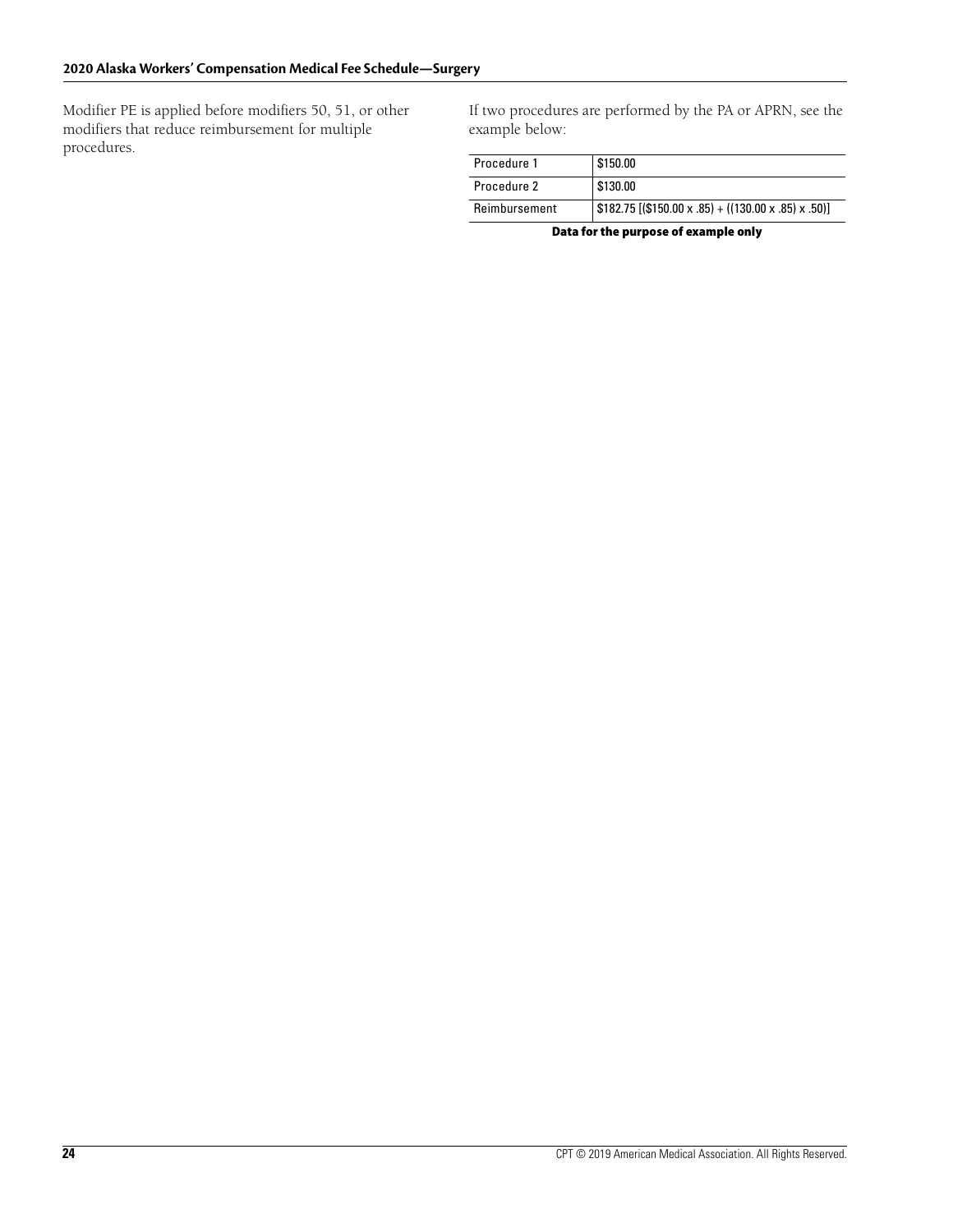Modifier PE is applied before modifiers 50, 51, or other modifiers that reduce reimbursement for multiple procedures.

If two procedures are performed by the PA or APRN, see the example below:

| Procedure 1 | $150.00 |
|---|---|
| Procedure 2 | $130.00 |
| Reimbursement | $182.75 [($150.00 x .85) + ((130.00 x .85) x .50)] |

**Data for the purpose of example only**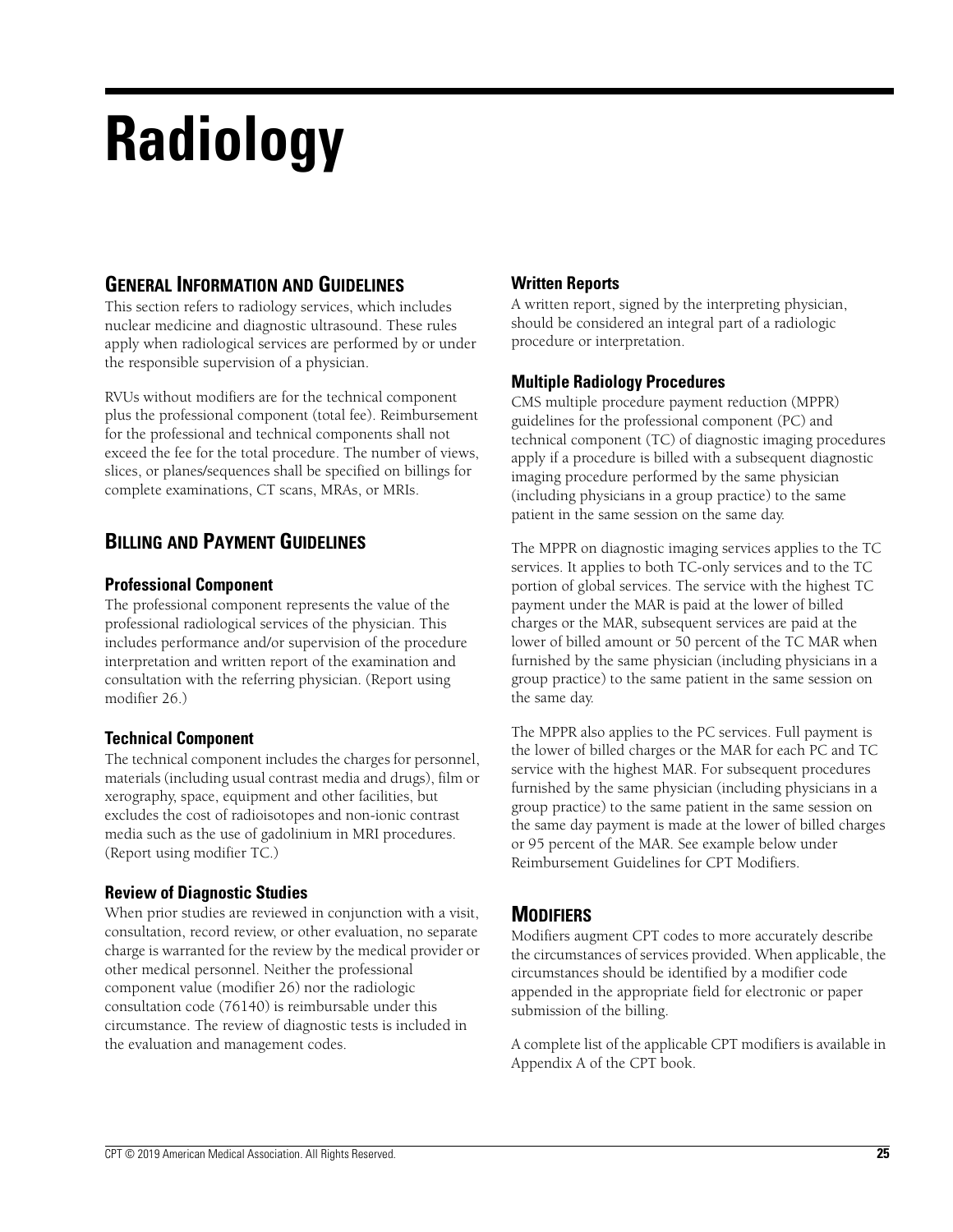# Radiology

## General Information and Guidelines

This section refers to radiology services, which includes nuclear medicine and diagnostic ultrasound. These rules apply when radiological services are performed by or under the responsible supervision of a physician.

RVUs without modifiers are for the technical component plus the professional component (total fee). Reimbursement for the professional and technical components shall not exceed the fee for the total procedure. The number of views, slices, or planes/sequences shall be specified on billings for complete examinations, CT scans, MRAs, or MRIs.

## Billing and Payment Guidelines

### Professional Component

The professional component represents the value of the professional radiological services of the physician. This includes performance and/or supervision of the procedure interpretation and written report of the examination and consultation with the referring physician. (Report using modifier 26.)

### Technical Component

The technical component includes the charges for personnel, materials (including usual contrast media and drugs), film or xerography, space, equipment and other facilities, but excludes the cost of radioisotopes and non-ionic contrast media such as the use of gadolinium in MRI procedures. (Report using modifier TC.)

### Review of Diagnostic Studies

When prior studies are reviewed in conjunction with a visit, consultation, record review, or other evaluation, no separate charge is warranted for the review by the medical provider or other medical personnel. Neither the professional component value (modifier 26) nor the radiologic consultation code (76140) is reimbursable under this circumstance. The review of diagnostic tests is included in the evaluation and management codes.

### Written Reports

A written report, signed by the interpreting physician, should be considered an integral part of a radiologic procedure or interpretation.

### Multiple Radiology Procedures

CMS multiple procedure payment reduction (MPPR) guidelines for the professional component (PC) and technical component (TC) of diagnostic imaging procedures apply if a procedure is billed with a subsequent diagnostic imaging procedure performed by the same physician (including physicians in a group practice) to the same patient in the same session on the same day.

The MPPR on diagnostic imaging services applies to the TC services. It applies to both TC-only services and to the TC portion of global services. The service with the highest TC payment under the MAR is paid at the lower of billed charges or the MAR, subsequent services are paid at the lower of billed amount or 50 percent of the TC MAR when furnished by the same physician (including physicians in a group practice) to the same patient in the same session on the same day.

The MPPR also applies to the PC services. Full payment is the lower of billed charges or the MAR for each PC and TC service with the highest MAR. For subsequent procedures furnished by the same physician (including physicians in a group practice) to the same patient in the same session on the same day payment is made at the lower of billed charges or 95 percent of the MAR. See example below under Reimbursement Guidelines for CPT Modifiers.

## Modifiers

Modifiers augment CPT codes to more accurately describe the circumstances of services provided. When applicable, the circumstances should be identified by a modifier code appended in the appropriate field for electronic or paper submission of the billing.

A complete list of the applicable CPT modifiers is available in Appendix A of the CPT book.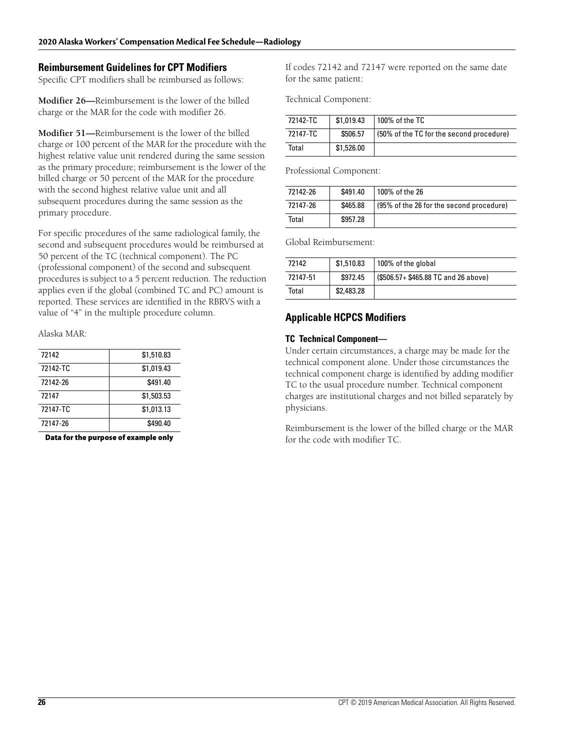## Reimbursement Guidelines for CPT Modifiers

Specific CPT modifiers shall be reimbursed as follows:

**Modifier 26—**Reimbursement is the lower of the billed charge or the MAR for the code with modifier 26.

**Modifier 51—**Reimbursement is the lower of the billed charge or 100 percent of the MAR for the procedure with the highest relative value unit rendered during the same session as the primary procedure; reimbursement is the lower of the billed charge or 50 percent of the MAR for the procedure with the second highest relative value unit and all subsequent procedures during the same session as the primary procedure.

For specific procedures of the same radiological family, the second and subsequent procedures would be reimbursed at 50 percent of the TC (technical component). The PC (professional component) of the second and subsequent procedures is subject to a 5 percent reduction. The reduction applies even if the global (combined TC and PC) amount is reported. These services are identified in the RBRVS with a value of "4" in the multiple procedure column.

Alaska MAR:

| | |
|---|---|
| 72142 | $1,510.83 |
| 72142-TC | $1,019.43 |
| 72142-26 | $491.40 |
| 72147 | $1,503.53 |
| 72147-TC | $1,013.13 |
| 72147-26 | $490.40 |

**Data for the purpose of example only**

If codes 72142 and 72147 were reported on the same date for the same patient:

Technical Component:

| | | |
|---|---|---|
| 72142-TC | $1,019.43 | 100% of the TC |
| 72147-TC | $506.57 | (50% of the TC for the second procedure) |
| Total | $1,526.00 | |

Professional Component:

| | | |
|---|---|---|
| 72142-26 | $491.40 | 100% of the 26 |
| 72147-26 | $465.88 | (95% of the 26 for the second procedure) |
| Total | $957.28 | |

Global Reimbursement:

| | | |
|---|---|---|
| 72142 | $1,510.83 | 100% of the global |
| 72147-51 | $972.45 | ($506.57+ $465.88 TC and 26 above) |
| Total | $2,483.28 | |

## Applicable HCPCS Modifiers

### TC Technical Component—

Under certain circumstances, a charge may be made for the technical component alone. Under those circumstances the technical component charge is identified by adding modifier TC to the usual procedure number. Technical component charges are institutional charges and not billed separately by physicians.

Reimbursement is the lower of the billed charge or the MAR for the code with modifier TC.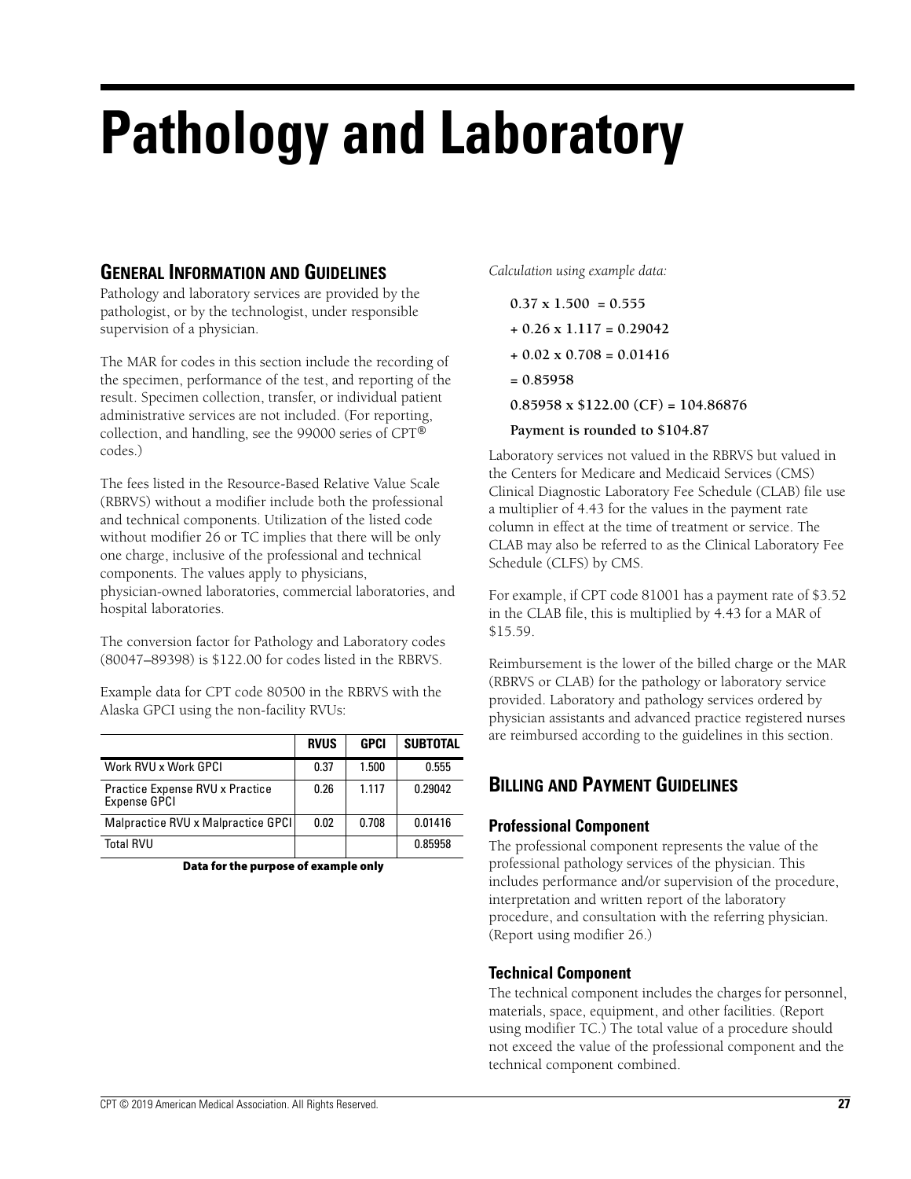# Pathology and Laboratory

## General Information and Guidelines

Pathology and laboratory services are provided by the pathologist, or by the technologist, under responsible supervision of a physician.

The MAR for codes in this section include the recording of the specimen, performance of the test, and reporting of the result. Specimen collection, transfer, or individual patient administrative services are not included. (For reporting, collection, and handling, see the 99000 series of CPT® codes.)

The fees listed in the Resource-Based Relative Value Scale (RBRVS) without a modifier include both the professional and technical components. Utilization of the listed code without modifier 26 or TC implies that there will be only one charge, inclusive of the professional and technical components. The values apply to physicians, physician-owned laboratories, commercial laboratories, and hospital laboratories.

The conversion factor for Pathology and Laboratory codes (80047–89398) is $122.00 for codes listed in the RBRVS.

Example data for CPT code 80500 in the RBRVS with the Alaska GPCI using the non-facility RVUs:

| | RVUS | GPCI | SUBTOTAL |
|---|---|---|---|
| Work RVU x Work GPCI | 0.37 | 1.500 | 0.555 |
| Practice Expense RVU x Practice Expense GPCI | 0.26 | 1.117 | 0.29042 |
| Malpractice RVU x Malpractice GPCI | 0.02 | 0.708 | 0.01416 |
| Total RVU | | | 0.85958 |

**Data for the purpose of example only**

*Calculation using example data:*

**0.37 x 1.500 = 0.555**

**+ 0.26 x 1.117 = 0.29042**

**+ 0.02 x 0.708 = 0.01416**

**= 0.85958**

**0.85958 x $122.00 (CF) = 104.86876**

**Payment is rounded to $104.87**

Laboratory services not valued in the RBRVS but valued in the Centers for Medicare and Medicaid Services (CMS) Clinical Diagnostic Laboratory Fee Schedule (CLAB) file use a multiplier of 4.43 for the values in the payment rate column in effect at the time of treatment or service. The CLAB may also be referred to as the Clinical Laboratory Fee Schedule (CLFS) by CMS.

For example, if CPT code 81001 has a payment rate of $3.52 in the CLAB file, this is multiplied by 4.43 for a MAR of $15.59.

Reimbursement is the lower of the billed charge or the MAR (RBRVS or CLAB) for the pathology or laboratory service provided. Laboratory and pathology services ordered by physician assistants and advanced practice registered nurses are reimbursed according to the guidelines in this section.

## Billing and Payment Guidelines

### Professional Component

The professional component represents the value of the professional pathology services of the physician. This includes performance and/or supervision of the procedure, interpretation and written report of the laboratory procedure, and consultation with the referring physician. (Report using modifier 26.)

### Technical Component

The technical component includes the charges for personnel, materials, space, equipment, and other facilities. (Report using modifier TC.) The total value of a procedure should not exceed the value of the professional component and the technical component combined.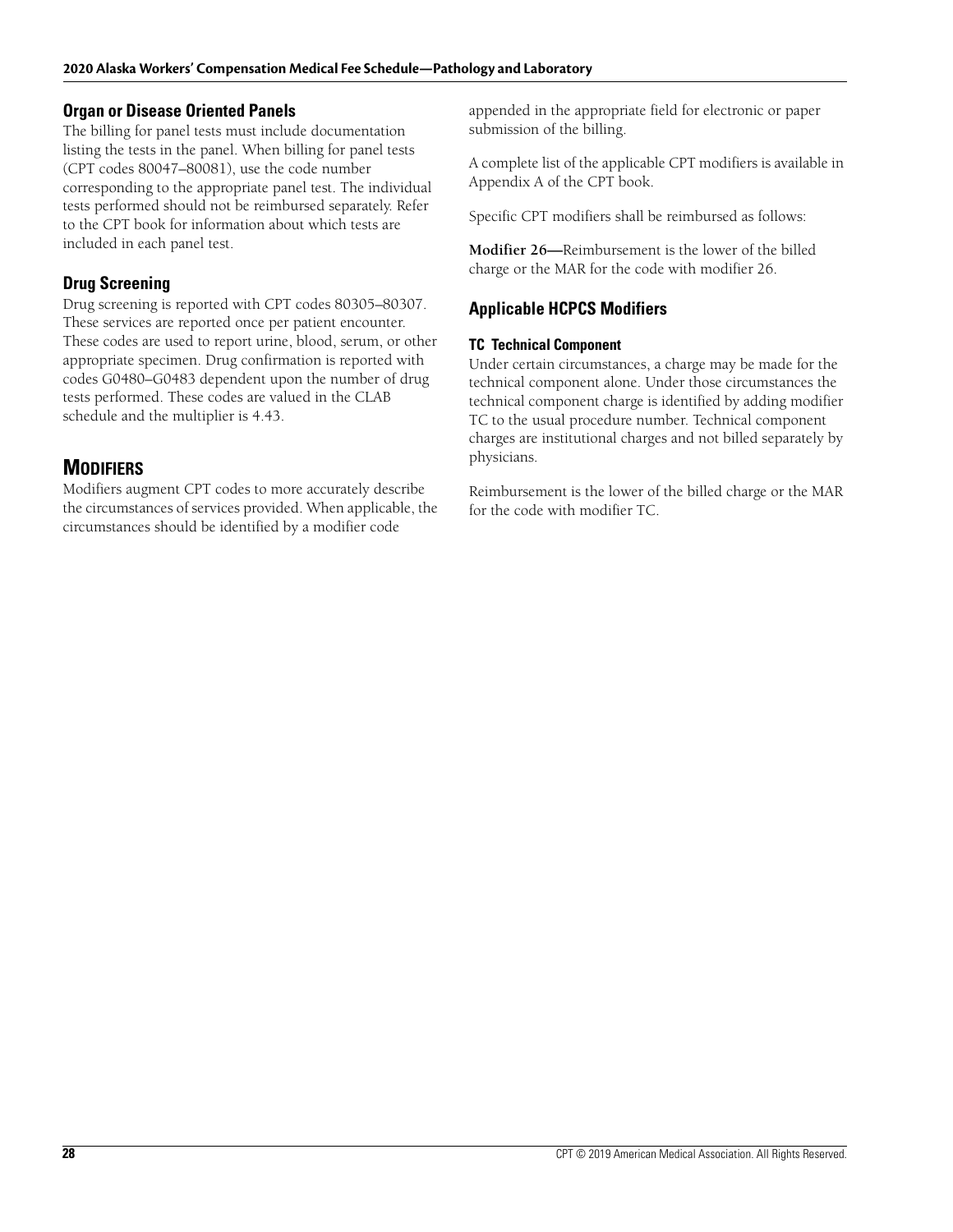### Organ or Disease Oriented Panels

The billing for panel tests must include documentation listing the tests in the panel. When billing for panel tests (CPT codes 80047–80081), use the code number corresponding to the appropriate panel test. The individual tests performed should not be reimbursed separately. Refer to the CPT book for information about which tests are included in each panel test.

### Drug Screening

Drug screening is reported with CPT codes 80305–80307. These services are reported once per patient encounter. These codes are used to report urine, blood, serum, or other appropriate specimen. Drug confirmation is reported with codes G0480–G0483 dependent upon the number of drug tests performed. These codes are valued in the CLAB schedule and the multiplier is 4.43.

## MODIFIERS

Modifiers augment CPT codes to more accurately describe the circumstances of services provided. When applicable, the circumstances should be identified by a modifier code appended in the appropriate field for electronic or paper submission of the billing.

A complete list of the applicable CPT modifiers is available in Appendix A of the CPT book.

Specific CPT modifiers shall be reimbursed as follows:

**Modifier 26—**Reimbursement is the lower of the billed charge or the MAR for the code with modifier 26.

### Applicable HCPCS Modifiers

#### TC Technical Component

Under certain circumstances, a charge may be made for the technical component alone. Under those circumstances the technical component charge is identified by adding modifier TC to the usual procedure number. Technical component charges are institutional charges and not billed separately by physicians.

Reimbursement is the lower of the billed charge or the MAR for the code with modifier TC.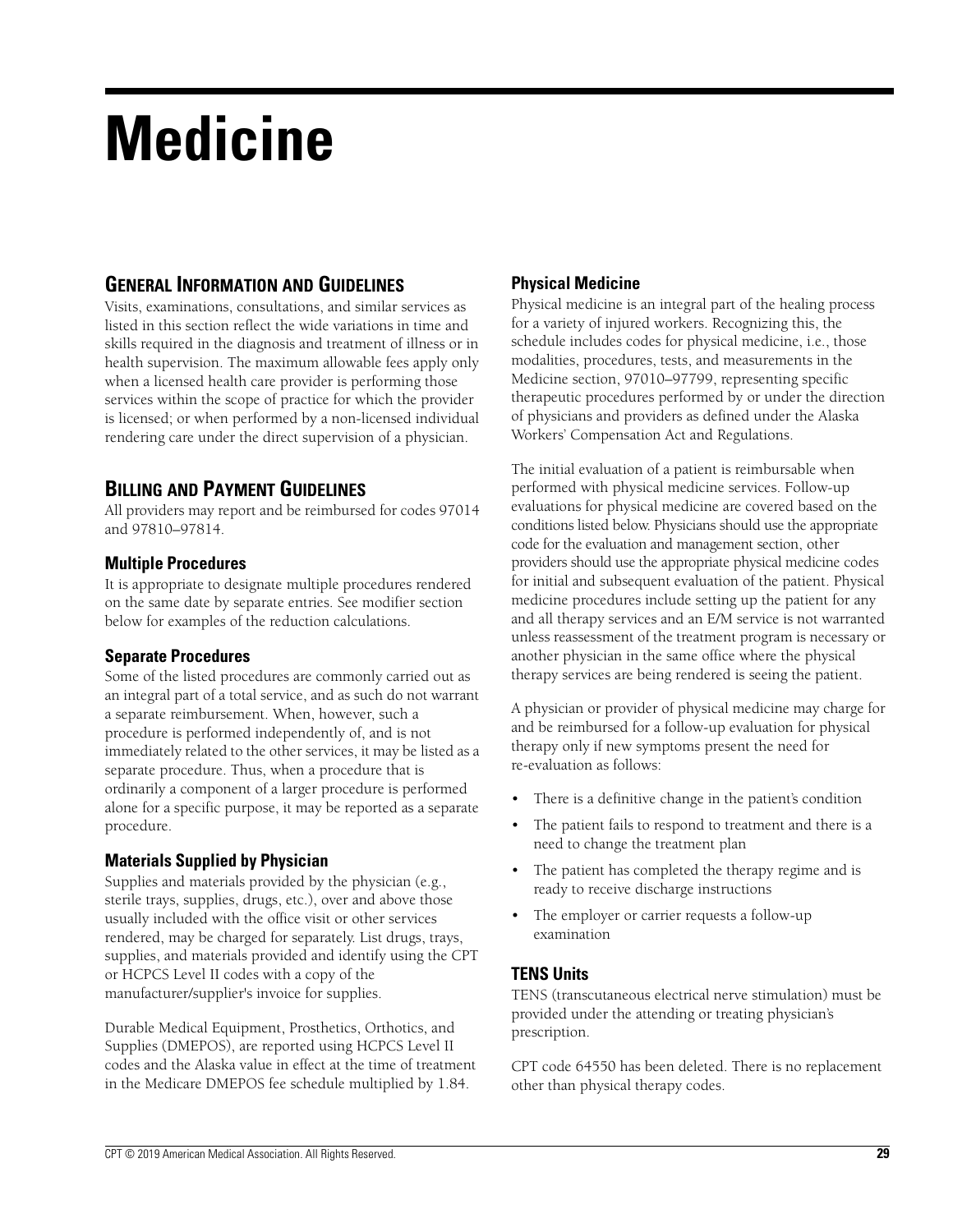# Medicine

## General Information and Guidelines

Visits, examinations, consultations, and similar services as listed in this section reflect the wide variations in time and skills required in the diagnosis and treatment of illness or in health supervision. The maximum allowable fees apply only when a licensed health care provider is performing those services within the scope of practice for which the provider is licensed; or when performed by a non-licensed individual rendering care under the direct supervision of a physician.

## Billing and Payment Guidelines

All providers may report and be reimbursed for codes 97014 and 97810–97814.

### Multiple Procedures

It is appropriate to designate multiple procedures rendered on the same date by separate entries. See modifier section below for examples of the reduction calculations.

### Separate Procedures

Some of the listed procedures are commonly carried out as an integral part of a total service, and as such do not warrant a separate reimbursement. When, however, such a procedure is performed independently of, and is not immediately related to the other services, it may be listed as a separate procedure. Thus, when a procedure that is ordinarily a component of a larger procedure is performed alone for a specific purpose, it may be reported as a separate procedure.

### Materials Supplied by Physician

Supplies and materials provided by the physician (e.g., sterile trays, supplies, drugs, etc.), over and above those usually included with the office visit or other services rendered, may be charged for separately. List drugs, trays, supplies, and materials provided and identify using the CPT or HCPCS Level II codes with a copy of the manufacturer/supplier's invoice for supplies.

Durable Medical Equipment, Prosthetics, Orthotics, and Supplies (DMEPOS), are reported using HCPCS Level II codes and the Alaska value in effect at the time of treatment in the Medicare DMEPOS fee schedule multiplied by 1.84.

### Physical Medicine

Physical medicine is an integral part of the healing process for a variety of injured workers. Recognizing this, the schedule includes codes for physical medicine, i.e., those modalities, procedures, tests, and measurements in the Medicine section, 97010–97799, representing specific therapeutic procedures performed by or under the direction of physicians and providers as defined under the Alaska Workers' Compensation Act and Regulations.

The initial evaluation of a patient is reimbursable when performed with physical medicine services. Follow-up evaluations for physical medicine are covered based on the conditions listed below. Physicians should use the appropriate code for the evaluation and management section, other providers should use the appropriate physical medicine codes for initial and subsequent evaluation of the patient. Physical medicine procedures include setting up the patient for any and all therapy services and an E/M service is not warranted unless reassessment of the treatment program is necessary or another physician in the same office where the physical therapy services are being rendered is seeing the patient.

A physician or provider of physical medicine may charge for and be reimbursed for a follow-up evaluation for physical therapy only if new symptoms present the need for re-evaluation as follows:

- There is a definitive change in the patient's condition
- The patient fails to respond to treatment and there is a need to change the treatment plan
- The patient has completed the therapy regime and is ready to receive discharge instructions
- The employer or carrier requests a follow-up examination

### TENS Units

TENS (transcutaneous electrical nerve stimulation) must be provided under the attending or treating physician's prescription.

CPT code 64550 has been deleted. There is no replacement other than physical therapy codes.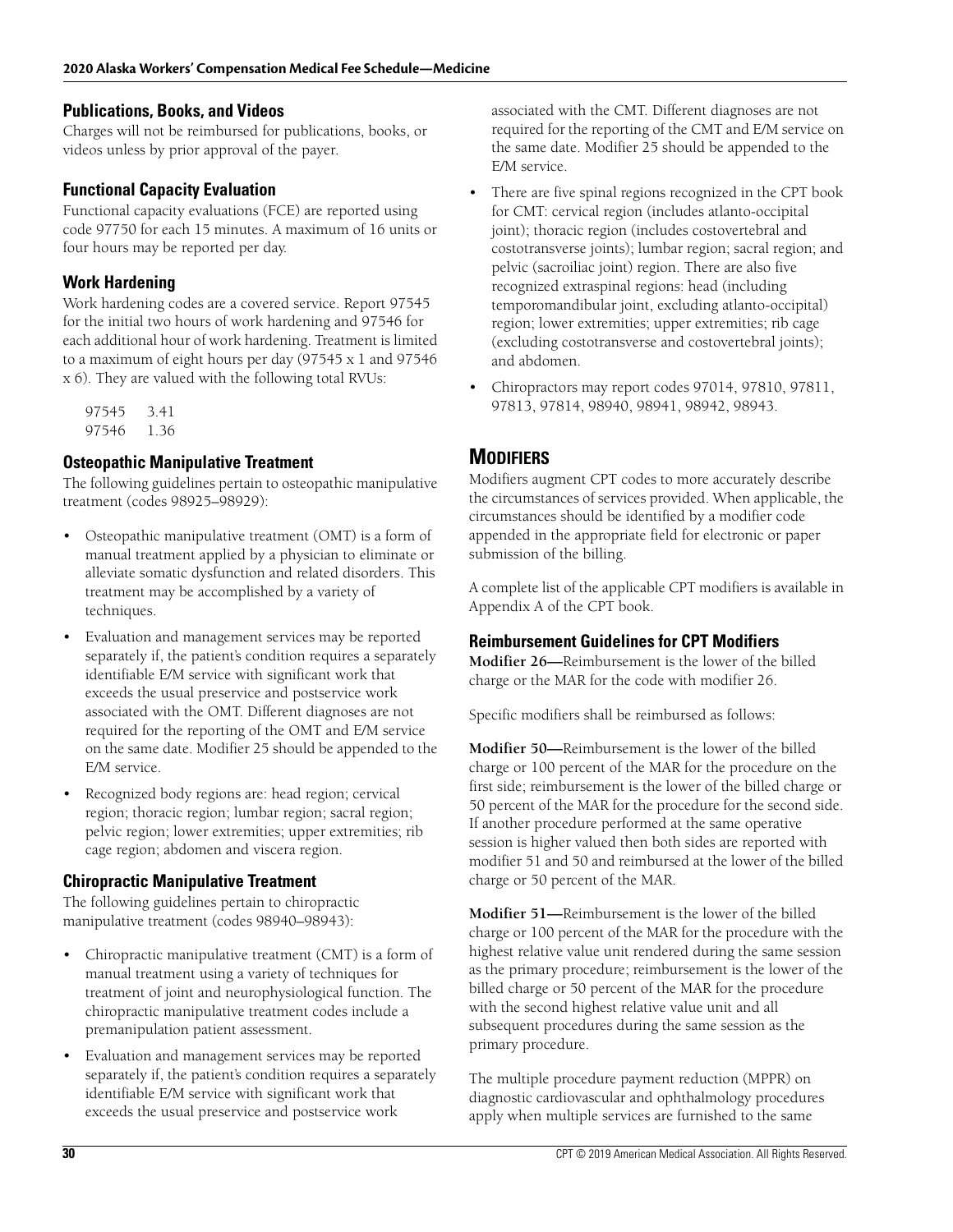### Publications, Books, and Videos

Charges will not be reimbursed for publications, books, or videos unless by prior approval of the payer.

### Functional Capacity Evaluation

Functional capacity evaluations (FCE) are reported using code 97750 for each 15 minutes. A maximum of 16 units or four hours may be reported per day.

### Work Hardening

Work hardening codes are a covered service. Report 97545 for the initial two hours of work hardening and 97546 for each additional hour of work hardening. Treatment is limited to a maximum of eight hours per day (97545 x 1 and 97546 x 6). They are valued with the following total RVUs:

| | |
|---|---|
| 97545 | 3.41 |
| 97546 | 1.36 |

### Osteopathic Manipulative Treatment

The following guidelines pertain to osteopathic manipulative treatment (codes 98925–98929):

- Osteopathic manipulative treatment (OMT) is a form of manual treatment applied by a physician to eliminate or alleviate somatic dysfunction and related disorders. This treatment may be accomplished by a variety of techniques.
- Evaluation and management services may be reported separately if, the patient's condition requires a separately identifiable E/M service with significant work that exceeds the usual preservice and postservice work associated with the OMT. Different diagnoses are not required for the reporting of the OMT and E/M service on the same date. Modifier 25 should be appended to the E/M service.
- Recognized body regions are: head region; cervical region; thoracic region; lumbar region; sacral region; pelvic region; lower extremities; upper extremities; rib cage region; abdomen and viscera region.

### Chiropractic Manipulative Treatment

The following guidelines pertain to chiropractic manipulative treatment (codes 98940–98943):

- Chiropractic manipulative treatment (CMT) is a form of manual treatment using a variety of techniques for treatment of joint and neurophysiological function. The chiropractic manipulative treatment codes include a premanipulation patient assessment.
- Evaluation and management services may be reported separately if, the patient's condition requires a separately identifiable E/M service with significant work that exceeds the usual preservice and postservice work associated with the CMT. Different diagnoses are not required for the reporting of the CMT and E/M service on the same date. Modifier 25 should be appended to the E/M service.
- There are five spinal regions recognized in the CPT book for CMT: cervical region (includes atlanto-occipital joint); thoracic region (includes costovertebral and costotransverse joints); lumbar region; sacral region; and pelvic (sacroiliac joint) region. There are also five recognized extraspinal regions: head (including temporomandibular joint, excluding atlanto-occipital) region; lower extremities; upper extremities; rib cage (excluding costotransverse and costovertebral joints); and abdomen.
- Chiropractors may report codes 97014, 97810, 97811, 97813, 97814, 98940, 98941, 98942, 98943.

## Modifiers

Modifiers augment CPT codes to more accurately describe the circumstances of services provided. When applicable, the circumstances should be identified by a modifier code appended in the appropriate field for electronic or paper submission of the billing.

A complete list of the applicable CPT modifiers is available in Appendix A of the CPT book.

### Reimbursement Guidelines for CPT Modifiers

**Modifier 26—**Reimbursement is the lower of the billed charge or the MAR for the code with modifier 26.

Specific modifiers shall be reimbursed as follows:

**Modifier 50—**Reimbursement is the lower of the billed charge or 100 percent of the MAR for the procedure on the first side; reimbursement is the lower of the billed charge or 50 percent of the MAR for the procedure for the second side. If another procedure performed at the same operative session is higher valued then both sides are reported with modifier 51 and 50 and reimbursed at the lower of the billed charge or 50 percent of the MAR.

**Modifier 51—**Reimbursement is the lower of the billed charge or 100 percent of the MAR for the procedure with the highest relative value unit rendered during the same session as the primary procedure; reimbursement is the lower of the billed charge or 50 percent of the MAR for the procedure with the second highest relative value unit and all subsequent procedures during the same session as the primary procedure.

The multiple procedure payment reduction (MPPR) on diagnostic cardiovascular and ophthalmology procedures apply when multiple services are furnished to the same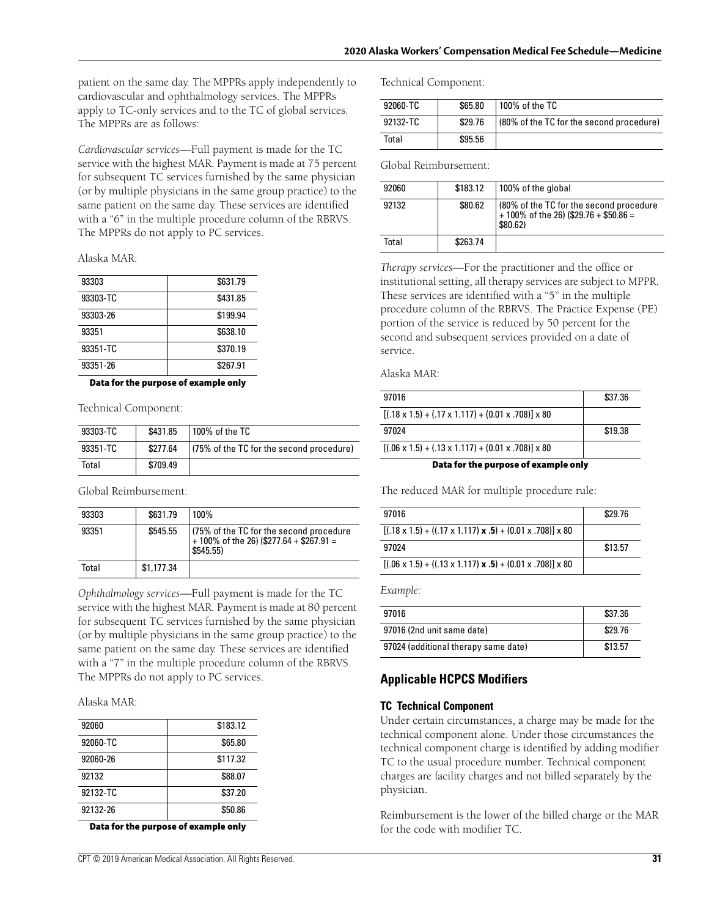patient on the same day. The MPPRs apply independently to cardiovascular and ophthalmology services. The MPPRs apply to TC-only services and to the TC of global services. The MPPRs are as follows:

*Cardiovascular services*—Full payment is made for the TC service with the highest MAR. Payment is made at 75 percent for subsequent TC services furnished by the same physician (or by multiple physicians in the same group practice) to the same patient on the same day. These services are identified with a "6" in the multiple procedure column of the RBRVS. The MPPRs do not apply to PC services.

Alaska MAR:

| | |
|---|---|
| 93303 | $631.79 |
| 93303-TC | $431.85 |
| 93303-26 | $199.94 |
| 93351 | $638.10 |
| 93351-TC | $370.19 |
| 93351-26 | $267.91 |

**Data for the purpose of example only**

Technical Component:

| | | |
|---|---|---|
| 93303-TC | $431.85 | 100% of the TC |
| 93351-TC | $277.64 | (75% of the TC for the second procedure) |
| Total | $709.49 | |

Global Reimbursement:

| | | |
|---|---|---|
| 93303 | $631.79 | 100% |
| 93351 | $545.55 | (75% of the TC for the second procedure + 100% of the 26) ($277.64 + $267.91 = $545.55) |
| Total | $1,177.34 | |

*Ophthalmology services*—Full payment is made for the TC service with the highest MAR. Payment is made at 80 percent for subsequent TC services furnished by the same physician (or by multiple physicians in the same group practice) to the same patient on the same day. These services are identified with a "7" in the multiple procedure column of the RBRVS. The MPPRs do not apply to PC services.

Alaska MAR:

| | |
|---|---|
| 92060 | $183.12 |
| 92060-TC | $65.80 |
| 92060-26 | $117.32 |
| 92132 | $88.07 |
| 92132-TC | $37.20 |
| 92132-26 | $50.86 |

**Data for the purpose of example only**

Technical Component:

| | | |
|---|---|---|
| 92060-TC | $65.80 | 100% of the TC |
| 92132-TC | $29.76 | (80% of the TC for the second procedure) |
| Total | $95.56 | |

Global Reimbursement:

| | | |
|---|---|---|
| 92060 | $183.12 | 100% of the global |
| 92132 | $80.62 | (80% of the TC for the second procedure + 100% of the 26) ($29.76 + $50.86 = $80.62) |
| Total | $263.74 | |

*Therapy services*—For the practitioner and the office or institutional setting, all therapy services are subject to MPPR. These services are identified with a "5" in the multiple procedure column of the RBRVS. The Practice Expense (PE) portion of the service is reduced by 50 percent for the second and subsequent services provided on a date of service.

Alaska MAR:

| | |
|---|---|
| 97016 | $37.36 |
| [(.18 x 1.5) + (.17 x 1.117) + (0.01 x .708)] x 80 | |
| 97024 | $19.38 |
| [(.06 x 1.5) + (.13 x 1.117) + (0.01 x .708)] x 80 | |

**Data for the purpose of example only**

The reduced MAR for multiple procedure rule:

| | |
|---|---|
| 97016 | $29.76 |
| [(.18 x 1.5) + ((.17 x 1.117) **x .5**) + (0.01 x .708)] x 80 | |
| 97024 | $13.57 |
| [(.06 x 1.5) + ((.13 x 1.117) **x .5**) + (0.01 x .708)] x 80 | |

*Example:*

| | |
|---|---|
| 97016 | $37.36 |
| 97016 (2nd unit same date) | $29.76 |
| 97024 (additional therapy same date) | $13.57 |

## Applicable HCPCS Modifiers

### TC Technical Component

Under certain circumstances, a charge may be made for the technical component alone. Under those circumstances the technical component charge is identified by adding modifier TC to the usual procedure number. Technical component charges are facility charges and not billed separately by the physician.

Reimbursement is the lower of the billed charge or the MAR for the code with modifier TC.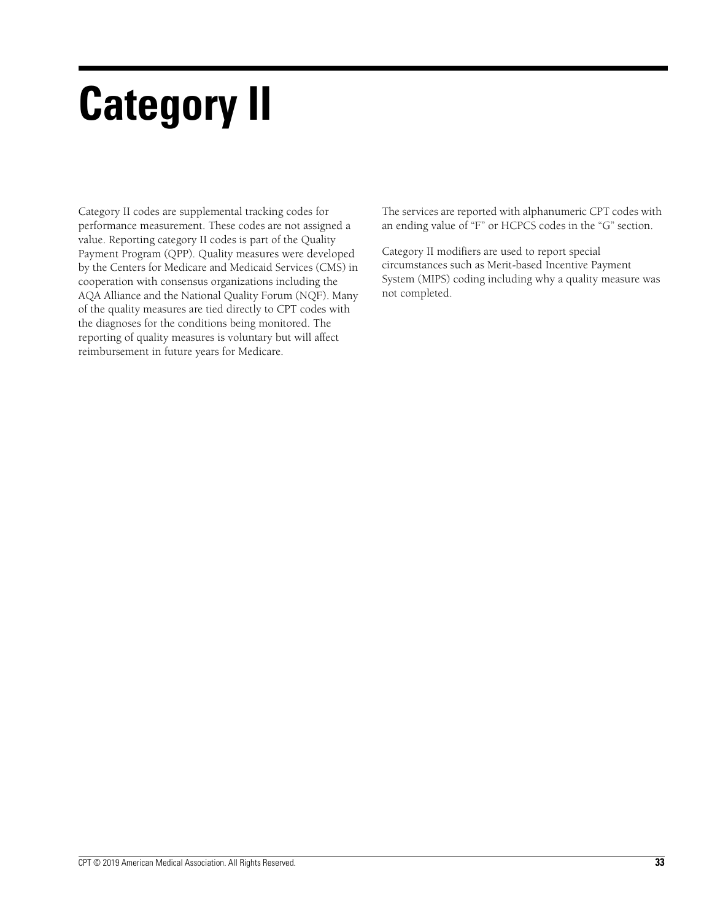# Category II

Category II codes are supplemental tracking codes for performance measurement. These codes are not assigned a value. Reporting category II codes is part of the Quality Payment Program (QPP). Quality measures were developed by the Centers for Medicare and Medicaid Services (CMS) in cooperation with consensus organizations including the AQA Alliance and the National Quality Forum (NQF). Many of the quality measures are tied directly to CPT codes with the diagnoses for the conditions being monitored. The reporting of quality measures is voluntary but will affect reimbursement in future years for Medicare.

The services are reported with alphanumeric CPT codes with an ending value of "F" or HCPCS codes in the "G" section.

Category II modifiers are used to report special circumstances such as Merit-based Incentive Payment System (MIPS) coding including why a quality measure was not completed.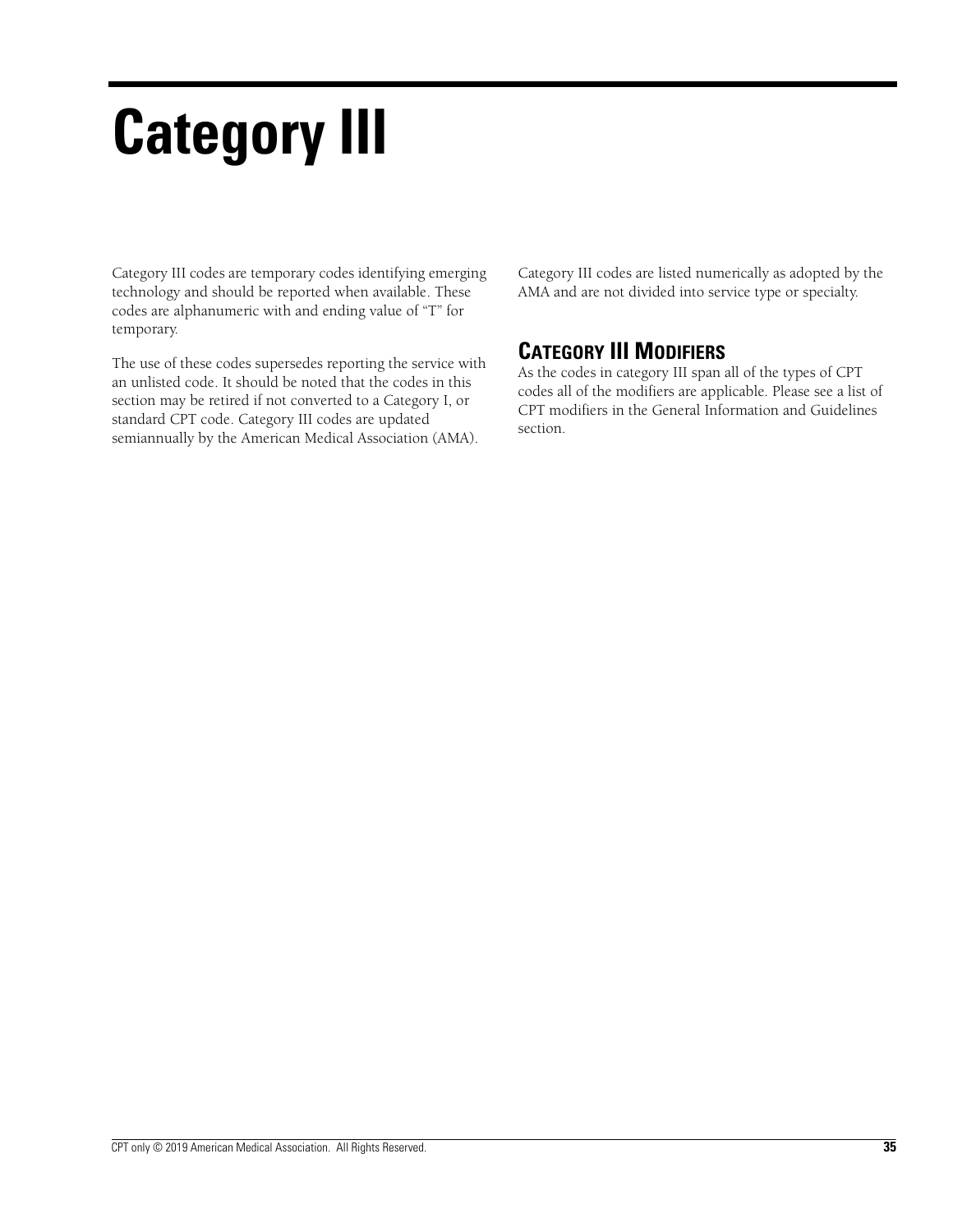# Category III

Category III codes are temporary codes identifying emerging technology and should be reported when available. These codes are alphanumeric with and ending value of “T” for temporary.

The use of these codes supersedes reporting the service with an unlisted code. It should be noted that the codes in this section may be retired if not converted to a Category I, or standard CPT code. Category III codes are updated semiannually by the American Medical Association (AMA).

Category III codes are listed numerically as adopted by the AMA and are not divided into service type or specialty.

## Category III Modifiers

As the codes in category III span all of the types of CPT codes all of the modifiers are applicable. Please see a list of CPT modifiers in the General Information and Guidelines section.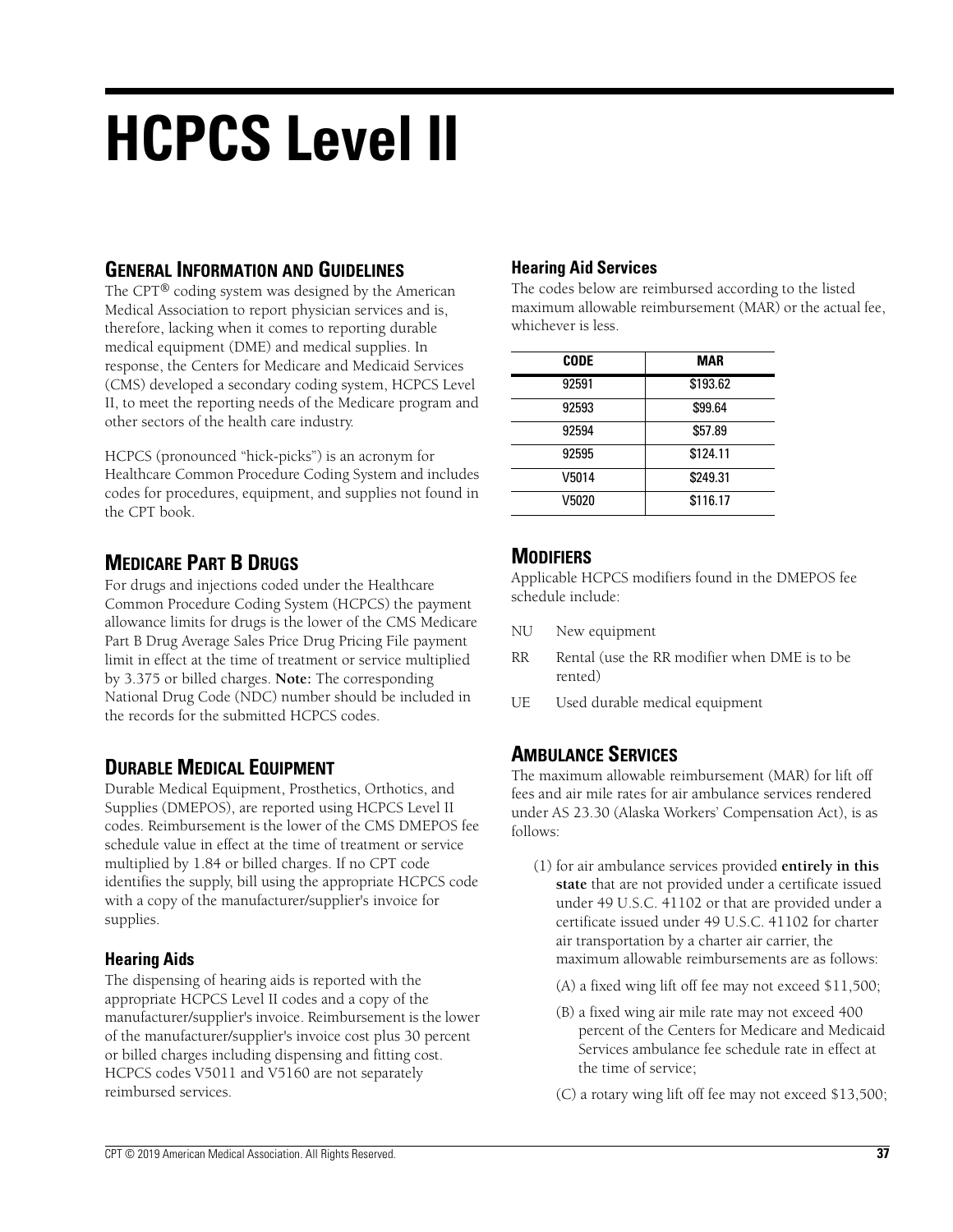# HCPCS Level II

## General Information and Guidelines

The CPT® coding system was designed by the American Medical Association to report physician services and is, therefore, lacking when it comes to reporting durable medical equipment (DME) and medical supplies. In response, the Centers for Medicare and Medicaid Services (CMS) developed a secondary coding system, HCPCS Level II, to meet the reporting needs of the Medicare program and other sectors of the health care industry.

HCPCS (pronounced "hick-picks") is an acronym for Healthcare Common Procedure Coding System and includes codes for procedures, equipment, and supplies not found in the CPT book.

## Medicare Part B Drugs

For drugs and injections coded under the Healthcare Common Procedure Coding System (HCPCS) the payment allowance limits for drugs is the lower of the CMS Medicare Part B Drug Average Sales Price Drug Pricing File payment limit in effect at the time of treatment or service multiplied by 3.375 or billed charges. **Note:** The corresponding National Drug Code (NDC) number should be included in the records for the submitted HCPCS codes.

## Durable Medical Equipment

Durable Medical Equipment, Prosthetics, Orthotics, and Supplies (DMEPOS), are reported using HCPCS Level II codes. Reimbursement is the lower of the CMS DMEPOS fee schedule value in effect at the time of treatment or service multiplied by 1.84 or billed charges. If no CPT code identifies the supply, bill using the appropriate HCPCS code with a copy of the manufacturer/supplier's invoice for supplies.

### Hearing Aids

The dispensing of hearing aids is reported with the appropriate HCPCS Level II codes and a copy of the manufacturer/supplier's invoice. Reimbursement is the lower of the manufacturer/supplier's invoice cost plus 30 percent or billed charges including dispensing and fitting cost. HCPCS codes V5011 and V5160 are not separately reimbursed services.

### Hearing Aid Services

The codes below are reimbursed according to the listed maximum allowable reimbursement (MAR) or the actual fee, whichever is less.

| CODE | MAR |
|---|---|
| 92591 | $193.62 |
| 92593 | $99.64 |
| 92594 | $57.89 |
| 92595 | $124.11 |
| V5014 | $249.31 |
| V5020 | $116.17 |

## Modifiers

Applicable HCPCS modifiers found in the DMEPOS fee schedule include:

- NU New equipment
- RR Rental (use the RR modifier when DME is to be rented)
- UE Used durable medical equipment

## Ambulance Services

The maximum allowable reimbursement (MAR) for lift off fees and air mile rates for air ambulance services rendered under AS 23.30 (Alaska Workers' Compensation Act), is as follows:

(1) for air ambulance services provided **entirely in this state** that are not provided under a certificate issued under 49 U.S.C. 41102 or that are provided under a certificate issued under 49 U.S.C. 41102 for charter air transportation by a charter air carrier, the maximum allowable reimbursements are as follows:

(A) a fixed wing lift off fee may not exceed $11,500;

(B) a fixed wing air mile rate may not exceed 400 percent of the Centers for Medicare and Medicaid Services ambulance fee schedule rate in effect at the time of service;

(C) a rotary wing lift off fee may not exceed $13,500;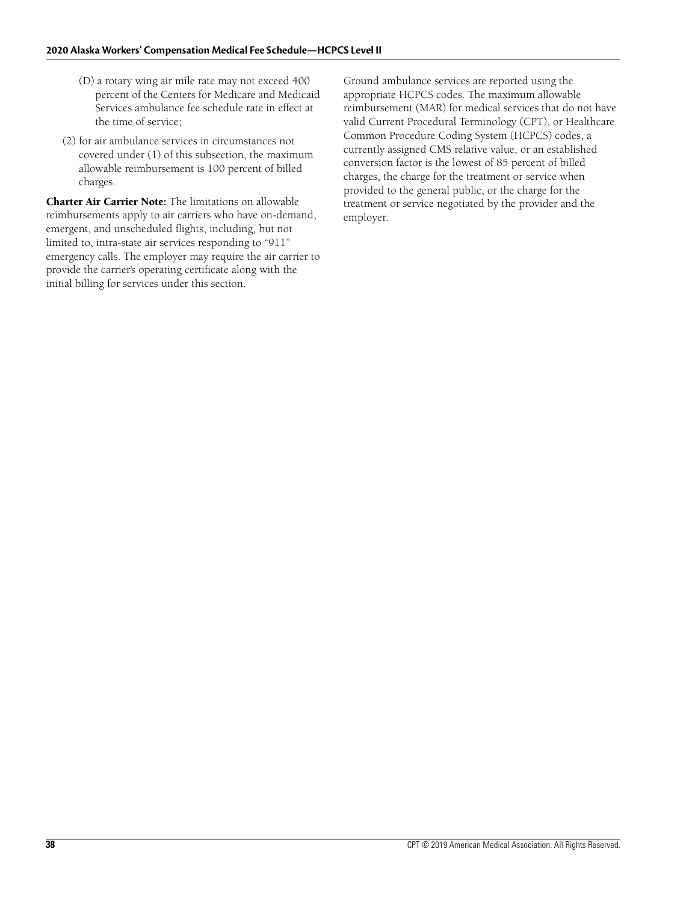(D) a rotary wing air mile rate may not exceed 400 percent of the Centers for Medicare and Medicaid Services ambulance fee schedule rate in effect at the time of service;

(2) for air ambulance services in circumstances not covered under (1) of this subsection, the maximum allowable reimbursement is 100 percent of billed charges.

**Charter Air Carrier Note:** The limitations on allowable reimbursements apply to air carriers who have on-demand, emergent, and unscheduled flights, including, but not limited to, intra-state air services responding to "911" emergency calls. The employer may require the air carrier to provide the carrier's operating certificate along with the initial billing for services under this section.

Ground ambulance services are reported using the appropriate HCPCS codes. The maximum allowable reimbursement (MAR) for medical services that do not have valid Current Procedural Terminology (CPT), or Healthcare Common Procedure Coding System (HCPCS) codes, a currently assigned CMS relative value, or an established conversion factor is the lowest of 85 percent of billed charges, the charge for the treatment or service when provided to the general public, or the charge for the treatment or service negotiated by the provider and the employer.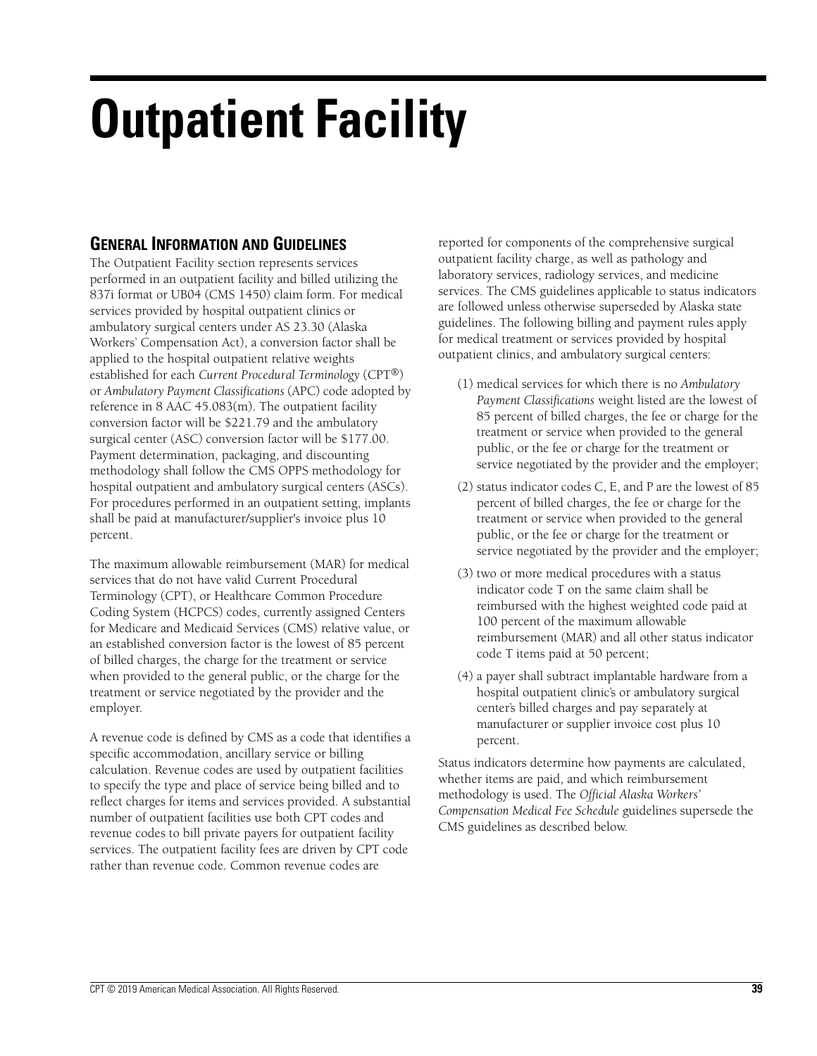# Outpatient Facility

## General Information and Guidelines

The Outpatient Facility section represents services performed in an outpatient facility and billed utilizing the 837i format or UB04 (CMS 1450) claim form. For medical services provided by hospital outpatient clinics or ambulatory surgical centers under AS 23.30 (Alaska Workers' Compensation Act), a conversion factor shall be applied to the hospital outpatient relative weights established for each *Current Procedural Terminology* (CPT®) or *Ambulatory Payment Classifications* (APC) code adopted by reference in 8 AAC 45.083(m). The outpatient facility conversion factor will be $221.79 and the ambulatory surgical center (ASC) conversion factor will be $177.00. Payment determination, packaging, and discounting methodology shall follow the CMS OPPS methodology for hospital outpatient and ambulatory surgical centers (ASCs). For procedures performed in an outpatient setting, implants shall be paid at manufacturer/supplier's invoice plus 10 percent.

The maximum allowable reimbursement (MAR) for medical services that do not have valid Current Procedural Terminology (CPT), or Healthcare Common Procedure Coding System (HCPCS) codes, currently assigned Centers for Medicare and Medicaid Services (CMS) relative value, or an established conversion factor is the lowest of 85 percent of billed charges, the charge for the treatment or service when provided to the general public, or the charge for the treatment or service negotiated by the provider and the employer.

A revenue code is defined by CMS as a code that identifies a specific accommodation, ancillary service or billing calculation. Revenue codes are used by outpatient facilities to specify the type and place of service being billed and to reflect charges for items and services provided. A substantial number of outpatient facilities use both CPT codes and revenue codes to bill private payers for outpatient facility services. The outpatient facility fees are driven by CPT code rather than revenue code. Common revenue codes are reported for components of the comprehensive surgical outpatient facility charge, as well as pathology and laboratory services, radiology services, and medicine services. The CMS guidelines applicable to status indicators are followed unless otherwise superseded by Alaska state guidelines. The following billing and payment rules apply for medical treatment or services provided by hospital outpatient clinics, and ambulatory surgical centers:

(1) medical services for which there is no *Ambulatory Payment Classifications* weight listed are the lowest of 85 percent of billed charges, the fee or charge for the treatment or service when provided to the general public, or the fee or charge for the treatment or service negotiated by the provider and the employer;

(2) status indicator codes C, E, and P are the lowest of 85 percent of billed charges, the fee or charge for the treatment or service when provided to the general public, or the fee or charge for the treatment or service negotiated by the provider and the employer;

(3) two or more medical procedures with a status indicator code T on the same claim shall be reimbursed with the highest weighted code paid at 100 percent of the maximum allowable reimbursement (MAR) and all other status indicator code T items paid at 50 percent;

(4) a payer shall subtract implantable hardware from a hospital outpatient clinic's or ambulatory surgical center's billed charges and pay separately at manufacturer or supplier invoice cost plus 10 percent.

Status indicators determine how payments are calculated, whether items are paid, and which reimbursement methodology is used. The *Official Alaska Workers' Compensation Medical Fee Schedule* guidelines supersede the CMS guidelines as described below.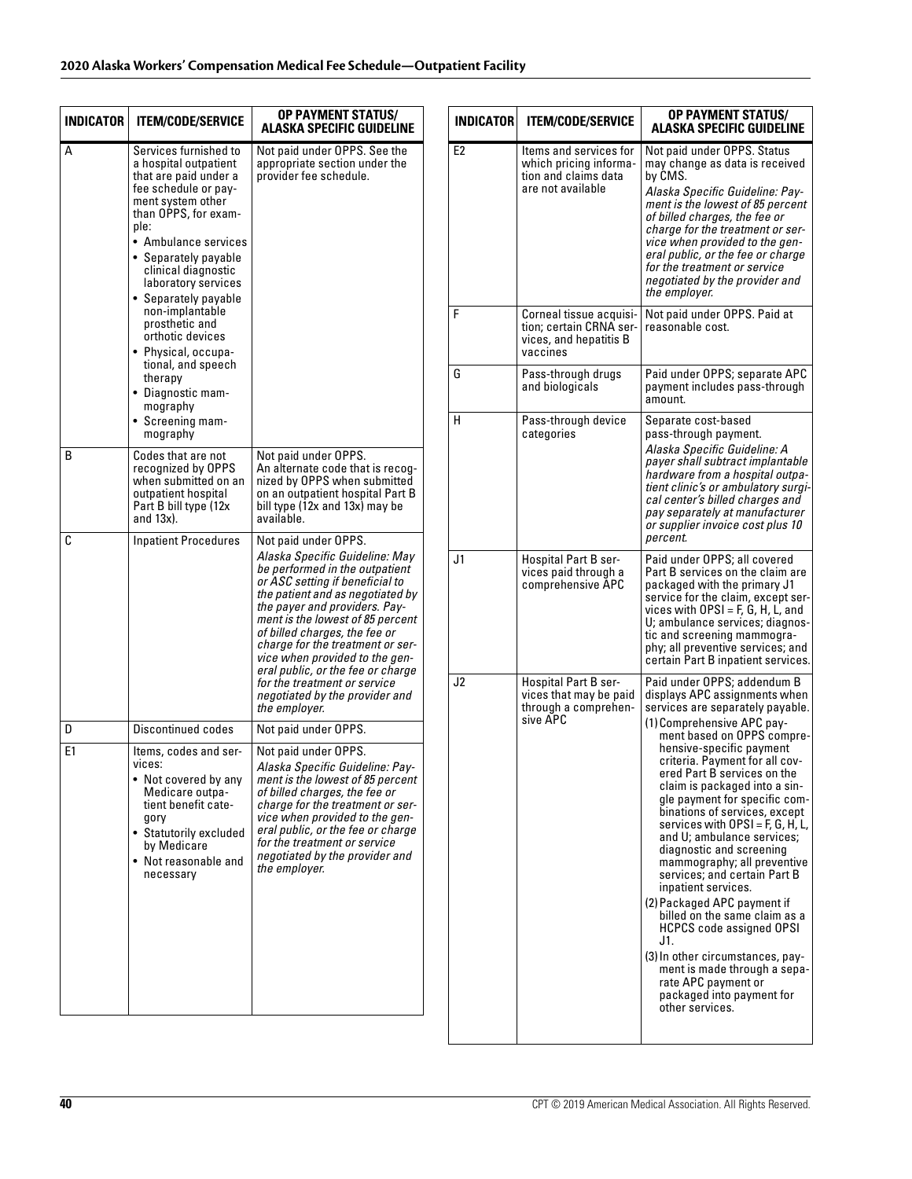| INDICATOR | ITEM/CODE/SERVICE | OP PAYMENT STATUS/ ALASKA SPECIFIC GUIDELINE |
|---|---|---|
| A | Services furnished to a hospital outpatient that are paid under a fee schedule or payment system other than OPPS, for example:<br>• Ambulance services<br>• Separately payable clinical diagnostic laboratory services<br>• Separately payable non-implantable prosthetic and orthotic devices<br>• Physical, occupational, and speech therapy<br>• Diagnostic mammography<br>• Screening mammography | Not paid under OPPS. See the appropriate section under the provider fee schedule. |
| B | Codes that are not recognized by OPPS when submitted on an outpatient hospital Part B bill type (12x and 13x). | Not paid under OPPS.<br>An alternate code that is recognized by OPPS when submitted on an outpatient hospital Part B bill type (12x and 13x) may be available. |
| C | Inpatient Procedures | Not paid under OPPS.<br>*Alaska Specific Guideline: May be performed in the outpatient or ASC setting if beneficial to the patient and as negotiated by the payer and providers. Payment is the lowest of 85 percent of billed charges, the fee or charge for the treatment or service when provided to the general public, or the fee or charge for the treatment or service negotiated by the provider and the employer.* |
| D | Discontinued codes | Not paid under OPPS. |
| E1 | Items, codes and services:<br>• Not covered by any Medicare outpatient benefit category<br>• Statutorily excluded by Medicare<br>• Not reasonable and necessary | Not paid under OPPS.<br>*Alaska Specific Guideline: Payment is the lowest of 85 percent of billed charges, the fee or charge for the treatment or service when provided to the general public, or the fee or charge for the treatment or service negotiated by the provider and the employer.* |
| E2 | Items and services for which pricing information and claims data are not available | Not paid under OPPS. Status may change as data is received by CMS.<br>*Alaska Specific Guideline: Payment is the lowest of 85 percent of billed charges, the fee or charge for the treatment or service when provided to the general public, or the fee or charge for the treatment or service negotiated by the provider and the employer.* |
| F | Corneal tissue acquisition; certain CRNA services, and hepatitis B vaccines | Not paid under OPPS. Paid at reasonable cost. |
| G | Pass-through drugs and biologicals | Paid under OPPS; separate APC payment includes pass-through amount. |
| H | Pass-through device categories | Separate cost-based pass-through payment.<br>*Alaska Specific Guideline: A payer shall subtract implantable hardware from a hospital outpatient clinic's or ambulatory surgical center's billed charges and pay separately at manufacturer or supplier invoice cost plus 10 percent.* |
| J1 | Hospital Part B services paid through a comprehensive APC | Paid under OPPS; all covered Part B services on the claim are packaged with the primary J1 service for the claim, except services with OPSI = F, G, H, L, and U; ambulance services; diagnostic and screening mammography; all preventive services; and certain Part B inpatient services. |
| J2 | Hospital Part B services that may be paid through a comprehensive APC | Paid under OPPS; addendum B displays APC assignments when services are separately payable.<br>(1) Comprehensive APC payment based on OPPS comprehensive-specific payment criteria. Payment for all covered Part B services on the claim is packaged into a single payment for specific combinations of services, except services with OPSI = F, G, H, L, and U; ambulance services; diagnostic and screening mammography; all preventive services; and certain Part B inpatient services.<br>(2) Packaged APC payment if billed on the same claim as a HCPCS code assigned OPSI J1.<br>(3) In other circumstances, payment is made through a separate APC payment or packaged into payment for other services. |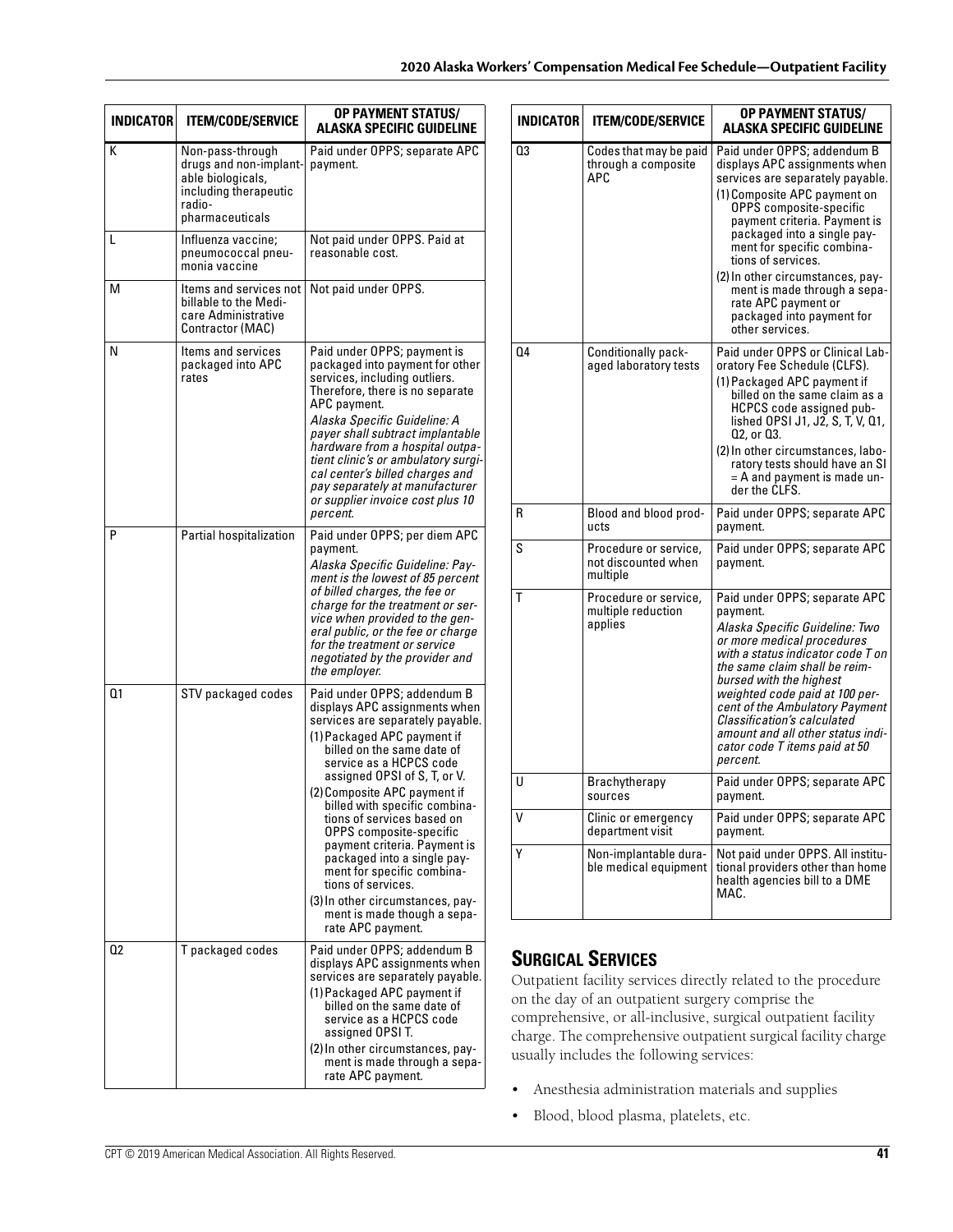| INDICATOR | ITEM/CODE/SERVICE | OP PAYMENT STATUS/ ALASKA SPECIFIC GUIDELINE |
|---|---|---|
| K | Non-pass-through drugs and non-implantable biologicals, including therapeutic radio-pharmaceuticals | Paid under OPPS; separate APC payment. |
| L | Influenza vaccine; pneumococcal pneumonia vaccine | Not paid under OPPS. Paid at reasonable cost. |
| M | Items and services not billable to the Medicare Administrative Contractor (MAC) | Not paid under OPPS. |
| N | Items and services packaged into APC rates | Paid under OPPS; payment is packaged into payment for other services, including outliers. Therefore, there is no separate APC payment. *Alaska Specific Guideline: A payer shall subtract implantable hardware from a hospital outpatient clinic's or ambulatory surgical center's billed charges and pay separately at manufacturer or supplier invoice cost plus 10 percent.* |
| P | Partial hospitalization | Paid under OPPS; per diem APC payment. *Alaska Specific Guideline: Payment is the lowest of 85 percent of billed charges, the fee or charge for the treatment or service when provided to the general public, or the fee or charge for the treatment or service negotiated by the provider and the employer.* |
| Q1 | STV packaged codes | Paid under OPPS; addendum B displays APC assignments when services are separately payable. (1) Packaged APC payment if billed on the same date of service as a HCPCS code assigned OPSI of S, T, or V. (2) Composite APC payment if billed with specific combinations of services based on OPPS composite-specific payment criteria. Payment is packaged into a single payment for specific combinations of services. (3) In other circumstances, payment is made though a separate APC payment. |
| Q2 | T packaged codes | Paid under OPPS; addendum B displays APC assignments when services are separately payable. (1) Packaged APC payment if billed on the same date of service as a HCPCS code assigned OPSI T. (2) In other circumstances, payment is made through a separate APC payment. |
| Q3 | Codes that may be paid through a composite APC | Paid under OPPS; addendum B displays APC assignments when services are separately payable. (1) Composite APC payment on OPPS composite-specific payment criteria. Payment is packaged into a single payment for specific combinations of services. (2) In other circumstances, payment is made through a separate APC payment or packaged into payment for other services. |
| Q4 | Conditionally packaged laboratory tests | Paid under OPPS or Clinical Laboratory Fee Schedule (CLFS). (1) Packaged APC payment if billed on the same claim as a HCPCS code assigned published OPSI J1, J2, S, T, V, Q1, Q2, or Q3. (2) In other circumstances, laboratory tests should have an SI = A and payment is made under the CLFS. |
| R | Blood and blood products | Paid under OPPS; separate APC payment. |
| S | Procedure or service, not discounted when multiple | Paid under OPPS; separate APC payment. |
| T | Procedure or service, multiple reduction applies | Paid under OPPS; separate APC payment. *Alaska Specific Guideline: Two or more medical procedures with a status indicator code T on the same claim shall be reimbursed with the highest weighted code paid at 100 percent of the Ambulatory Payment Classification's calculated amount and all other status indicator code T items paid at 50 percent.* |
| U | Brachytherapy sources | Paid under OPPS; separate APC payment. |
| V | Clinic or emergency department visit | Paid under OPPS; separate APC payment. |
| Y | Non-implantable durable medical equipment | Not paid under OPPS. All institutional providers other than home health agencies bill to a DME MAC. |

## Surgical Services

Outpatient facility services directly related to the procedure on the day of an outpatient surgery comprise the comprehensive, or all-inclusive, surgical outpatient facility charge. The comprehensive outpatient surgical facility charge usually includes the following services:

- Anesthesia administration materials and supplies
- Blood, blood plasma, platelets, etc.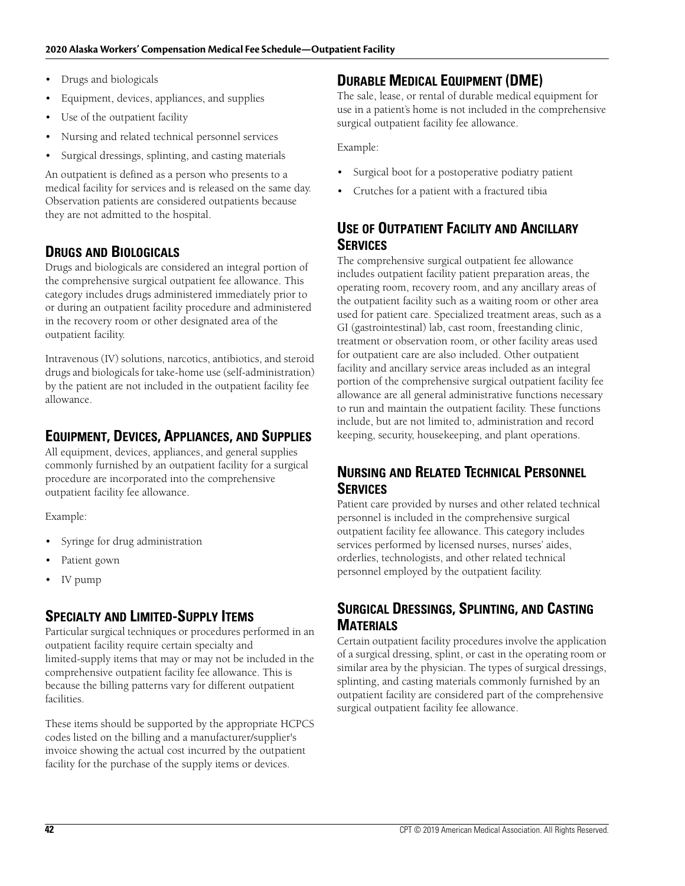- Drugs and biologicals
- Equipment, devices, appliances, and supplies
- Use of the outpatient facility
- Nursing and related technical personnel services
- Surgical dressings, splinting, and casting materials

An outpatient is defined as a person who presents to a medical facility for services and is released on the same day. Observation patients are considered outpatients because they are not admitted to the hospital.

## Drugs and Biologicals

Drugs and biologicals are considered an integral portion of the comprehensive surgical outpatient fee allowance. This category includes drugs administered immediately prior to or during an outpatient facility procedure and administered in the recovery room or other designated area of the outpatient facility.

Intravenous (IV) solutions, narcotics, antibiotics, and steroid drugs and biologicals for take-home use (self-administration) by the patient are not included in the outpatient facility fee allowance.

## Equipment, Devices, Appliances, and Supplies

All equipment, devices, appliances, and general supplies commonly furnished by an outpatient facility for a surgical procedure are incorporated into the comprehensive outpatient facility fee allowance.

Example:

- Syringe for drug administration
- Patient gown
- IV pump

## Specialty and Limited-Supply Items

Particular surgical techniques or procedures performed in an outpatient facility require certain specialty and limited-supply items that may or may not be included in the comprehensive outpatient facility fee allowance. This is because the billing patterns vary for different outpatient facilities.

These items should be supported by the appropriate HCPCS codes listed on the billing and a manufacturer/supplier's invoice showing the actual cost incurred by the outpatient facility for the purchase of the supply items or devices.

## Durable Medical Equipment (DME)

The sale, lease, or rental of durable medical equipment for use in a patient's home is not included in the comprehensive surgical outpatient facility fee allowance.

Example:

- Surgical boot for a postoperative podiatry patient
- Crutches for a patient with a fractured tibia

## Use of Outpatient Facility and Ancillary Services

The comprehensive surgical outpatient fee allowance includes outpatient facility patient preparation areas, the operating room, recovery room, and any ancillary areas of the outpatient facility such as a waiting room or other area used for patient care. Specialized treatment areas, such as a GI (gastrointestinal) lab, cast room, freestanding clinic, treatment or observation room, or other facility areas used for outpatient care are also included. Other outpatient facility and ancillary service areas included as an integral portion of the comprehensive surgical outpatient facility fee allowance are all general administrative functions necessary to run and maintain the outpatient facility. These functions include, but are not limited to, administration and record keeping, security, housekeeping, and plant operations.

## Nursing and Related Technical Personnel Services

Patient care provided by nurses and other related technical personnel is included in the comprehensive surgical outpatient facility fee allowance. This category includes services performed by licensed nurses, nurses' aides, orderlies, technologists, and other related technical personnel employed by the outpatient facility.

## Surgical Dressings, Splinting, and Casting Materials

Certain outpatient facility procedures involve the application of a surgical dressing, splint, or cast in the operating room or similar area by the physician. The types of surgical dressings, splinting, and casting materials commonly furnished by an outpatient facility are considered part of the comprehensive surgical outpatient facility fee allowance.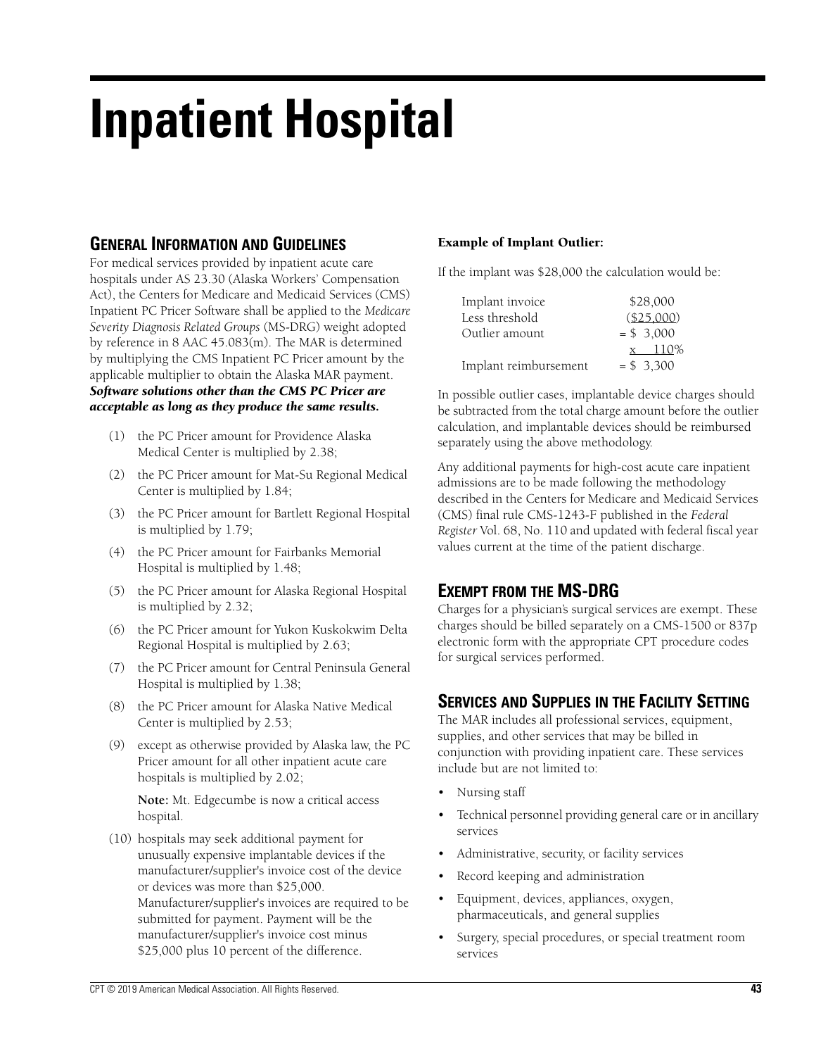# Inpatient Hospital

## General Information and Guidelines

For medical services provided by inpatient acute care hospitals under AS 23.30 (Alaska Workers' Compensation Act), the Centers for Medicare and Medicaid Services (CMS) Inpatient PC Pricer Software shall be applied to the *Medicare Severity Diagnosis Related Groups* (MS-DRG) weight adopted by reference in 8 AAC 45.083(m). The MAR is determined by multiplying the CMS Inpatient PC Pricer amount by the applicable multiplier to obtain the Alaska MAR payment. ***Software solutions other than the CMS PC Pricer are acceptable as long as they produce the same results.***

(1) the PC Pricer amount for Providence Alaska Medical Center is multiplied by 2.38;

(2) the PC Pricer amount for Mat-Su Regional Medical Center is multiplied by 1.84;

(3) the PC Pricer amount for Bartlett Regional Hospital is multiplied by 1.79;

(4) the PC Pricer amount for Fairbanks Memorial Hospital is multiplied by 1.48;

(5) the PC Pricer amount for Alaska Regional Hospital is multiplied by 2.32;

(6) the PC Pricer amount for Yukon Kuskokwim Delta Regional Hospital is multiplied by 2.63;

(7) the PC Pricer amount for Central Peninsula General Hospital is multiplied by 1.38;

(8) the PC Pricer amount for Alaska Native Medical Center is multiplied by 2.53;

(9) except as otherwise provided by Alaska law, the PC Pricer amount for all other inpatient acute care hospitals is multiplied by 2.02;

**Note:** Mt. Edgecumbe is now a critical access hospital.

(10) hospitals may seek additional payment for unusually expensive implantable devices if the manufacturer/supplier's invoice cost of the device or devices was more than $25,000. Manufacturer/supplier's invoices are required to be submitted for payment. Payment will be the manufacturer/supplier's invoice cost minus $25,000 plus 10 percent of the difference.

**Example of Implant Outlier:**

If the implant was $28,000 the calculation would be:

| | |
|---|---|
| Implant invoice | $28,000 |
| Less threshold | ($25,000) |
| Outlier amount | = $ 3,000 |
| | x 110% |
| Implant reimbursement | = $ 3,300 |

In possible outlier cases, implantable device charges should be subtracted from the total charge amount before the outlier calculation, and implantable devices should be reimbursed separately using the above methodology.

Any additional payments for high-cost acute care inpatient admissions are to be made following the methodology described in the Centers for Medicare and Medicaid Services (CMS) final rule CMS-1243-F published in the *Federal Register* Vol. 68, No. 110 and updated with federal fiscal year values current at the time of the patient discharge.

## Exempt from the MS-DRG

Charges for a physician's surgical services are exempt. These charges should be billed separately on a CMS-1500 or 837p electronic form with the appropriate CPT procedure codes for surgical services performed.

## Services and Supplies in the Facility Setting

The MAR includes all professional services, equipment, supplies, and other services that may be billed in conjunction with providing inpatient care. These services include but are not limited to:

- Nursing staff
- Technical personnel providing general care or in ancillary services
- Administrative, security, or facility services
- Record keeping and administration
- Equipment, devices, appliances, oxygen, pharmaceuticals, and general supplies
- Surgery, special procedures, or special treatment room services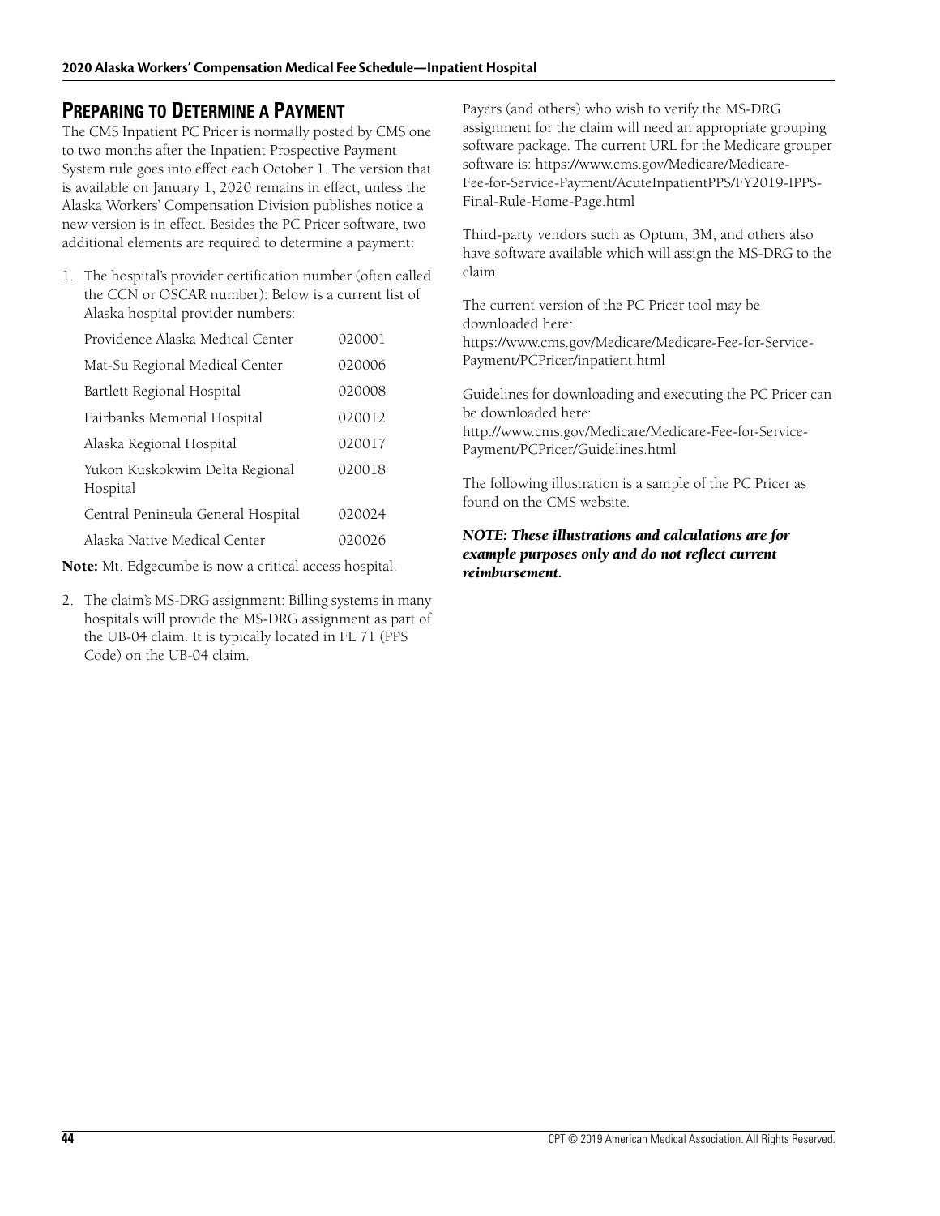## Preparing to Determine a Payment

The CMS Inpatient PC Pricer is normally posted by CMS one to two months after the Inpatient Prospective Payment System rule goes into effect each October 1. The version that is available on January 1, 2020 remains in effect, unless the Alaska Workers' Compensation Division publishes notice a new version is in effect. Besides the PC Pricer software, two additional elements are required to determine a payment:

1. The hospital's provider certification number (often called the CCN or OSCAR number): Below is a current list of Alaska hospital provider numbers:

| Hospital | Provider Number |
| --- | --- |
| Providence Alaska Medical Center | 020001 |
| Mat-Su Regional Medical Center | 020006 |
| Bartlett Regional Hospital | 020008 |
| Fairbanks Memorial Hospital | 020012 |
| Alaska Regional Hospital | 020017 |
| Yukon Kuskokwim Delta Regional Hospital | 020018 |
| Central Peninsula General Hospital | 020024 |
| Alaska Native Medical Center | 020026 |

**Note:** Mt. Edgecumbe is now a critical access hospital.

2. The claim's MS-DRG assignment: Billing systems in many hospitals will provide the MS-DRG assignment as part of the UB-04 claim. It is typically located in FL 71 (PPS Code) on the UB-04 claim.

Payers (and others) who wish to verify the MS-DRG assignment for the claim will need an appropriate grouping software package. The current URL for the Medicare grouper software is: https://www.cms.gov/Medicare/Medicare-Fee-for-Service-Payment/AcuteInpatientPPS/FY2019-IPPS-Final-Rule-Home-Page.html

Third-party vendors such as Optum, 3M, and others also have software available which will assign the MS-DRG to the claim.

The current version of the PC Pricer tool may be downloaded here:
https://www.cms.gov/Medicare/Medicare-Fee-for-Service-Payment/PCPricer/inpatient.html

Guidelines for downloading and executing the PC Pricer can be downloaded here:
http://www.cms.gov/Medicare/Medicare-Fee-for-Service-Payment/PCPricer/Guidelines.html

The following illustration is a sample of the PC Pricer as found on the CMS website.

***NOTE: These illustrations and calculations are for example purposes only and do not reflect current reimbursement.***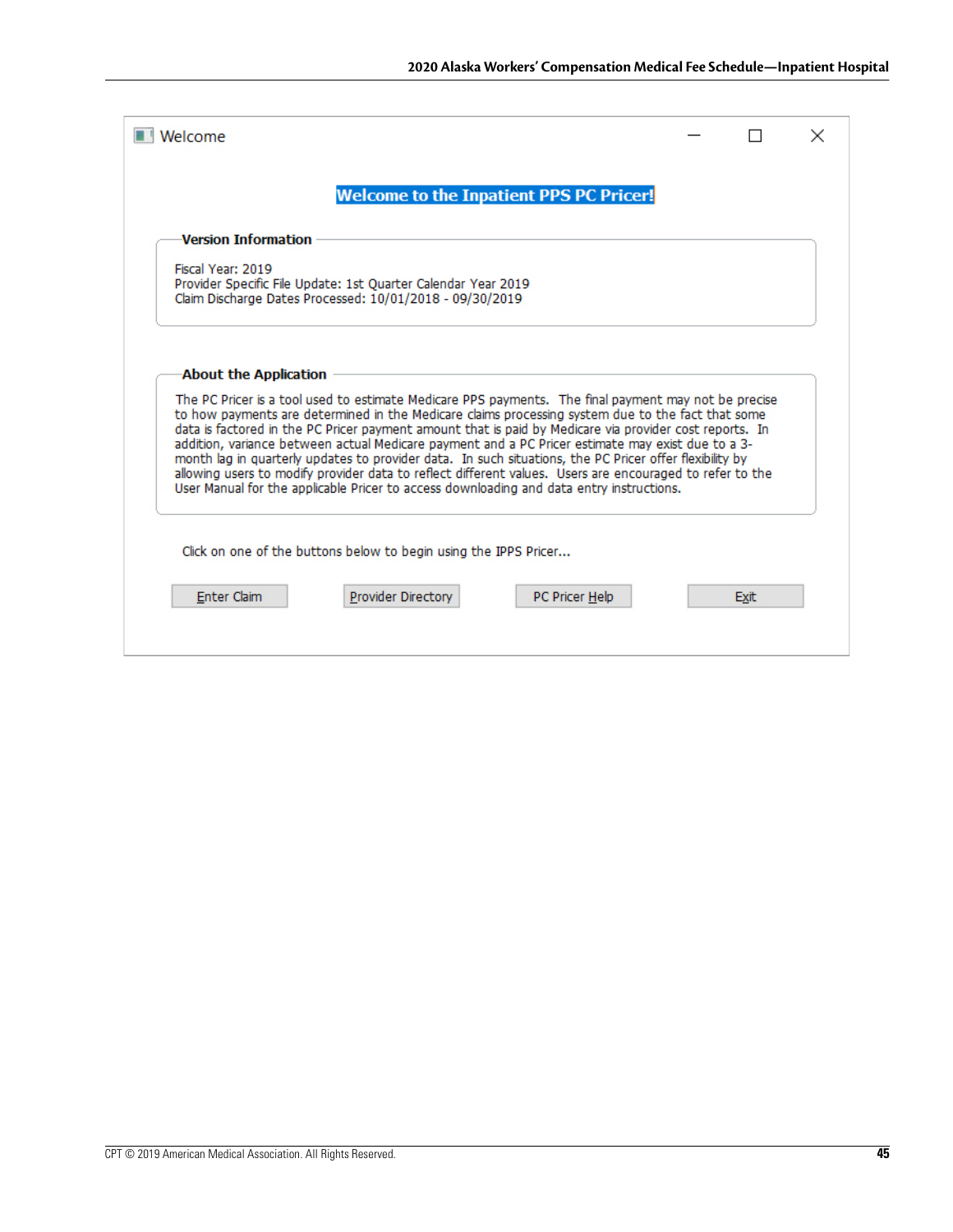Welcome

**Welcome to the Inpatient PPS PC Pricer!**

**Version Information**

Fiscal Year: 2019
Provider Specific File Update: 1st Quarter Calendar Year 2019
Claim Discharge Dates Processed: 10/01/2018 - 09/30/2019

**About the Application**

The PC Pricer is a tool used to estimate Medicare PPS payments. The final payment may not be precise to how payments are determined in the Medicare claims processing system due to the fact that some data is factored in the PC Pricer payment amount that is paid by Medicare via provider cost reports. In addition, variance between actual Medicare payment and a PC Pricer estimate may exist due to a 3-month lag in quarterly updates to provider data. In such situations, the PC Pricer offer flexibility by allowing users to modify provider data to reflect different values. Users are encouraged to refer to the User Manual for the applicable Pricer to access downloading and data entry instructions.

Click on one of the buttons below to begin using the IPPS Pricer...

Enter Claim | Provider Directory | PC Pricer Help | Exit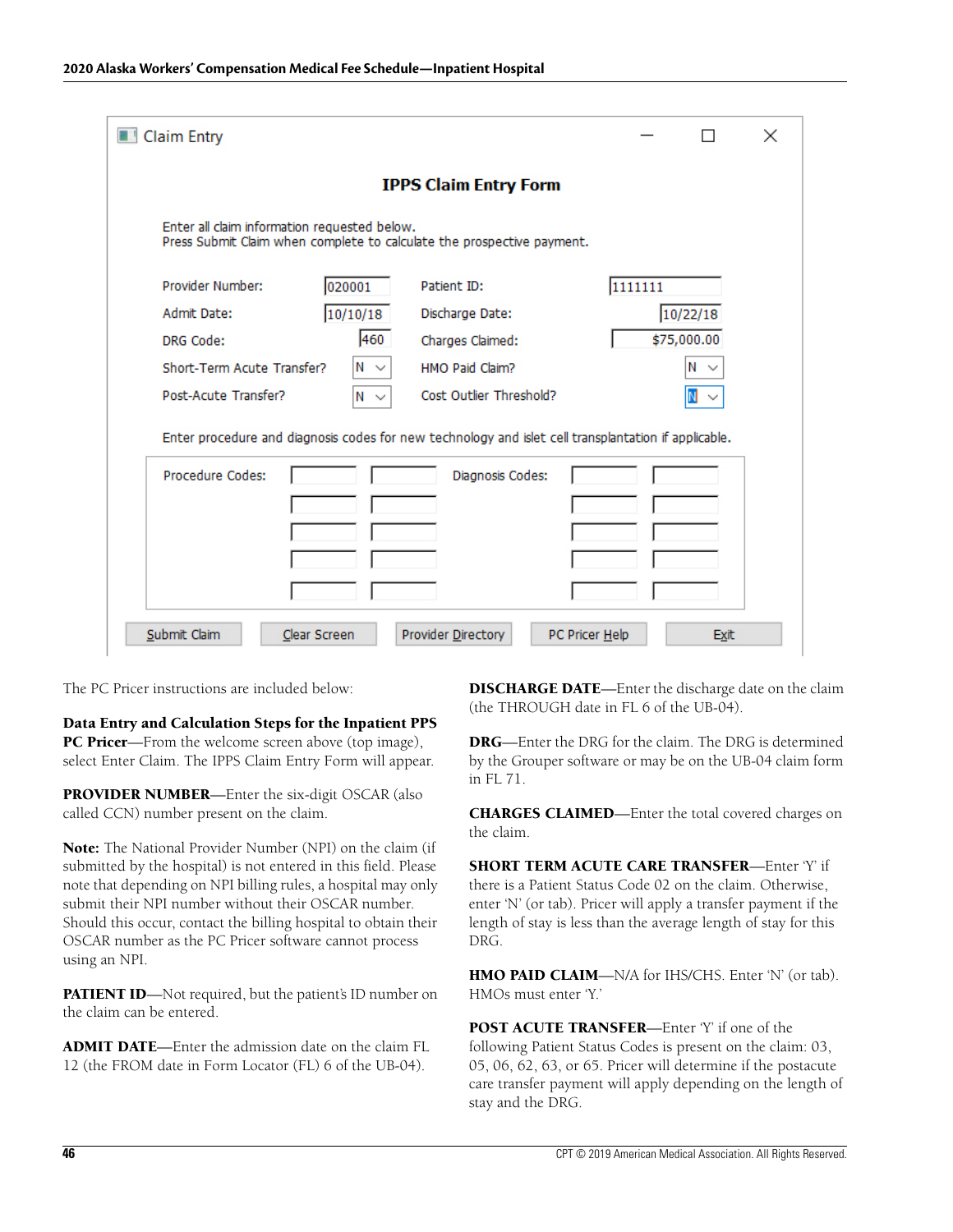Claim Entry

**IPPS Claim Entry Form**

Enter all claim information requested below.
Press Submit Claim when complete to calculate the prospective payment.

| | | | |
|---|---|---|---|
| Provider Number: | 020001 | Patient ID: | 1111111 |
| Admit Date: | 10/10/18 | Discharge Date: | 10/22/18 |
| DRG Code: | 460 | Charges Claimed: | $75,000.00 |
| Short-Term Acute Transfer? | N | HMO Paid Claim? | N |
| Post-Acute Transfer? | N | Cost Outlier Threshold? | N |

Enter procedure and diagnosis codes for new technology and islet cell transplantation if applicable.

Procedure Codes: &nbsp;&nbsp;&nbsp;&nbsp; Diagnosis Codes:

Submit Claim | Clear Screen | Provider Directory | PC Pricer Help | Exit

The PC Pricer instructions are included below:

**Data Entry and Calculation Steps for the Inpatient PPS PC Pricer**—From the welcome screen above (top image), select Enter Claim. The IPPS Claim Entry Form will appear.

**PROVIDER NUMBER**—Enter the six-digit OSCAR (also called CCN) number present on the claim.

**Note:** The National Provider Number (NPI) on the claim (if submitted by the hospital) is not entered in this field. Please note that depending on NPI billing rules, a hospital may only submit their NPI number without their OSCAR number. Should this occur, contact the billing hospital to obtain their OSCAR number as the PC Pricer software cannot process using an NPI.

**PATIENT ID**—Not required, but the patient's ID number on the claim can be entered.

**ADMIT DATE**—Enter the admission date on the claim FL 12 (the FROM date in Form Locator (FL) 6 of the UB-04).

**DISCHARGE DATE**—Enter the discharge date on the claim (the THROUGH date in FL 6 of the UB-04).

**DRG**—Enter the DRG for the claim. The DRG is determined by the Grouper software or may be on the UB-04 claim form in FL 71.

**CHARGES CLAIMED**—Enter the total covered charges on the claim.

**SHORT TERM ACUTE CARE TRANSFER**—Enter 'Y' if there is a Patient Status Code 02 on the claim. Otherwise, enter 'N' (or tab). Pricer will apply a transfer payment if the length of stay is less than the average length of stay for this DRG.

**HMO PAID CLAIM**—N/A for IHS/CHS. Enter 'N' (or tab). HMOs must enter 'Y.'

**POST ACUTE TRANSFER**—Enter 'Y' if one of the following Patient Status Codes is present on the claim: 03, 05, 06, 62, 63, or 65. Pricer will determine if the postacute care transfer payment will apply depending on the length of stay and the DRG.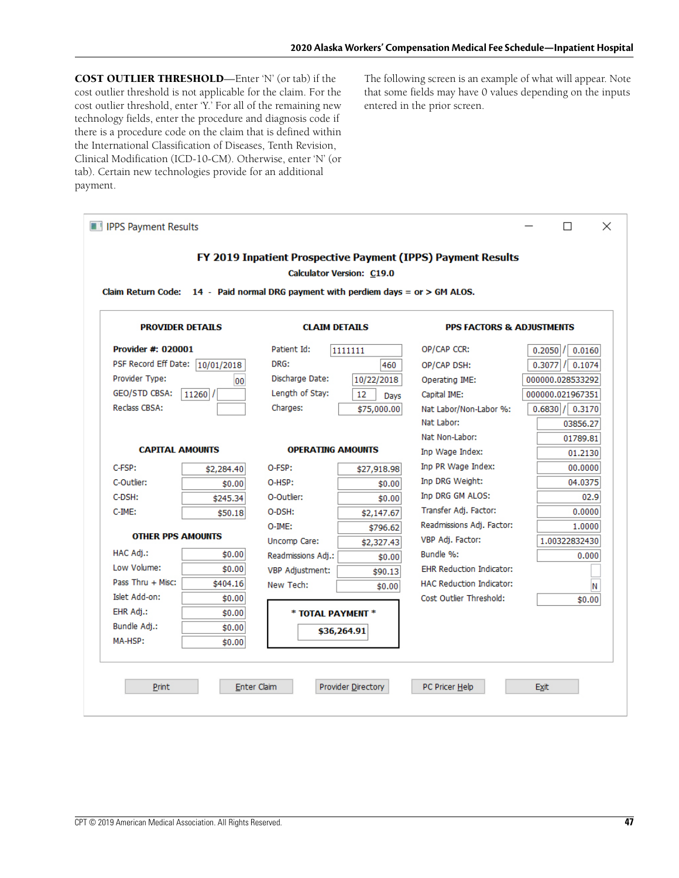**COST OUTLIER THRESHOLD**—Enter 'N' (or tab) if the cost outlier threshold is not applicable for the claim. For the cost outlier threshold, enter 'Y.' For all of the remaining new technology fields, enter the procedure and diagnosis code if there is a procedure code on the claim that is defined within the International Classification of Diseases, Tenth Revision, Clinical Modification (ICD-10-CM). Otherwise, enter 'N' (or tab). Certain new technologies provide for an additional payment.

The following screen is an example of what will appear. Note that some fields may have 0 values depending on the inputs entered in the prior screen.

IPPS Payment Results

**FY 2019 Inpatient Prospective Payment (IPPS) Payment Results**

**Calculator Version: C19.0**

**Claim Return Code: 14 - Paid normal DRG payment with perdiem days = or > GM ALOS.**

**PROVIDER DETAILS**

| | |
|---|---|
| **Provider #: 020001** | |
| PSF Record Eff Date: | 10/01/2018 |
| Provider Type: | 00 |
| GEO/STD CBSA: | 11260 / |
| Reclass CBSA: | |

**CLAIM DETAILS**

| | |
|---|---|
| Patient Id: | 1111111 |
| DRG: | 460 |
| Discharge Date: | 10/22/2018 |
| Length of Stay: | 12 Days |
| Charges: | $75,000.00 |

**PPS FACTORS & ADJUSTMENTS**

| | |
|---|---|
| OP/CAP CCR: | 0.2050 / 0.0160 |
| OP/CAP DSH: | 0.3077 / 0.1074 |
| Operating IME: | 000000.028533292 |
| Capital IME: | 000000.021967351 |
| Nat Labor/Non-Labor %: | 0.6830 / 0.3170 |
| Nat Labor: | 03856.27 |
| Nat Non-Labor: | 01789.81 |
| Inp Wage Index: | 01.2130 |
| Inp PR Wage Index: | 00.0000 |
| Inp DRG Weight: | 04.0375 |
| Inp DRG GM ALOS: | 02.9 |
| Transfer Adj. Factor: | 0.0000 |
| Readmissions Adj. Factor: | 1.0000 |
| VBP Adj. Factor: | 1.00322832430 |
| Bundle %: | 0.000 |
| EHR Reduction Indicator: | |
| HAC Reduction Indicator: | N |
| Cost Outlier Threshold: | $0.00 |

**CAPITAL AMOUNTS**

| | |
|---|---|
| C-FSP: | $2,284.40 |
| C-Outlier: | $0.00 |
| C-DSH: | $245.34 |
| C-IME: | $50.18 |

**OPERATING AMOUNTS**

| | |
|---|---|
| O-FSP: | $27,918.98 |
| O-HSP: | $0.00 |
| O-Outlier: | $0.00 |
| O-DSH: | $2,147.67 |
| O-IME: | $796.62 |
| Uncomp Care: | $2,327.43 |
| Readmissions Adj.: | $0.00 |
| VBP Adjustment: | $90.13 |
| New Tech: | $0.00 |

**OTHER PPS AMOUNTS**

| | |
|---|---|
| HAC Adj.: | $0.00 |
| Low Volume: | $0.00 |
| Pass Thru + Misc: | $404.16 |
| Islet Add-on: | $0.00 |
| EHR Adj.: | $0.00 |
| Bundle Adj.: | $0.00 |
| MA-HSP: | $0.00 |

**\* TOTAL PAYMENT \***

**$36,264.91**

Print | Enter Claim | Provider Directory | PC Pricer Help | Exit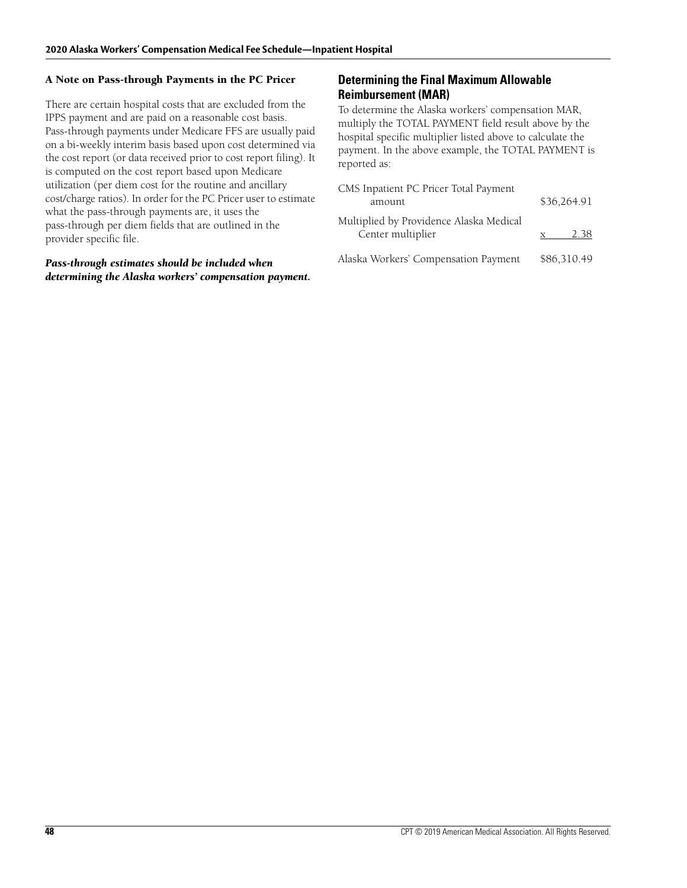### A Note on Pass-through Payments in the PC Pricer

There are certain hospital costs that are excluded from the IPPS payment and are paid on a reasonable cost basis. Pass-through payments under Medicare FFS are usually paid on a bi-weekly interim basis based upon cost determined via the cost report (or data received prior to cost report filing). It is computed on the cost report based upon Medicare utilization (per diem cost for the routine and ancillary cost/charge ratios). In order for the PC Pricer user to estimate what the pass-through payments are, it uses the pass-through per diem fields that are outlined in the provider specific file.

***Pass-through estimates should be included when determining the Alaska workers' compensation payment.***

## Determining the Final Maximum Allowable Reimbursement (MAR)

To determine the Alaska workers' compensation MAR, multiply the TOTAL PAYMENT field result above by the hospital specific multiplier listed above to calculate the payment. In the above example, the TOTAL PAYMENT is reported as:

| | |
|---|---|
| CMS Inpatient PC Pricer Total Payment amount | \$36,264.91 |
| Multiplied by Providence Alaska Medical Center multiplier | x 2.38 |
| Alaska Workers' Compensation Payment | \$86,310.49 |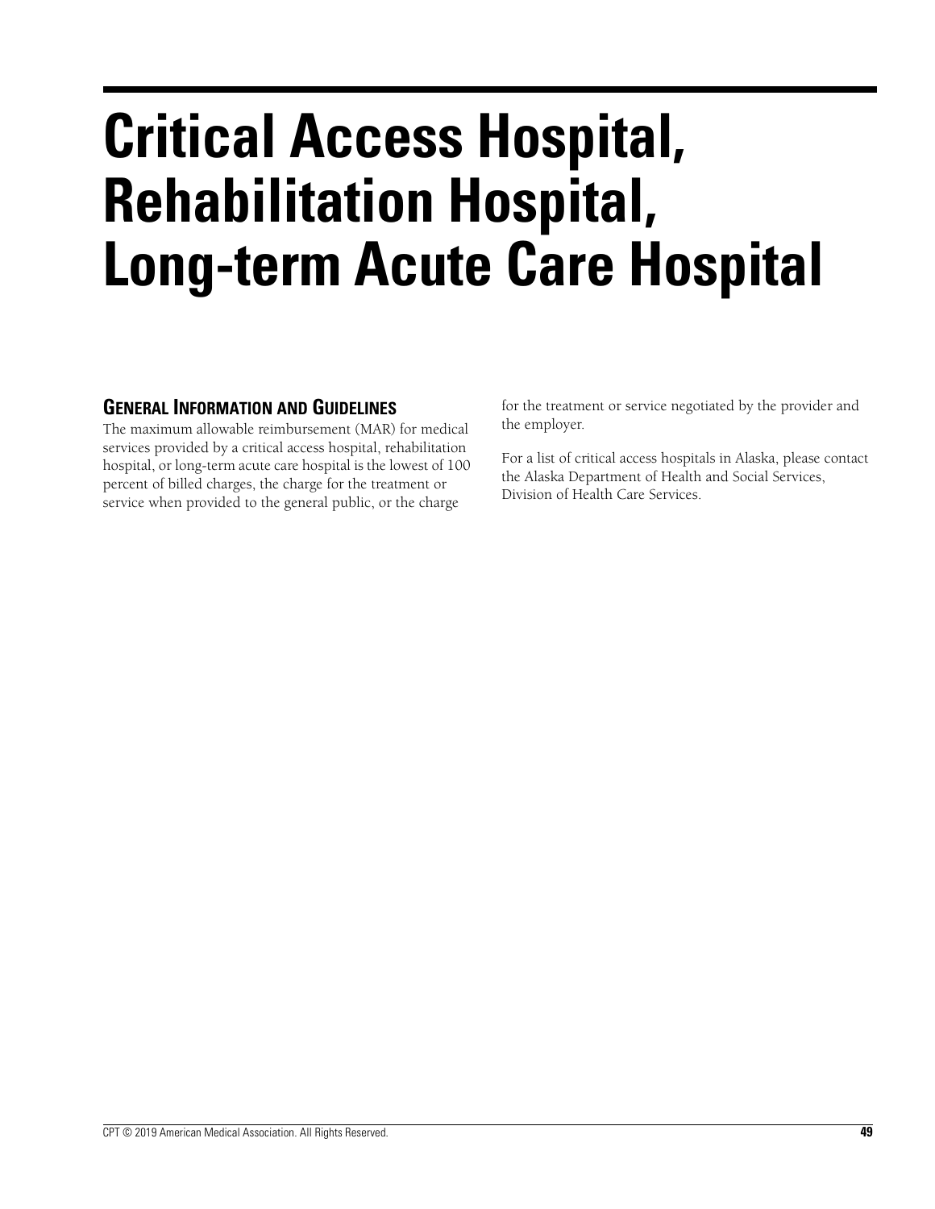# Critical Access Hospital, Rehabilitation Hospital, Long-term Acute Care Hospital

## General Information and Guidelines

The maximum allowable reimbursement (MAR) for medical services provided by a critical access hospital, rehabilitation hospital, or long-term acute care hospital is the lowest of 100 percent of billed charges, the charge for the treatment or service when provided to the general public, or the charge for the treatment or service negotiated by the provider and the employer.

For a list of critical access hospitals in Alaska, please contact the Alaska Department of Health and Social Services, Division of Health Care Services.